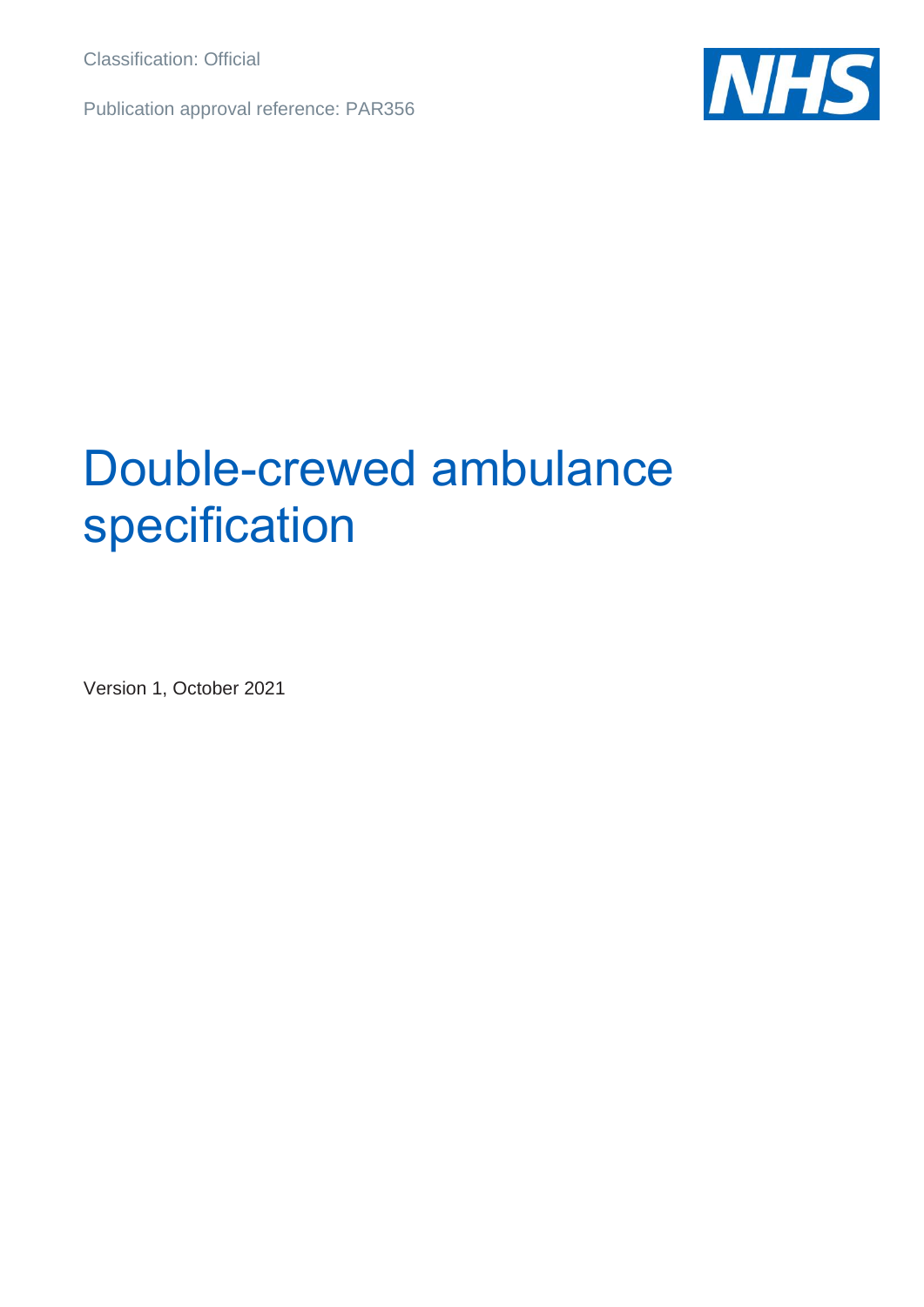Classification: Official

Publication approval reference: PAR356

# Double-crewed ambulance specification

Version 1, October 2021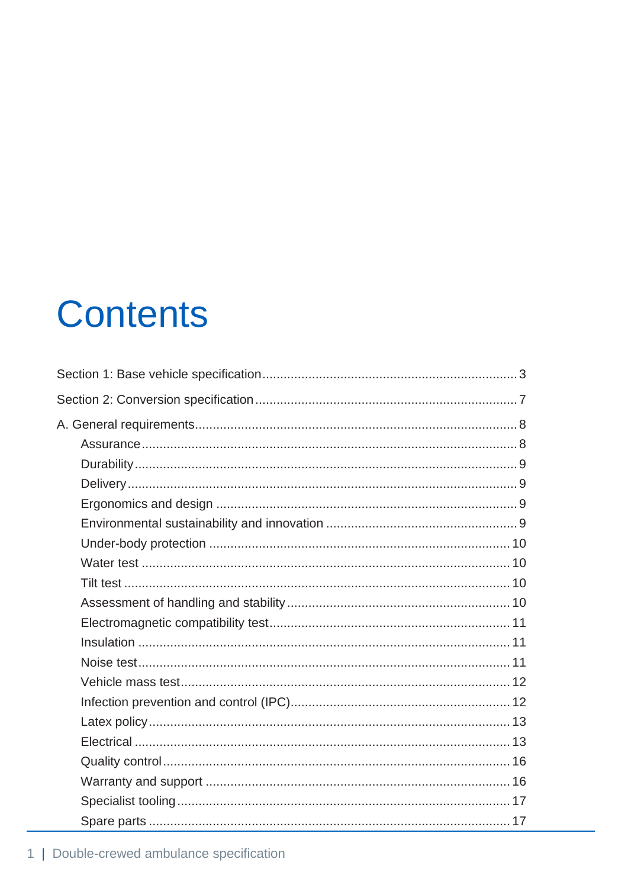# Contents

Section 1: Base vehicle specification ... 3

Section 2: Conversion specification ... 7

A. General requirements ... 8

- Assurance ... 8
- Durability ... 9
- Delivery ... 9
- Ergonomics and design ... 9
- Environmental sustainability and innovation ... 9
- Under-body protection ... 10
- Water test ... 10
- Tilt test ... 10
- Assessment of handling and stability ... 10
- Electromagnetic compatibility test ... 11
- Insulation ... 11
- Noise test ... 11
- Vehicle mass test ... 12
- Infection prevention and control (IPC) ... 12
- Latex policy ... 13
- Electrical ... 13
- Quality control ... 16
- Warranty and support ... 16
- Specialist tooling ... 17
- Spare parts ... 17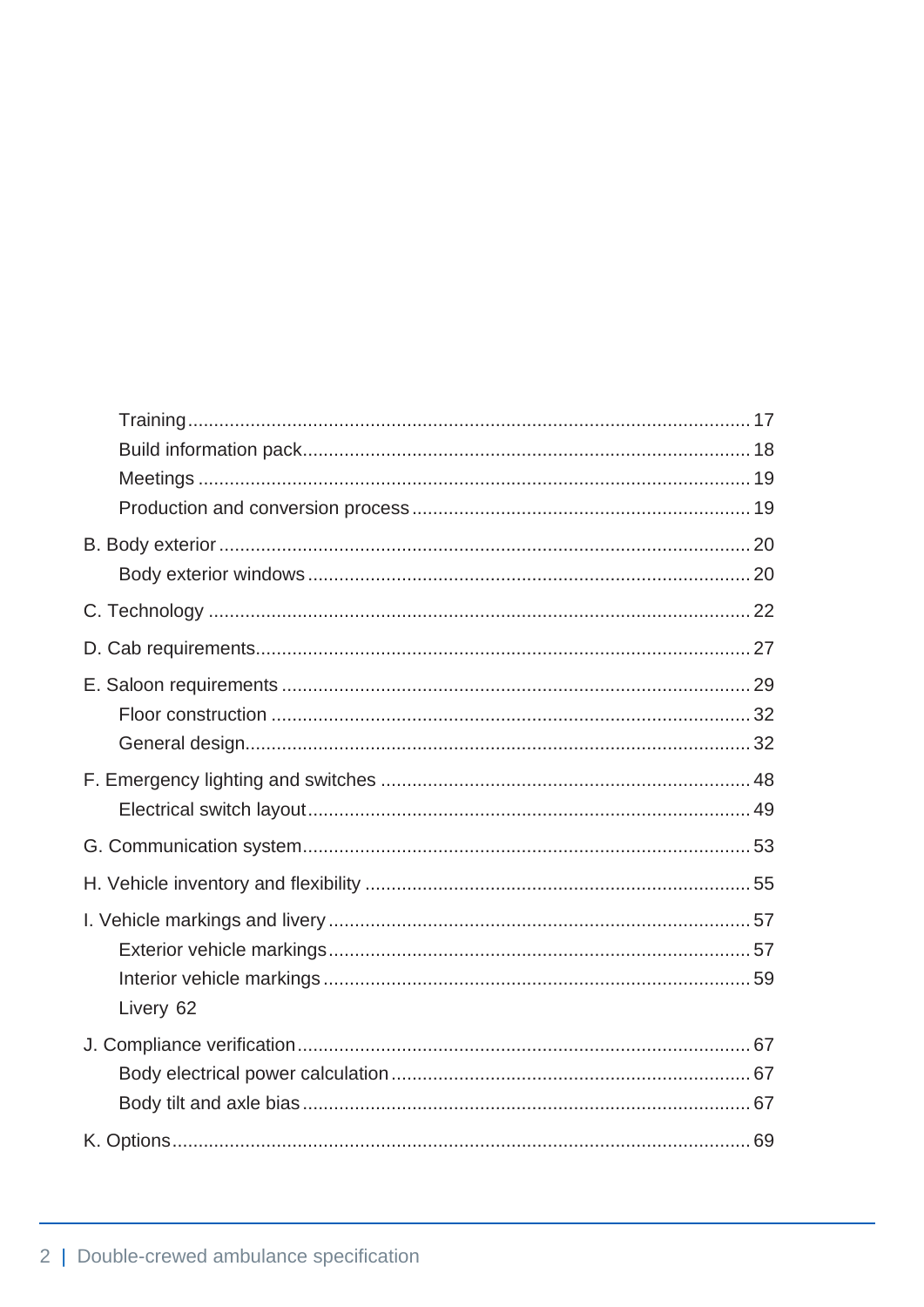Training ... 17
Build information pack ... 18
Meetings ... 19
Production and conversion process ... 19

B. Body exterior ... 20
Body exterior windows ... 20

C. Technology ... 22

D. Cab requirements ... 27

E. Saloon requirements ... 29
Floor construction ... 32
General design ... 32

F. Emergency lighting and switches ... 48
Electrical switch layout ... 49

G. Communication system ... 53

H. Vehicle inventory and flexibility ... 55

I. Vehicle markings and livery ... 57
Exterior vehicle markings ... 57
Interior vehicle markings ... 59
Livery 62

J. Compliance verification ... 67
Body electrical power calculation ... 67
Body tilt and axle bias ... 67

K. Options ... 69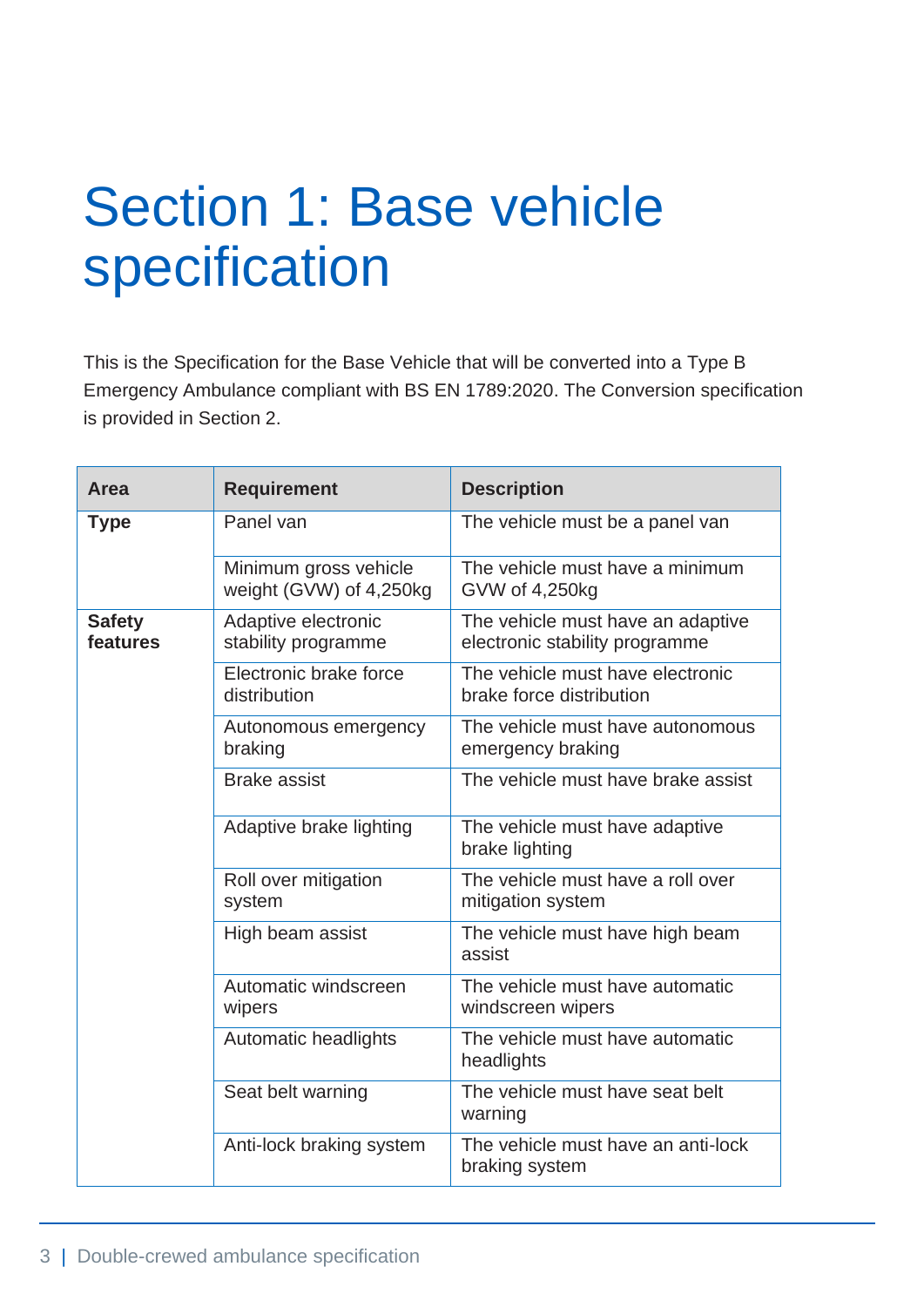# Section 1: Base vehicle specification

This is the Specification for the Base Vehicle that will be converted into a Type B Emergency Ambulance compliant with BS EN 1789:2020. The Conversion specification is provided in Section 2.

| Area | Requirement | Description |
|---|---|---|
| **Type** | Panel van | The vehicle must be a panel van |
| | Minimum gross vehicle weight (GVW) of 4,250kg | The vehicle must have a minimum GVW of 4,250kg |
| **Safety features** | Adaptive electronic stability programme | The vehicle must have an adaptive electronic stability programme |
| | Electronic brake force distribution | The vehicle must have electronic brake force distribution |
| | Autonomous emergency braking | The vehicle must have autonomous emergency braking |
| | Brake assist | The vehicle must have brake assist |
| | Adaptive brake lighting | The vehicle must have adaptive brake lighting |
| | Roll over mitigation system | The vehicle must have a roll over mitigation system |
| | High beam assist | The vehicle must have high beam assist |
| | Automatic windscreen wipers | The vehicle must have automatic windscreen wipers |
| | Automatic headlights | The vehicle must have automatic headlights |
| | Seat belt warning | The vehicle must have seat belt warning |
| | Anti-lock braking system | The vehicle must have an anti-lock braking system |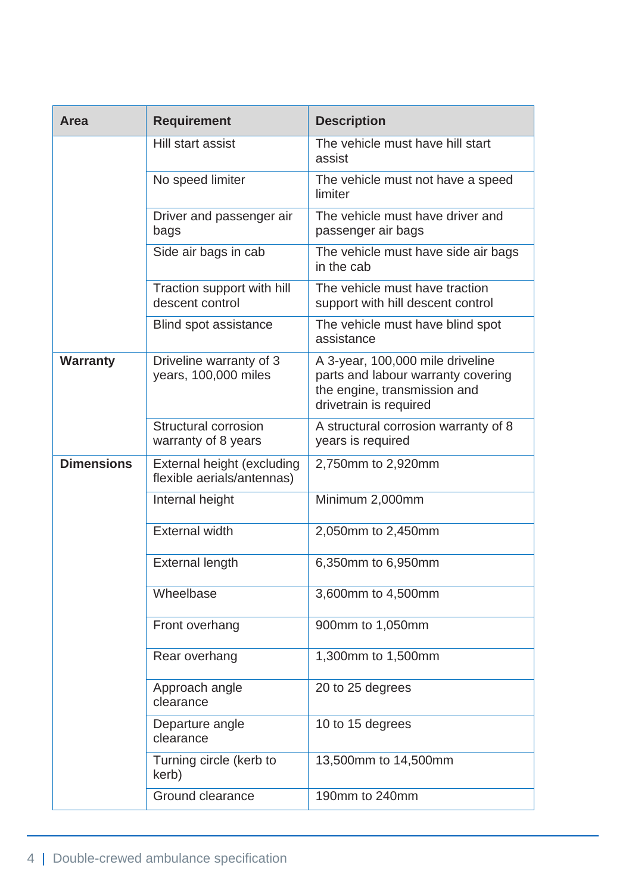| Area | Requirement | Description |
|---|---|---|
| | Hill start assist | The vehicle must have hill start assist |
| | No speed limiter | The vehicle must not have a speed limiter |
| | Driver and passenger air bags | The vehicle must have driver and passenger air bags |
| | Side air bags in cab | The vehicle must have side air bags in the cab |
| | Traction support with hill descent control | The vehicle must have traction support with hill descent control |
| | Blind spot assistance | The vehicle must have blind spot assistance |
| **Warranty** | Driveline warranty of 3 years, 100,000 miles | A 3-year, 100,000 mile driveline parts and labour warranty covering the engine, transmission and drivetrain is required |
| | Structural corrosion warranty of 8 years | A structural corrosion warranty of 8 years is required |
| **Dimensions** | External height (excluding flexible aerials/antennas) | 2,750mm to 2,920mm |
| | Internal height | Minimum 2,000mm |
| | External width | 2,050mm to 2,450mm |
| | External length | 6,350mm to 6,950mm |
| | Wheelbase | 3,600mm to 4,500mm |
| | Front overhang | 900mm to 1,050mm |
| | Rear overhang | 1,300mm to 1,500mm |
| | Approach angle clearance | 20 to 25 degrees |
| | Departure angle clearance | 10 to 15 degrees |
| | Turning circle (kerb to kerb) | 13,500mm to 14,500mm |
| | Ground clearance | 190mm to 240mm |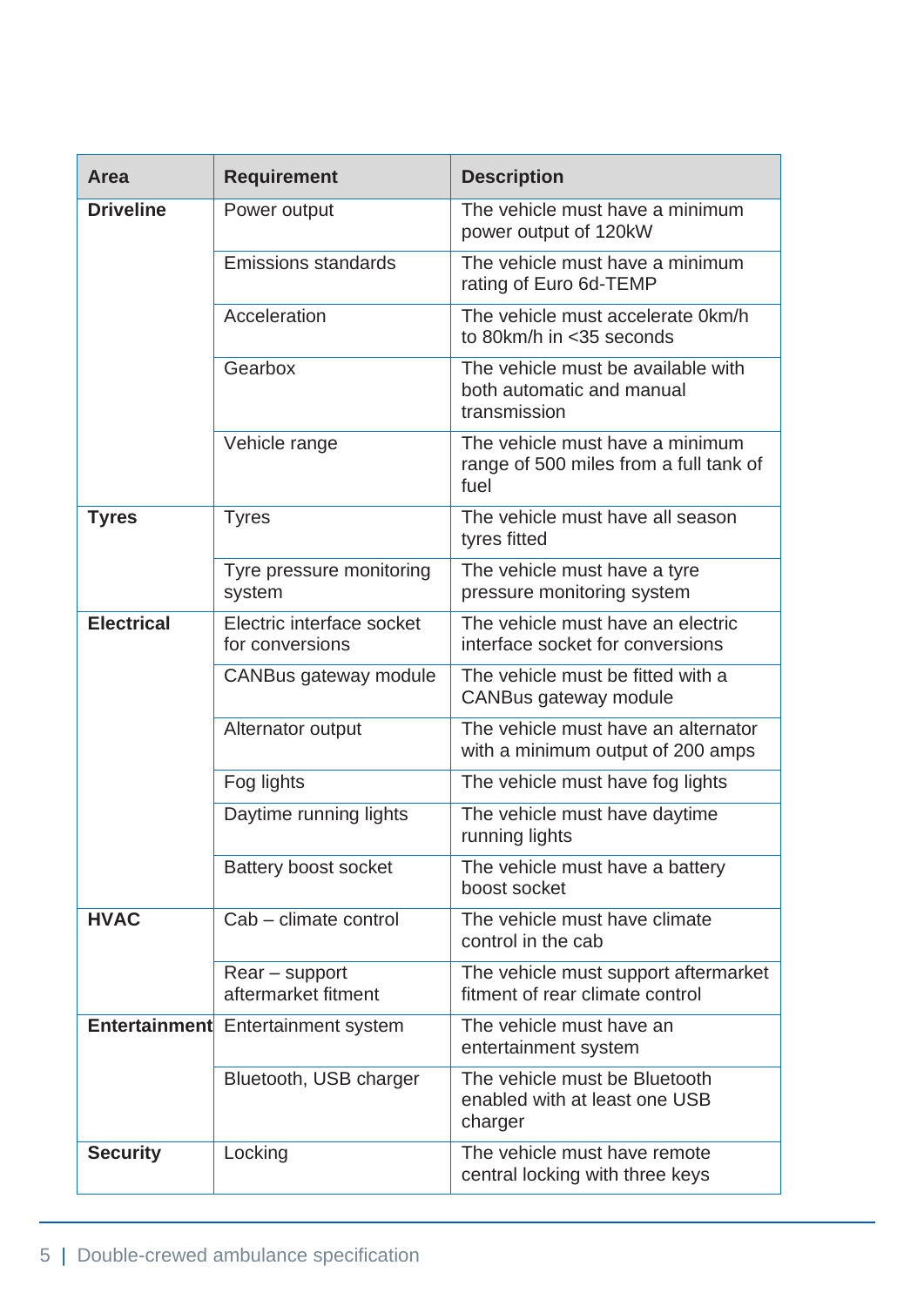| Area | Requirement | Description |
|---|---|---|
| **Driveline** | Power output | The vehicle must have a minimum power output of 120kW |
| | Emissions standards | The vehicle must have a minimum rating of Euro 6d-TEMP |
| | Acceleration | The vehicle must accelerate 0km/h to 80km/h in <35 seconds |
| | Gearbox | The vehicle must be available with both automatic and manual transmission |
| | Vehicle range | The vehicle must have a minimum range of 500 miles from a full tank of fuel |
| **Tyres** | Tyres | The vehicle must have all season tyres fitted |
| | Tyre pressure monitoring system | The vehicle must have a tyre pressure monitoring system |
| **Electrical** | Electric interface socket for conversions | The vehicle must have an electric interface socket for conversions |
| | CANBus gateway module | The vehicle must be fitted with a CANBus gateway module |
| | Alternator output | The vehicle must have an alternator with a minimum output of 200 amps |
| | Fog lights | The vehicle must have fog lights |
| | Daytime running lights | The vehicle must have daytime running lights |
| | Battery boost socket | The vehicle must have a battery boost socket |
| **HVAC** | Cab – climate control | The vehicle must have climate control in the cab |
| | Rear – support aftermarket fitment | The vehicle must support aftermarket fitment of rear climate control |
| **Entertainment** | Entertainment system | The vehicle must have an entertainment system |
| | Bluetooth, USB charger | The vehicle must be Bluetooth enabled with at least one USB charger |
| **Security** | Locking | The vehicle must have remote central locking with three keys |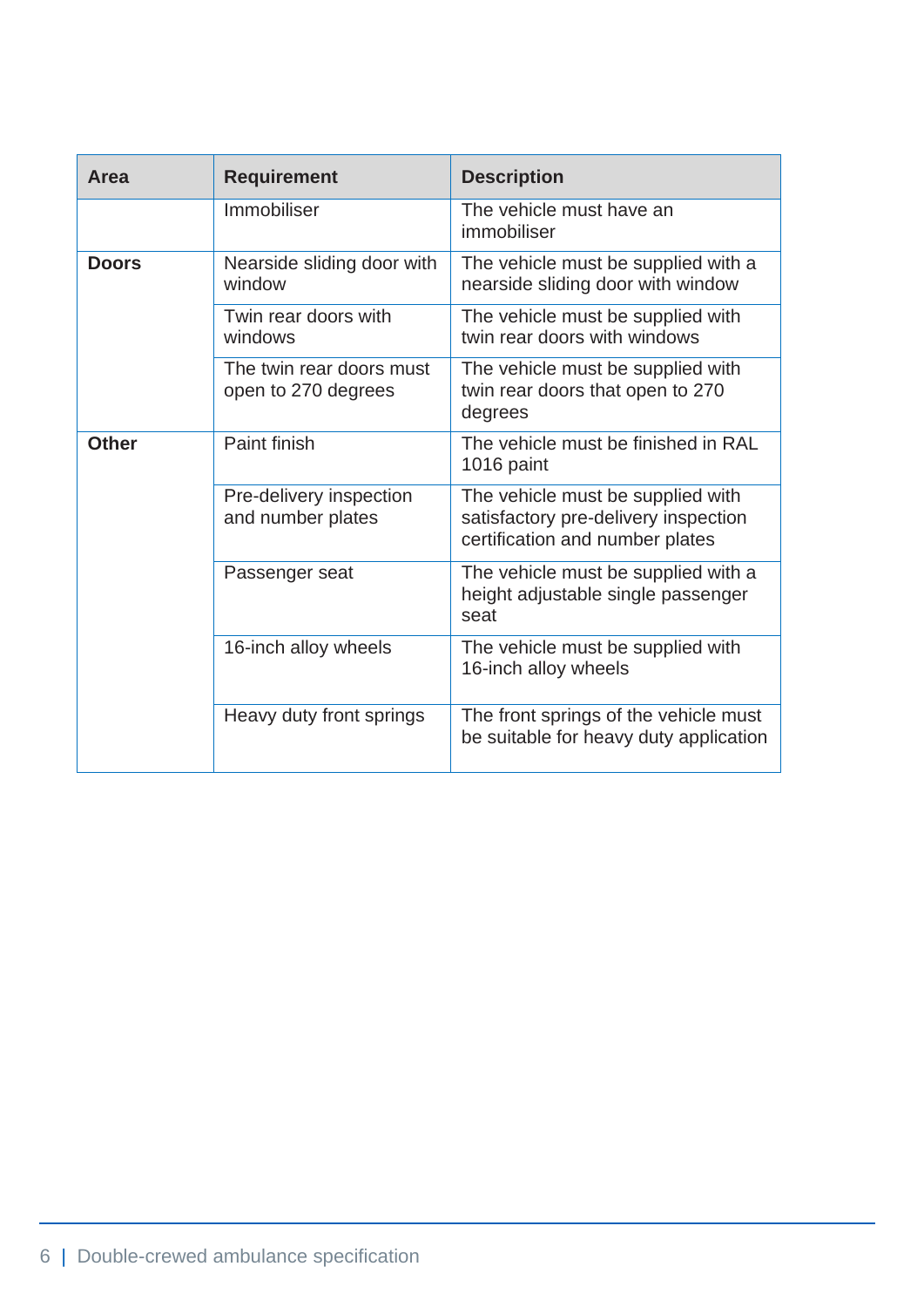| Area | Requirement | Description |
|---|---|---|
| | Immobiliser | The vehicle must have an immobiliser |
| **Doors** | Nearside sliding door with window | The vehicle must be supplied with a nearside sliding door with window |
| | Twin rear doors with windows | The vehicle must be supplied with twin rear doors with windows |
| | The twin rear doors must open to 270 degrees | The vehicle must be supplied with twin rear doors that open to 270 degrees |
| **Other** | Paint finish | The vehicle must be finished in RAL 1016 paint |
| | Pre-delivery inspection and number plates | The vehicle must be supplied with satisfactory pre-delivery inspection certification and number plates |
| | Passenger seat | The vehicle must be supplied with a height adjustable single passenger seat |
| | 16-inch alloy wheels | The vehicle must be supplied with 16-inch alloy wheels |
| | Heavy duty front springs | The front springs of the vehicle must be suitable for heavy duty application |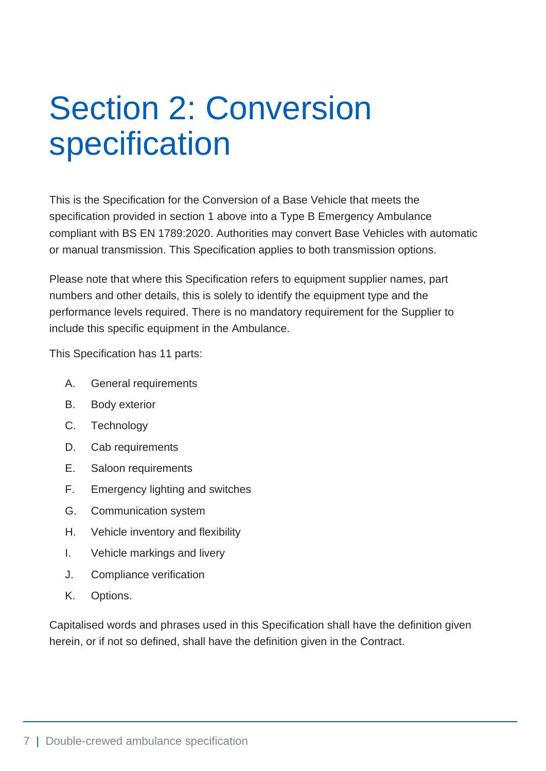# Section 2: Conversion specification

This is the Specification for the Conversion of a Base Vehicle that meets the specification provided in section 1 above into a Type B Emergency Ambulance compliant with BS EN 1789:2020. Authorities may convert Base Vehicles with automatic or manual transmission. This Specification applies to both transmission options.

Please note that where this Specification refers to equipment supplier names, part numbers and other details, this is solely to identify the equipment type and the performance levels required. There is no mandatory requirement for the Supplier to include this specific equipment in the Ambulance.

This Specification has 11 parts:

A. General requirements
B. Body exterior
C. Technology
D. Cab requirements
E. Saloon requirements
F. Emergency lighting and switches
G. Communication system
H. Vehicle inventory and flexibility
I. Vehicle markings and livery
J. Compliance verification
K. Options.

Capitalised words and phrases used in this Specification shall have the definition given herein, or if not so defined, shall have the definition given in the Contract.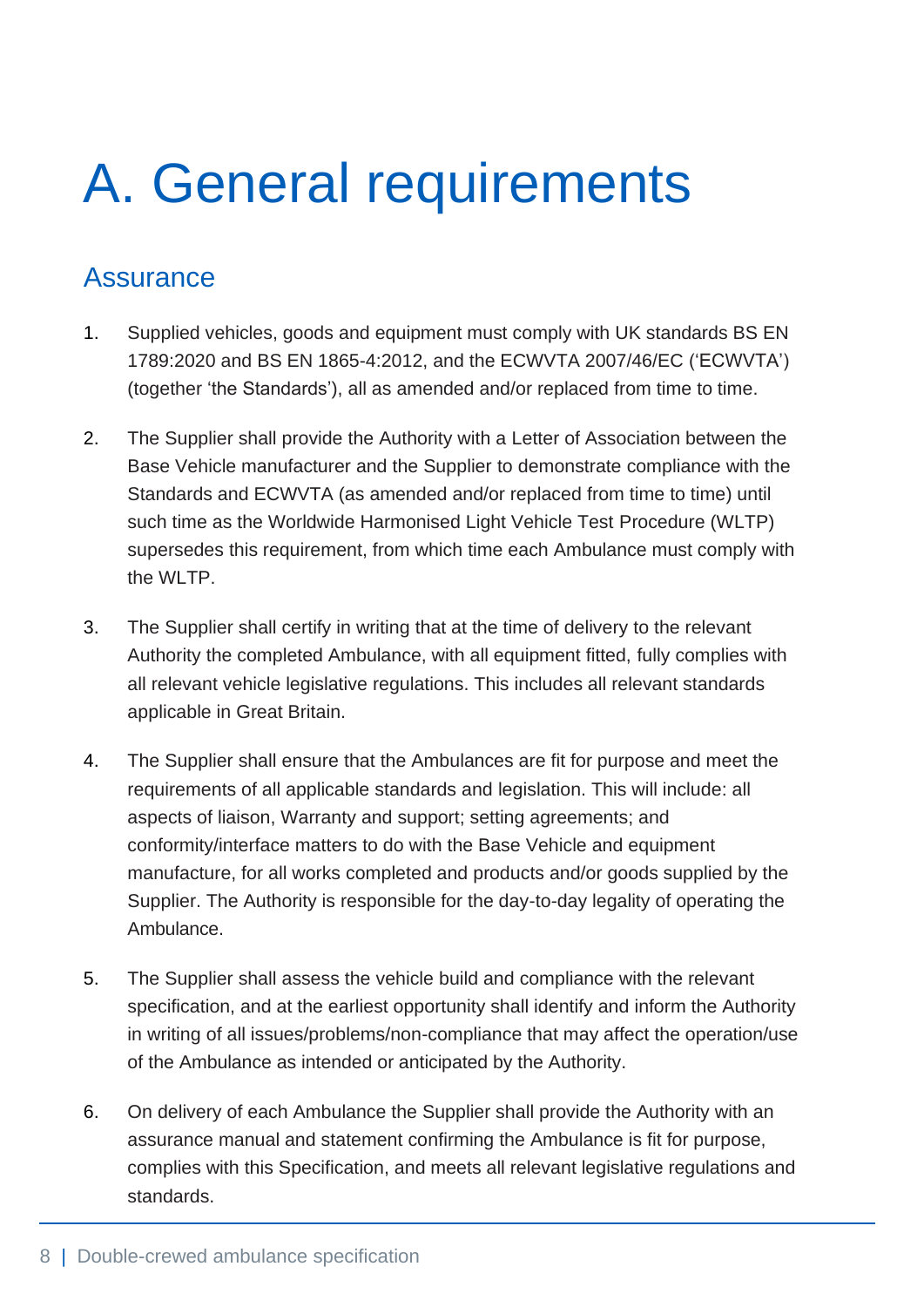# A. General requirements

## Assurance

1. Supplied vehicles, goods and equipment must comply with UK standards BS EN 1789:2020 and BS EN 1865-4:2012, and the ECWVTA 2007/46/EC ('ECWVTA') (together 'the Standards'), all as amended and/or replaced from time to time.

2. The Supplier shall provide the Authority with a Letter of Association between the Base Vehicle manufacturer and the Supplier to demonstrate compliance with the Standards and ECWVTA (as amended and/or replaced from time to time) until such time as the Worldwide Harmonised Light Vehicle Test Procedure (WLTP) supersedes this requirement, from which time each Ambulance must comply with the WLTP.

3. The Supplier shall certify in writing that at the time of delivery to the relevant Authority the completed Ambulance, with all equipment fitted, fully complies with all relevant vehicle legislative regulations. This includes all relevant standards applicable in Great Britain.

4. The Supplier shall ensure that the Ambulances are fit for purpose and meet the requirements of all applicable standards and legislation. This will include: all aspects of liaison, Warranty and support; setting agreements; and conformity/interface matters to do with the Base Vehicle and equipment manufacture, for all works completed and products and/or goods supplied by the Supplier. The Authority is responsible for the day-to-day legality of operating the Ambulance.

5. The Supplier shall assess the vehicle build and compliance with the relevant specification, and at the earliest opportunity shall identify and inform the Authority in writing of all issues/problems/non-compliance that may affect the operation/use of the Ambulance as intended or anticipated by the Authority.

6. On delivery of each Ambulance the Supplier shall provide the Authority with an assurance manual and statement confirming the Ambulance is fit for purpose, complies with this Specification, and meets all relevant legislative regulations and standards.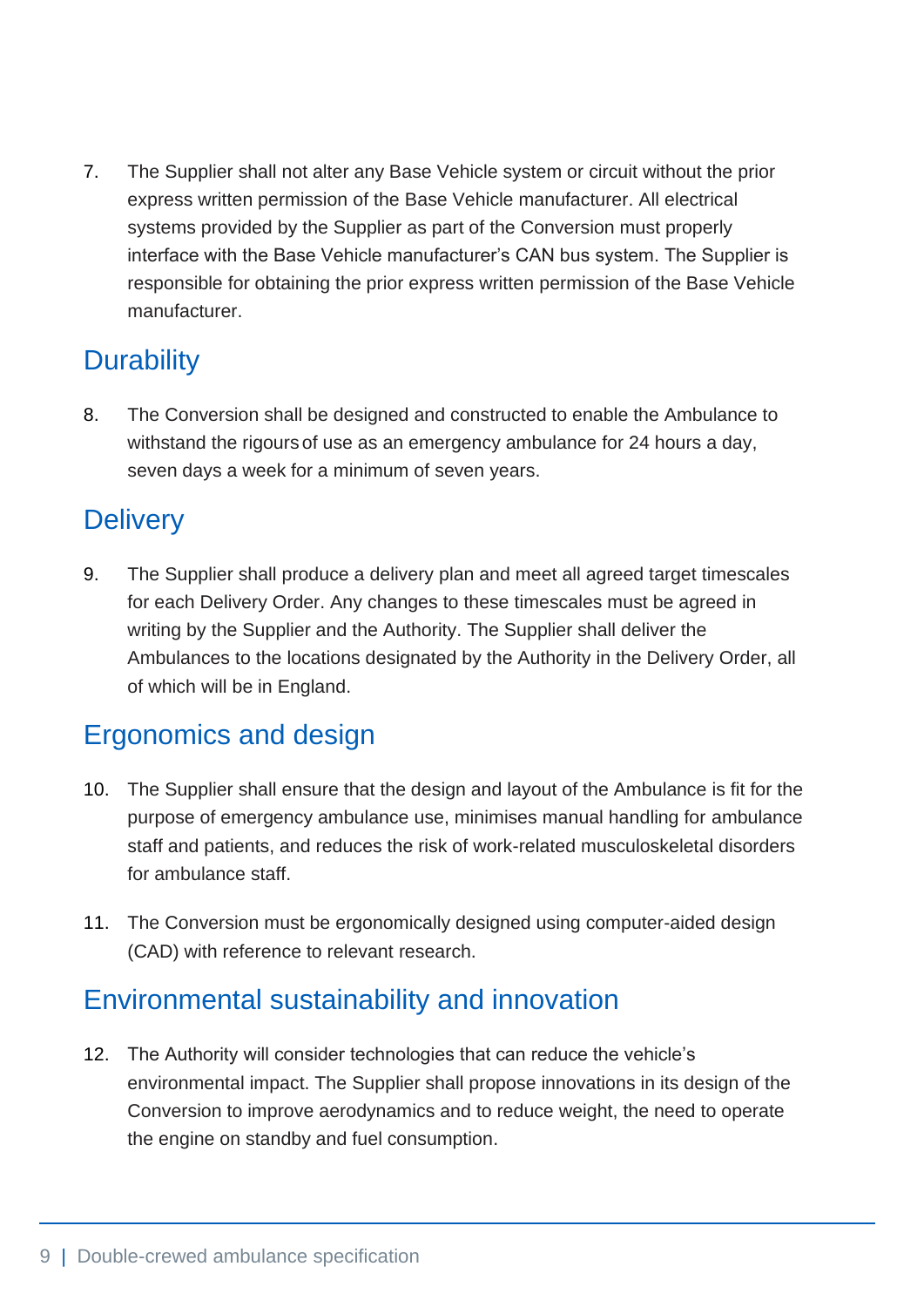7. The Supplier shall not alter any Base Vehicle system or circuit without the prior express written permission of the Base Vehicle manufacturer. All electrical systems provided by the Supplier as part of the Conversion must properly interface with the Base Vehicle manufacturer's CAN bus system. The Supplier is responsible for obtaining the prior express written permission of the Base Vehicle manufacturer.

## Durability

8. The Conversion shall be designed and constructed to enable the Ambulance to withstand the rigours of use as an emergency ambulance for 24 hours a day, seven days a week for a minimum of seven years.

## Delivery

9. The Supplier shall produce a delivery plan and meet all agreed target timescales for each Delivery Order. Any changes to these timescales must be agreed in writing by the Supplier and the Authority. The Supplier shall deliver the Ambulances to the locations designated by the Authority in the Delivery Order, all of which will be in England.

## Ergonomics and design

10. The Supplier shall ensure that the design and layout of the Ambulance is fit for the purpose of emergency ambulance use, minimises manual handling for ambulance staff and patients, and reduces the risk of work-related musculoskeletal disorders for ambulance staff.

11. The Conversion must be ergonomically designed using computer-aided design (CAD) with reference to relevant research.

## Environmental sustainability and innovation

12. The Authority will consider technologies that can reduce the vehicle's environmental impact. The Supplier shall propose innovations in its design of the Conversion to improve aerodynamics and to reduce weight, the need to operate the engine on standby and fuel consumption.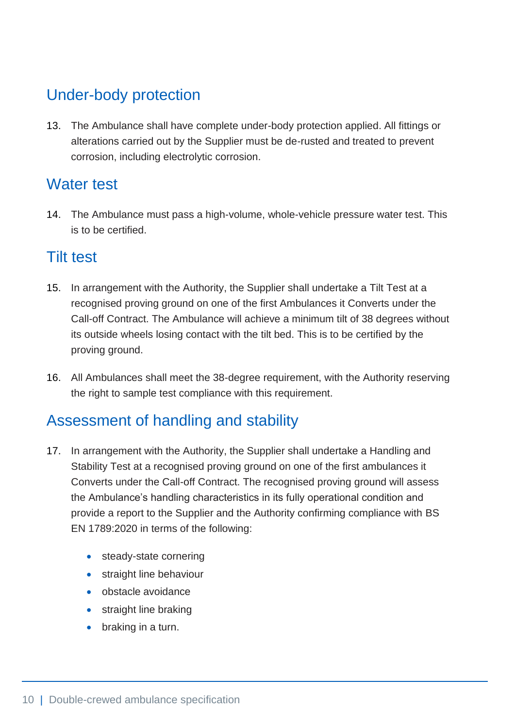## Under-body protection

13. The Ambulance shall have complete under-body protection applied. All fittings or alterations carried out by the Supplier must be de-rusted and treated to prevent corrosion, including electrolytic corrosion.

## Water test

14. The Ambulance must pass a high-volume, whole-vehicle pressure water test. This is to be certified.

## Tilt test

15. In arrangement with the Authority, the Supplier shall undertake a Tilt Test at a recognised proving ground on one of the first Ambulances it Converts under the Call-off Contract. The Ambulance will achieve a minimum tilt of 38 degrees without its outside wheels losing contact with the tilt bed. This is to be certified by the proving ground.

16. All Ambulances shall meet the 38-degree requirement, with the Authority reserving the right to sample test compliance with this requirement.

## Assessment of handling and stability

17. In arrangement with the Authority, the Supplier shall undertake a Handling and Stability Test at a recognised proving ground on one of the first ambulances it Converts under the Call-off Contract. The recognised proving ground will assess the Ambulance's handling characteristics in its fully operational condition and provide a report to the Supplier and the Authority confirming compliance with BS EN 1789:2020 in terms of the following:

    - steady-state cornering
    - straight line behaviour
    - obstacle avoidance
    - straight line braking
    - braking in a turn.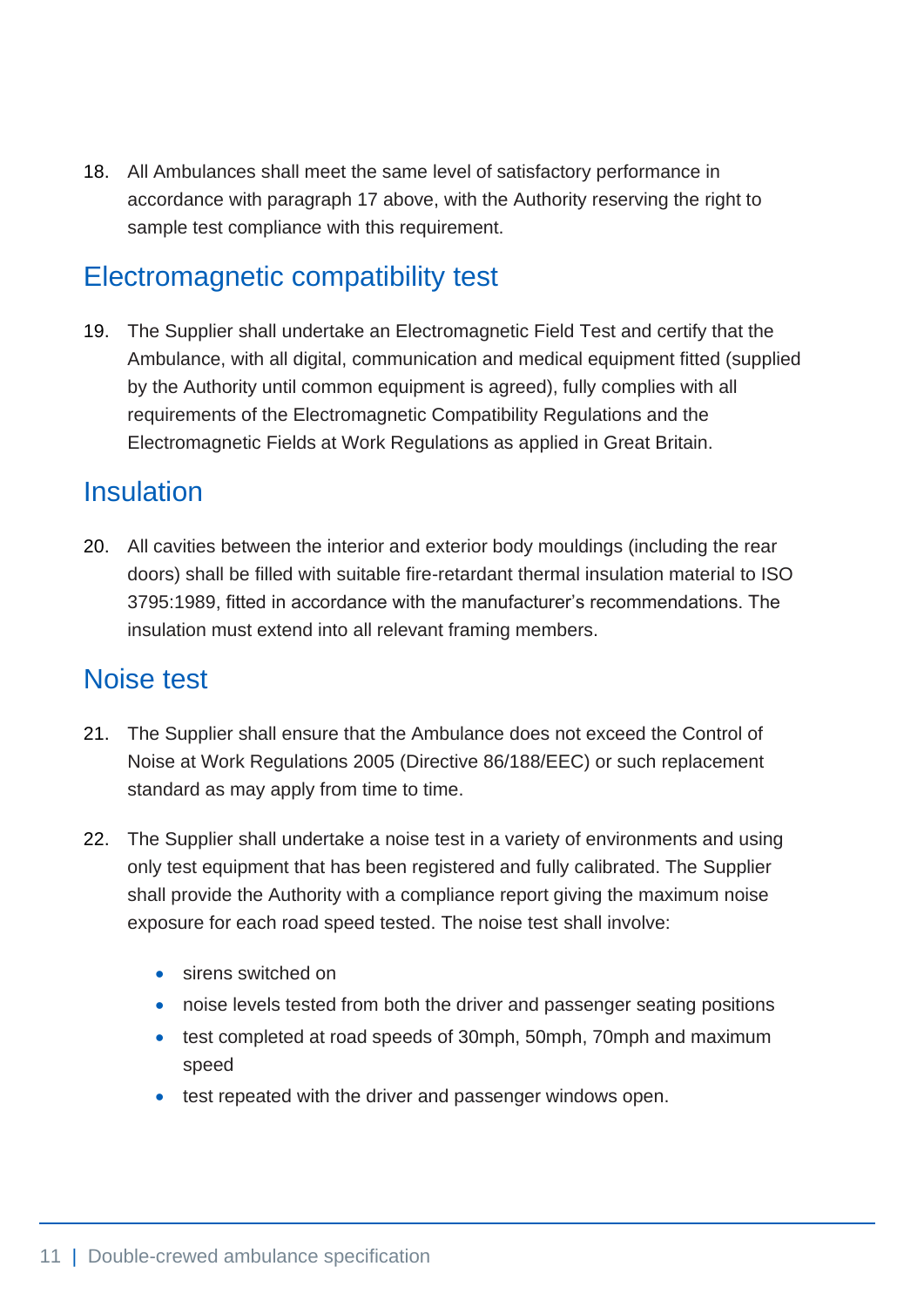18. All Ambulances shall meet the same level of satisfactory performance in accordance with paragraph 17 above, with the Authority reserving the right to sample test compliance with this requirement.

## Electromagnetic compatibility test

19. The Supplier shall undertake an Electromagnetic Field Test and certify that the Ambulance, with all digital, communication and medical equipment fitted (supplied by the Authority until common equipment is agreed), fully complies with all requirements of the Electromagnetic Compatibility Regulations and the Electromagnetic Fields at Work Regulations as applied in Great Britain.

## Insulation

20. All cavities between the interior and exterior body mouldings (including the rear doors) shall be filled with suitable fire-retardant thermal insulation material to ISO 3795:1989, fitted in accordance with the manufacturer's recommendations. The insulation must extend into all relevant framing members.

## Noise test

21. The Supplier shall ensure that the Ambulance does not exceed the Control of Noise at Work Regulations 2005 (Directive 86/188/EEC) or such replacement standard as may apply from time to time.

22. The Supplier shall undertake a noise test in a variety of environments and using only test equipment that has been registered and fully calibrated. The Supplier shall provide the Authority with a compliance report giving the maximum noise exposure for each road speed tested. The noise test shall involve:

    - sirens switched on
    - noise levels tested from both the driver and passenger seating positions
    - test completed at road speeds of 30mph, 50mph, 70mph and maximum speed
    - test repeated with the driver and passenger windows open.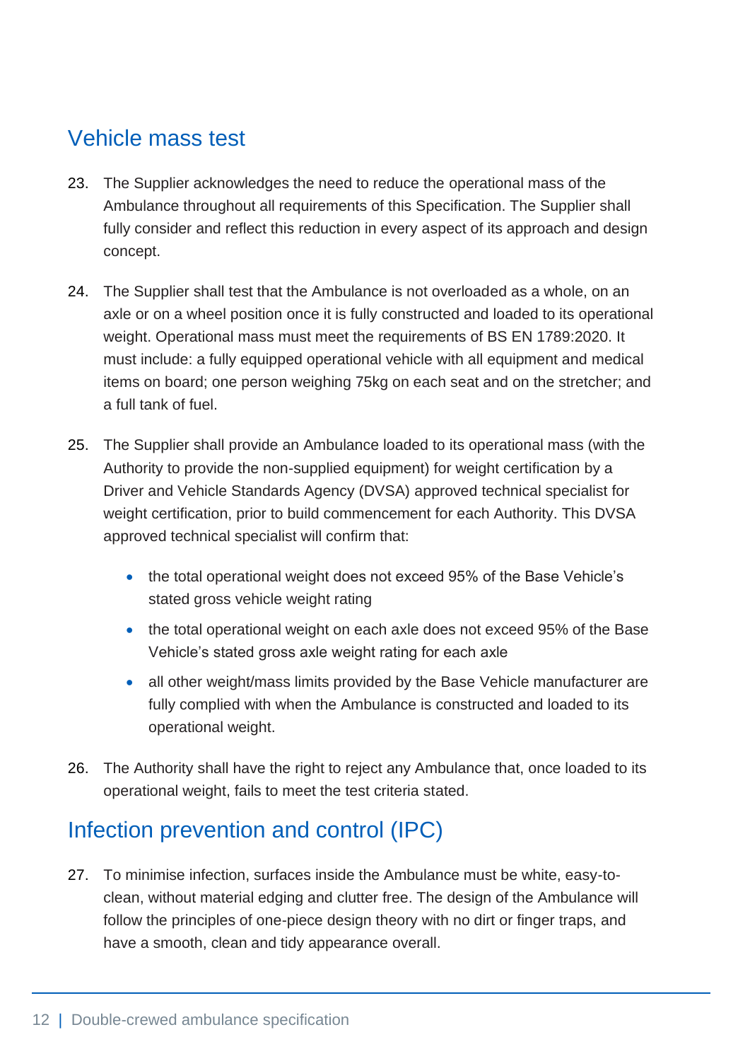## Vehicle mass test

23. The Supplier acknowledges the need to reduce the operational mass of the Ambulance throughout all requirements of this Specification. The Supplier shall fully consider and reflect this reduction in every aspect of its approach and design concept.

24. The Supplier shall test that the Ambulance is not overloaded as a whole, on an axle or on a wheel position once it is fully constructed and loaded to its operational weight. Operational mass must meet the requirements of BS EN 1789:2020. It must include: a fully equipped operational vehicle with all equipment and medical items on board; one person weighing 75kg on each seat and on the stretcher; and a full tank of fuel.

25. The Supplier shall provide an Ambulance loaded to its operational mass (with the Authority to provide the non-supplied equipment) for weight certification by a Driver and Vehicle Standards Agency (DVSA) approved technical specialist for weight certification, prior to build commencement for each Authority. This DVSA approved technical specialist will confirm that:

    - the total operational weight does not exceed 95% of the Base Vehicle's stated gross vehicle weight rating
    - the total operational weight on each axle does not exceed 95% of the Base Vehicle's stated gross axle weight rating for each axle
    - all other weight/mass limits provided by the Base Vehicle manufacturer are fully complied with when the Ambulance is constructed and loaded to its operational weight.

26. The Authority shall have the right to reject any Ambulance that, once loaded to its operational weight, fails to meet the test criteria stated.

## Infection prevention and control (IPC)

27. To minimise infection, surfaces inside the Ambulance must be white, easy-to-clean, without material edging and clutter free. The design of the Ambulance will follow the principles of one-piece design theory with no dirt or finger traps, and have a smooth, clean and tidy appearance overall.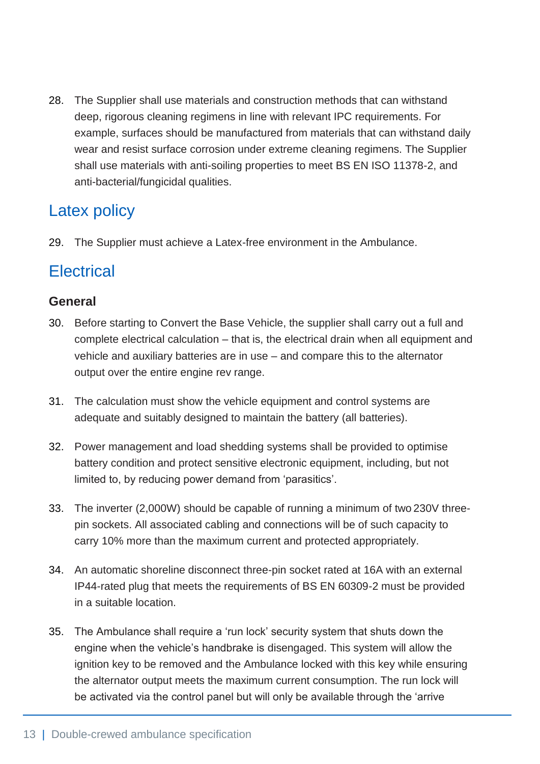28. The Supplier shall use materials and construction methods that can withstand deep, rigorous cleaning regimens in line with relevant IPC requirements. For example, surfaces should be manufactured from materials that can withstand daily wear and resist surface corrosion under extreme cleaning regimens. The Supplier shall use materials with anti-soiling properties to meet BS EN ISO 11378-2, and anti-bacterial/fungicidal qualities.

## Latex policy

29. The Supplier must achieve a Latex-free environment in the Ambulance.

## Electrical

### General

30. Before starting to Convert the Base Vehicle, the supplier shall carry out a full and complete electrical calculation – that is, the electrical drain when all equipment and vehicle and auxiliary batteries are in use – and compare this to the alternator output over the entire engine rev range.

31. The calculation must show the vehicle equipment and control systems are adequate and suitably designed to maintain the battery (all batteries).

32. Power management and load shedding systems shall be provided to optimise battery condition and protect sensitive electronic equipment, including, but not limited to, by reducing power demand from 'parasitics'.

33. The inverter (2,000W) should be capable of running a minimum of two 230V three-pin sockets. All associated cabling and connections will be of such capacity to carry 10% more than the maximum current and protected appropriately.

34. An automatic shoreline disconnect three-pin socket rated at 16A with an external IP44-rated plug that meets the requirements of BS EN 60309-2 must be provided in a suitable location.

35. The Ambulance shall require a 'run lock' security system that shuts down the engine when the vehicle's handbrake is disengaged. This system will allow the ignition key to be removed and the Ambulance locked with this key while ensuring the alternator output meets the maximum current consumption. The run lock will be activated via the control panel but will only be available through the 'arrive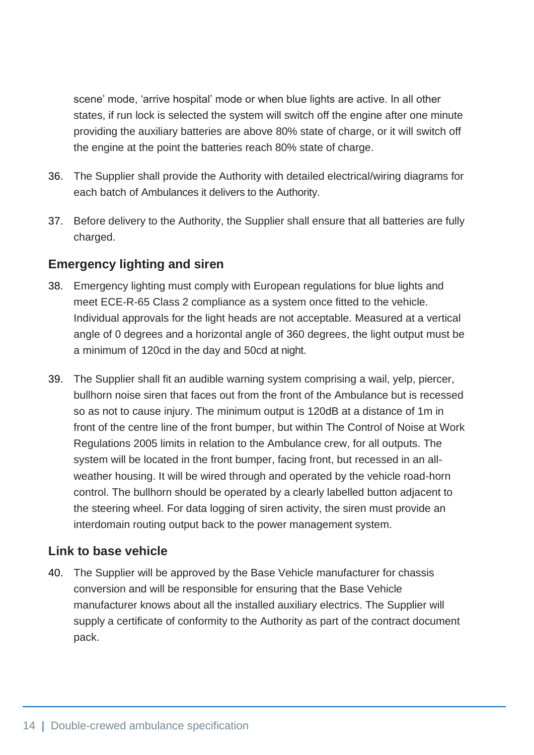scene' mode, 'arrive hospital' mode or when blue lights are active. In all other states, if run lock is selected the system will switch off the engine after one minute providing the auxiliary batteries are above 80% state of charge, or it will switch off the engine at the point the batteries reach 80% state of charge.

36. The Supplier shall provide the Authority with detailed electrical/wiring diagrams for each batch of Ambulances it delivers to the Authority.

37. Before delivery to the Authority, the Supplier shall ensure that all batteries are fully charged.

### Emergency lighting and siren

38. Emergency lighting must comply with European regulations for blue lights and meet ECE-R-65 Class 2 compliance as a system once fitted to the vehicle. Individual approvals for the light heads are not acceptable. Measured at a vertical angle of 0 degrees and a horizontal angle of 360 degrees, the light output must be a minimum of 120cd in the day and 50cd at night.

39. The Supplier shall fit an audible warning system comprising a wail, yelp, piercer, bullhorn noise siren that faces out from the front of the Ambulance but is recessed so as not to cause injury. The minimum output is 120dB at a distance of 1m in front of the centre line of the front bumper, but within The Control of Noise at Work Regulations 2005 limits in relation to the Ambulance crew, for all outputs. The system will be located in the front bumper, facing front, but recessed in an all-weather housing. It will be wired through and operated by the vehicle road-horn control. The bullhorn should be operated by a clearly labelled button adjacent to the steering wheel. For data logging of siren activity, the siren must provide an interdomain routing output back to the power management system.

### Link to base vehicle

40. The Supplier will be approved by the Base Vehicle manufacturer for chassis conversion and will be responsible for ensuring that the Base Vehicle manufacturer knows about all the installed auxiliary electrics. The Supplier will supply a certificate of conformity to the Authority as part of the contract document pack.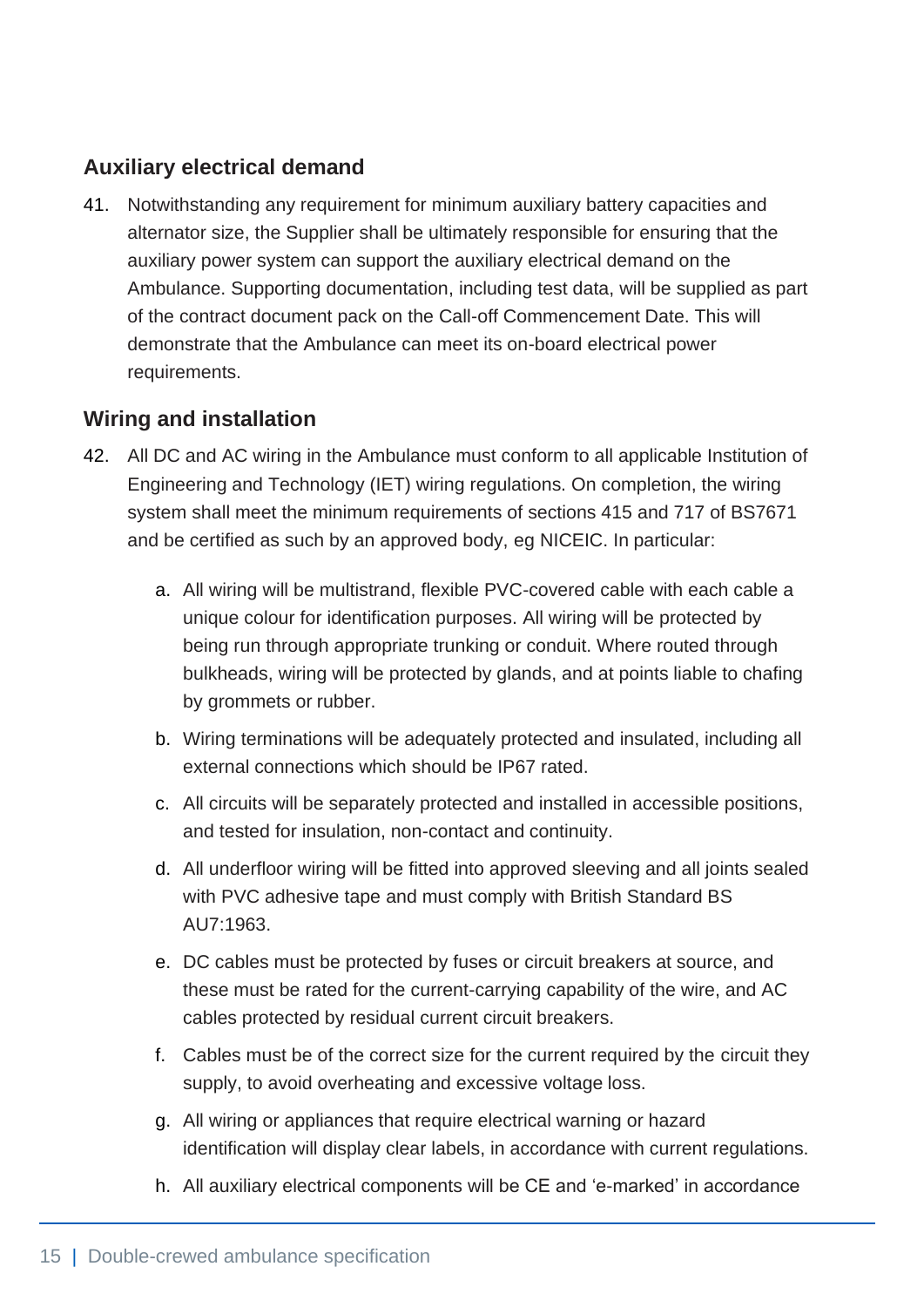## Auxiliary electrical demand

41. Notwithstanding any requirement for minimum auxiliary battery capacities and alternator size, the Supplier shall be ultimately responsible for ensuring that the auxiliary power system can support the auxiliary electrical demand on the Ambulance. Supporting documentation, including test data, will be supplied as part of the contract document pack on the Call-off Commencement Date. This will demonstrate that the Ambulance can meet its on-board electrical power requirements.

## Wiring and installation

42. All DC and AC wiring in the Ambulance must conform to all applicable Institution of Engineering and Technology (IET) wiring regulations. On completion, the wiring system shall meet the minimum requirements of sections 415 and 717 of BS7671 and be certified as such by an approved body, eg NICEIC. In particular:

    a. All wiring will be multistrand, flexible PVC-covered cable with each cable a unique colour for identification purposes. All wiring will be protected by being run through appropriate trunking or conduit. Where routed through bulkheads, wiring will be protected by glands, and at points liable to chafing by grommets or rubber.

    b. Wiring terminations will be adequately protected and insulated, including all external connections which should be IP67 rated.

    c. All circuits will be separately protected and installed in accessible positions, and tested for insulation, non-contact and continuity.

    d. All underfloor wiring will be fitted into approved sleeving and all joints sealed with PVC adhesive tape and must comply with British Standard BS AU7:1963.

    e. DC cables must be protected by fuses or circuit breakers at source, and these must be rated for the current-carrying capability of the wire, and AC cables protected by residual current circuit breakers.

    f. Cables must be of the correct size for the current required by the circuit they supply, to avoid overheating and excessive voltage loss.

    g. All wiring or appliances that require electrical warning or hazard identification will display clear labels, in accordance with current regulations.

    h. All auxiliary electrical components will be CE and 'e-marked' in accordance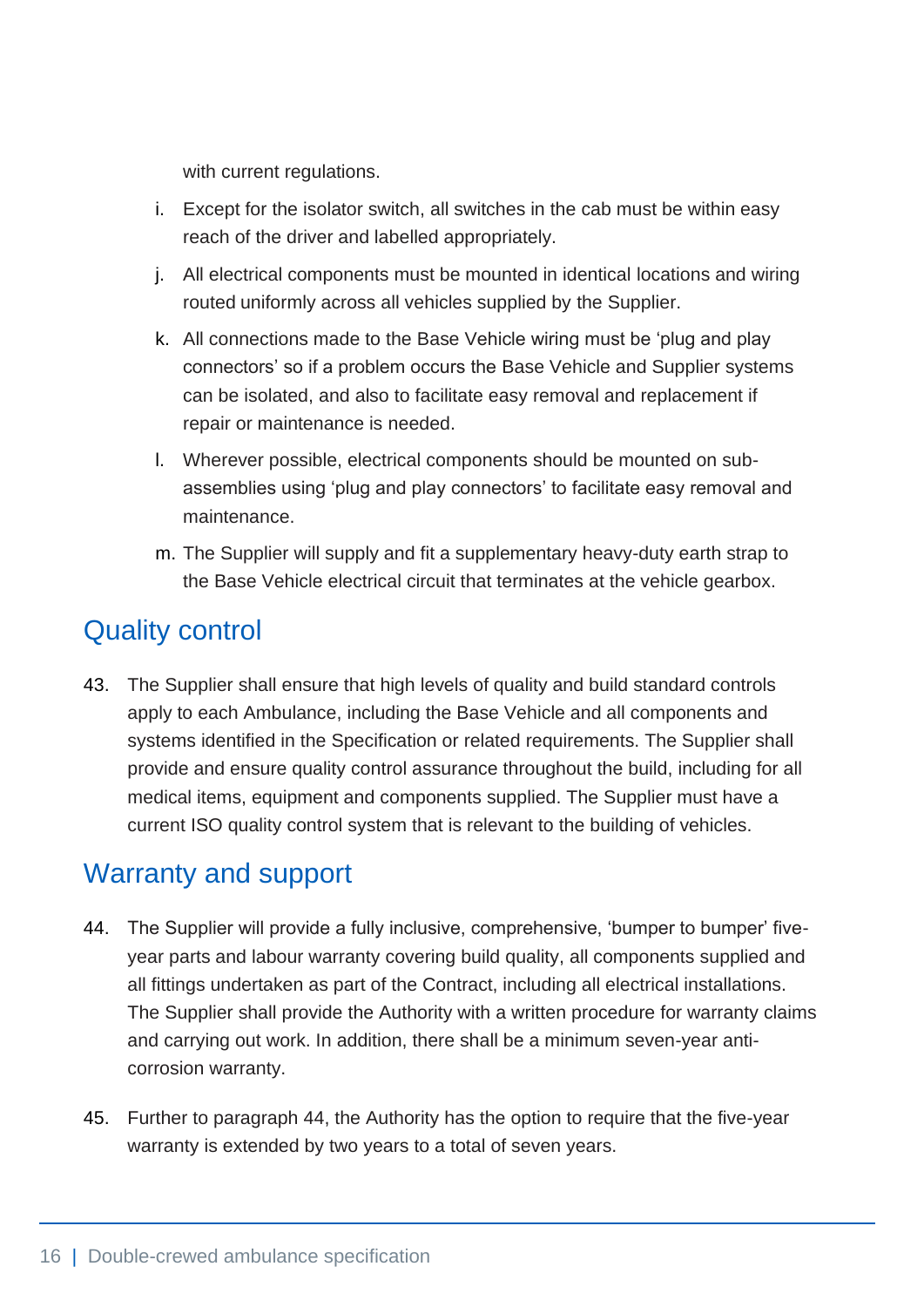with current regulations.

i. Except for the isolator switch, all switches in the cab must be within easy reach of the driver and labelled appropriately.

j. All electrical components must be mounted in identical locations and wiring routed uniformly across all vehicles supplied by the Supplier.

k. All connections made to the Base Vehicle wiring must be 'plug and play connectors' so if a problem occurs the Base Vehicle and Supplier systems can be isolated, and also to facilitate easy removal and replacement if repair or maintenance is needed.

l. Wherever possible, electrical components should be mounted on sub-assemblies using 'plug and play connectors' to facilitate easy removal and maintenance.

m. The Supplier will supply and fit a supplementary heavy-duty earth strap to the Base Vehicle electrical circuit that terminates at the vehicle gearbox.

## Quality control

43. The Supplier shall ensure that high levels of quality and build standard controls apply to each Ambulance, including the Base Vehicle and all components and systems identified in the Specification or related requirements. The Supplier shall provide and ensure quality control assurance throughout the build, including for all medical items, equipment and components supplied. The Supplier must have a current ISO quality control system that is relevant to the building of vehicles.

## Warranty and support

44. The Supplier will provide a fully inclusive, comprehensive, 'bumper to bumper' five-year parts and labour warranty covering build quality, all components supplied and all fittings undertaken as part of the Contract, including all electrical installations. The Supplier shall provide the Authority with a written procedure for warranty claims and carrying out work. In addition, there shall be a minimum seven-year anti-corrosion warranty.

45. Further to paragraph 44, the Authority has the option to require that the five-year warranty is extended by two years to a total of seven years.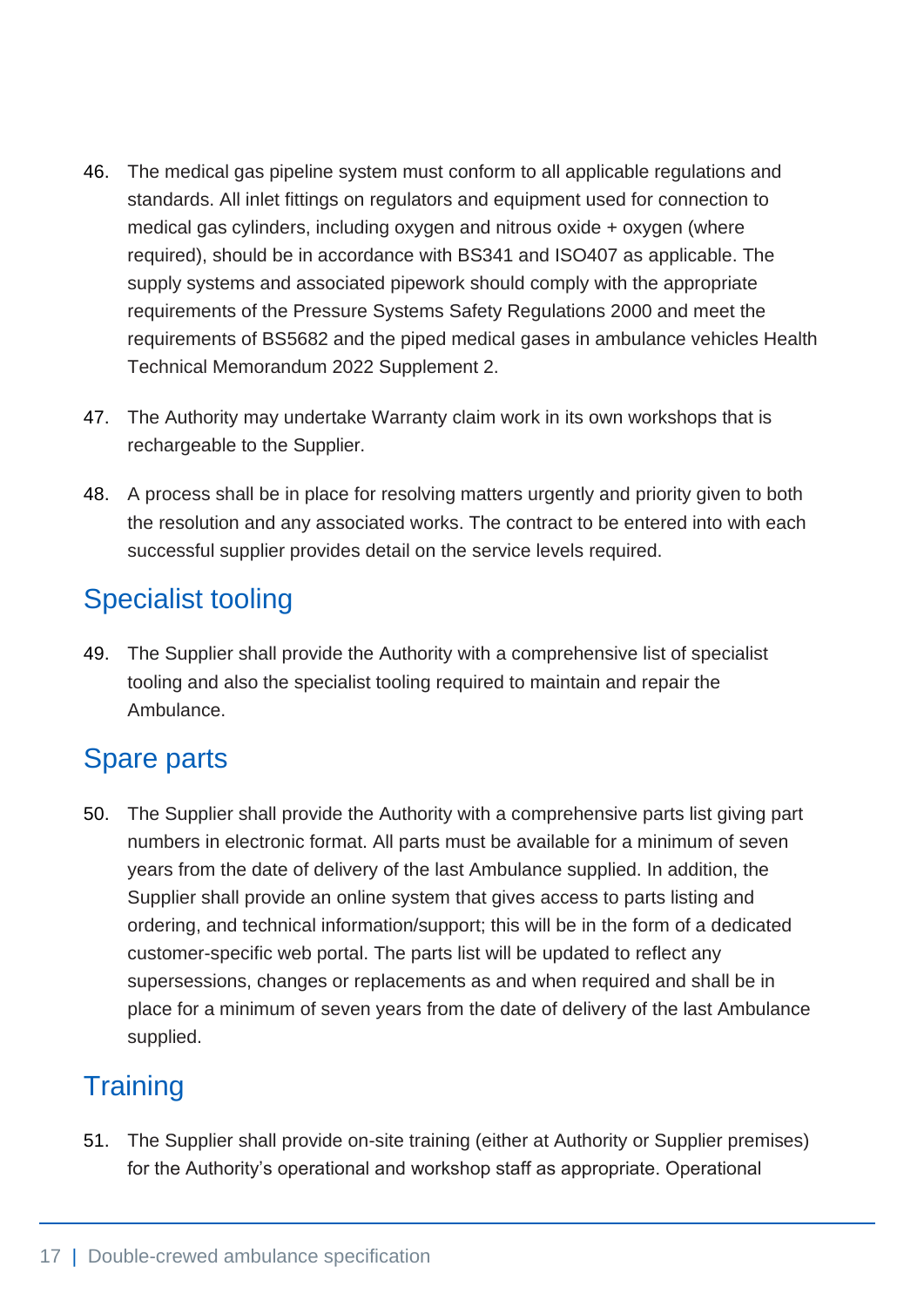46. The medical gas pipeline system must conform to all applicable regulations and standards. All inlet fittings on regulators and equipment used for connection to medical gas cylinders, including oxygen and nitrous oxide + oxygen (where required), should be in accordance with BS341 and ISO407 as applicable. The supply systems and associated pipework should comply with the appropriate requirements of the Pressure Systems Safety Regulations 2000 and meet the requirements of BS5682 and the piped medical gases in ambulance vehicles Health Technical Memorandum 2022 Supplement 2.

47. The Authority may undertake Warranty claim work in its own workshops that is rechargeable to the Supplier.

48. A process shall be in place for resolving matters urgently and priority given to both the resolution and any associated works. The contract to be entered into with each successful supplier provides detail on the service levels required.

## Specialist tooling

49. The Supplier shall provide the Authority with a comprehensive list of specialist tooling and also the specialist tooling required to maintain and repair the Ambulance.

## Spare parts

50. The Supplier shall provide the Authority with a comprehensive parts list giving part numbers in electronic format. All parts must be available for a minimum of seven years from the date of delivery of the last Ambulance supplied. In addition, the Supplier shall provide an online system that gives access to parts listing and ordering, and technical information/support; this will be in the form of a dedicated customer-specific web portal. The parts list will be updated to reflect any supersessions, changes or replacements as and when required and shall be in place for a minimum of seven years from the date of delivery of the last Ambulance supplied.

## Training

51. The Supplier shall provide on-site training (either at Authority or Supplier premises) for the Authority's operational and workshop staff as appropriate. Operational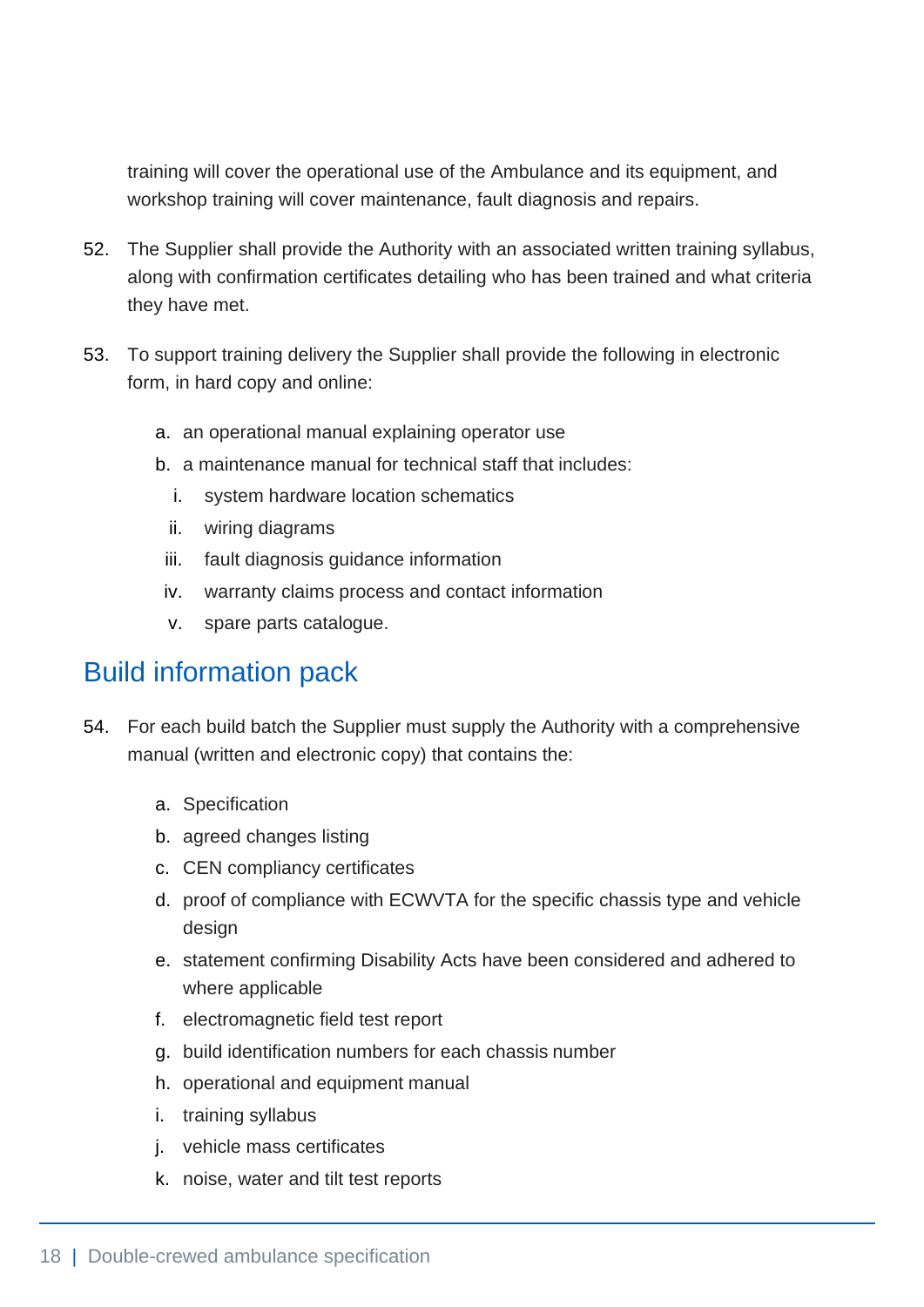training will cover the operational use of the Ambulance and its equipment, and workshop training will cover maintenance, fault diagnosis and repairs.

52. The Supplier shall provide the Authority with an associated written training syllabus, along with confirmation certificates detailing who has been trained and what criteria they have met.

53. To support training delivery the Supplier shall provide the following in electronic form, in hard copy and online:

    a. an operational manual explaining operator use
    b. a maintenance manual for technical staff that includes:
       i. system hardware location schematics
       ii. wiring diagrams
       iii. fault diagnosis guidance information
       iv. warranty claims process and contact information
       v. spare parts catalogue.

## Build information pack

54. For each build batch the Supplier must supply the Authority with a comprehensive manual (written and electronic copy) that contains the:

    a. Specification
    b. agreed changes listing
    c. CEN compliancy certificates
    d. proof of compliance with ECWVTA for the specific chassis type and vehicle design
    e. statement confirming Disability Acts have been considered and adhered to where applicable
    f. electromagnetic field test report
    g. build identification numbers for each chassis number
    h. operational and equipment manual
    i. training syllabus
    j. vehicle mass certificates
    k. noise, water and tilt test reports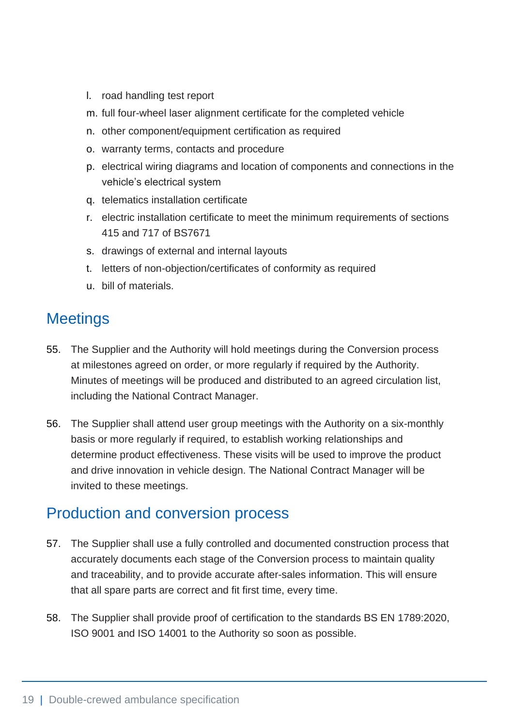l. road handling test report
m. full four-wheel laser alignment certificate for the completed vehicle
n. other component/equipment certification as required
o. warranty terms, contacts and procedure
p. electrical wiring diagrams and location of components and connections in the vehicle's electrical system
q. telematics installation certificate
r. electric installation certificate to meet the minimum requirements of sections 415 and 717 of BS7671
s. drawings of external and internal layouts
t. letters of non-objection/certificates of conformity as required
u. bill of materials.

## Meetings

55. The Supplier and the Authority will hold meetings during the Conversion process at milestones agreed on order, or more regularly if required by the Authority. Minutes of meetings will be produced and distributed to an agreed circulation list, including the National Contract Manager.

56. The Supplier shall attend user group meetings with the Authority on a six-monthly basis or more regularly if required, to establish working relationships and determine product effectiveness. These visits will be used to improve the product and drive innovation in vehicle design. The National Contract Manager will be invited to these meetings.

## Production and conversion process

57. The Supplier shall use a fully controlled and documented construction process that accurately documents each stage of the Conversion process to maintain quality and traceability, and to provide accurate after-sales information. This will ensure that all spare parts are correct and fit first time, every time.

58. The Supplier shall provide proof of certification to the standards BS EN 1789:2020, ISO 9001 and ISO 14001 to the Authority so soon as possible.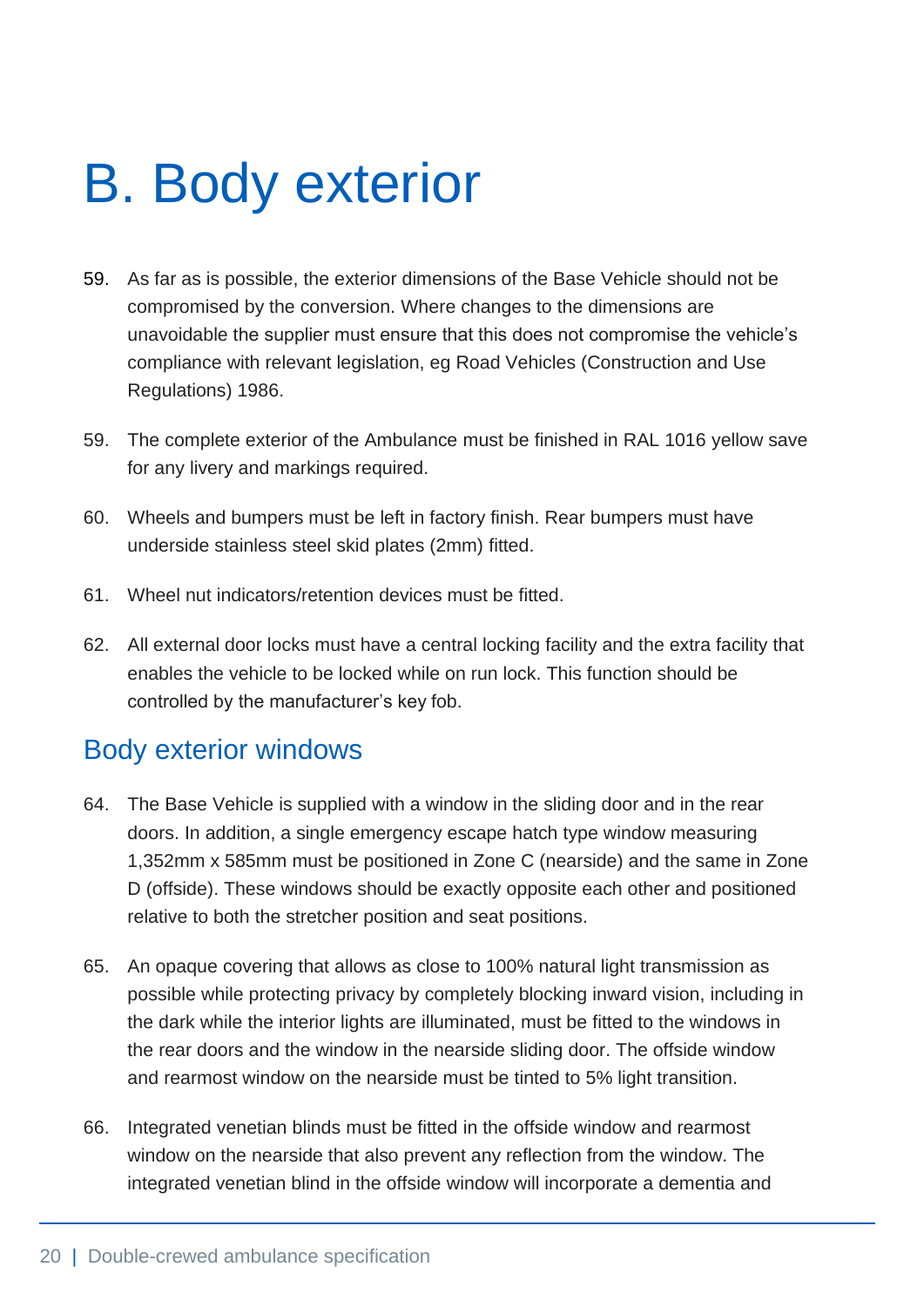# B. Body exterior

59. As far as is possible, the exterior dimensions of the Base Vehicle should not be compromised by the conversion. Where changes to the dimensions are unavoidable the supplier must ensure that this does not compromise the vehicle's compliance with relevant legislation, eg Road Vehicles (Construction and Use Regulations) 1986.

59. The complete exterior of the Ambulance must be finished in RAL 1016 yellow save for any livery and markings required.

60. Wheels and bumpers must be left in factory finish. Rear bumpers must have underside stainless steel skid plates (2mm) fitted.

61. Wheel nut indicators/retention devices must be fitted.

62. All external door locks must have a central locking facility and the extra facility that enables the vehicle to be locked while on run lock. This function should be controlled by the manufacturer's key fob.

## Body exterior windows

64. The Base Vehicle is supplied with a window in the sliding door and in the rear doors. In addition, a single emergency escape hatch type window measuring 1,352mm x 585mm must be positioned in Zone C (nearside) and the same in Zone D (offside). These windows should be exactly opposite each other and positioned relative to both the stretcher position and seat positions.

65. An opaque covering that allows as close to 100% natural light transmission as possible while protecting privacy by completely blocking inward vision, including in the dark while the interior lights are illuminated, must be fitted to the windows in the rear doors and the window in the nearside sliding door. The offside window and rearmost window on the nearside must be tinted to 5% light transition.

66. Integrated venetian blinds must be fitted in the offside window and rearmost window on the nearside that also prevent any reflection from the window. The integrated venetian blind in the offside window will incorporate a dementia and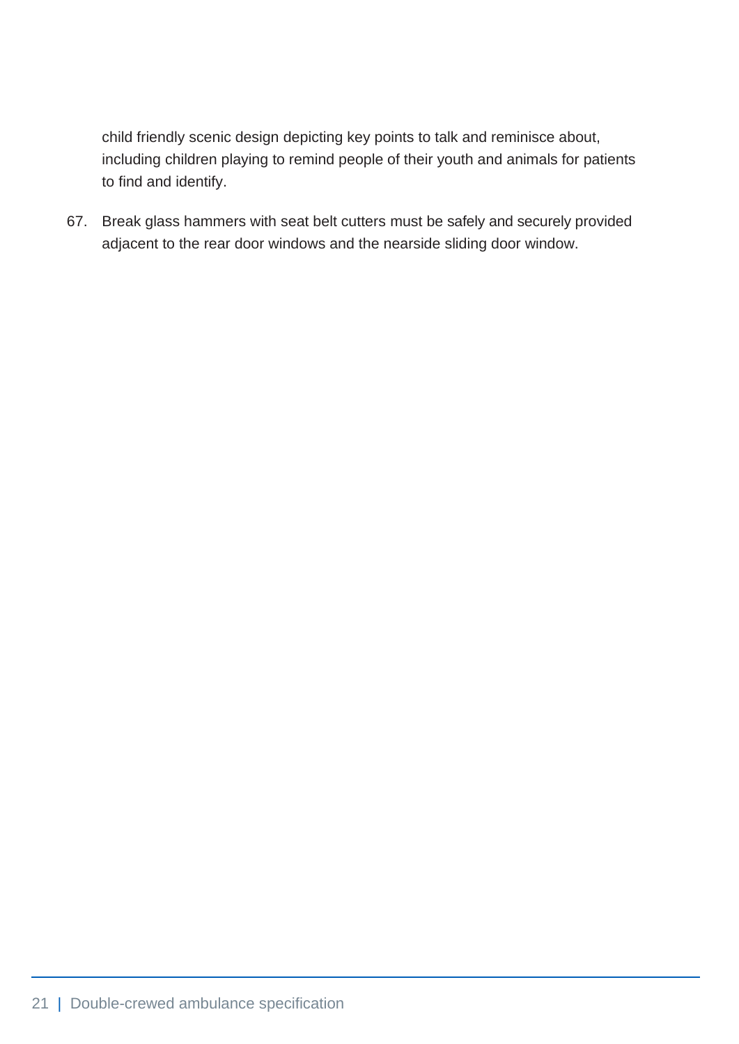child friendly scenic design depicting key points to talk and reminisce about, including children playing to remind people of their youth and animals for patients to find and identify.

67. Break glass hammers with seat belt cutters must be safely and securely provided adjacent to the rear door windows and the nearside sliding door window.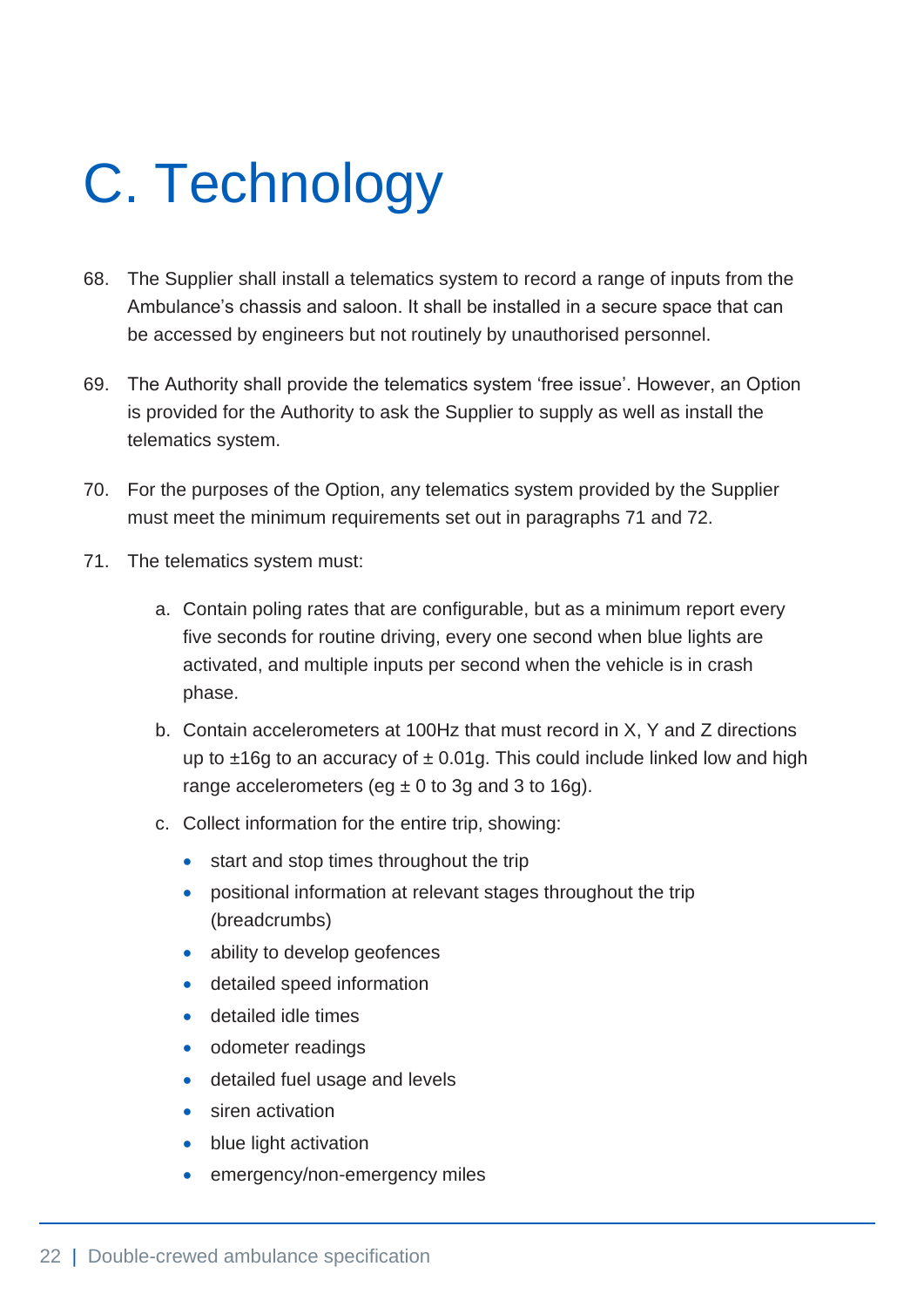# C. Technology

68. The Supplier shall install a telematics system to record a range of inputs from the Ambulance's chassis and saloon. It shall be installed in a secure space that can be accessed by engineers but not routinely by unauthorised personnel.

69. The Authority shall provide the telematics system 'free issue'. However, an Option is provided for the Authority to ask the Supplier to supply as well as install the telematics system.

70. For the purposes of the Option, any telematics system provided by the Supplier must meet the minimum requirements set out in paragraphs 71 and 72.

71. The telematics system must:

    a. Contain poling rates that are configurable, but as a minimum report every five seconds for routine driving, every one second when blue lights are activated, and multiple inputs per second when the vehicle is in crash phase.

    b. Contain accelerometers at 100Hz that must record in X, Y and Z directions up to ±16g to an accuracy of ± 0.01g. This could include linked low and high range accelerometers (eg ± 0 to 3g and 3 to 16g).

    c. Collect information for the entire trip, showing:

       - start and stop times throughout the trip
       - positional information at relevant stages throughout the trip (breadcrumbs)
       - ability to develop geofences
       - detailed speed information
       - detailed idle times
       - odometer readings
       - detailed fuel usage and levels
       - siren activation
       - blue light activation
       - emergency/non-emergency miles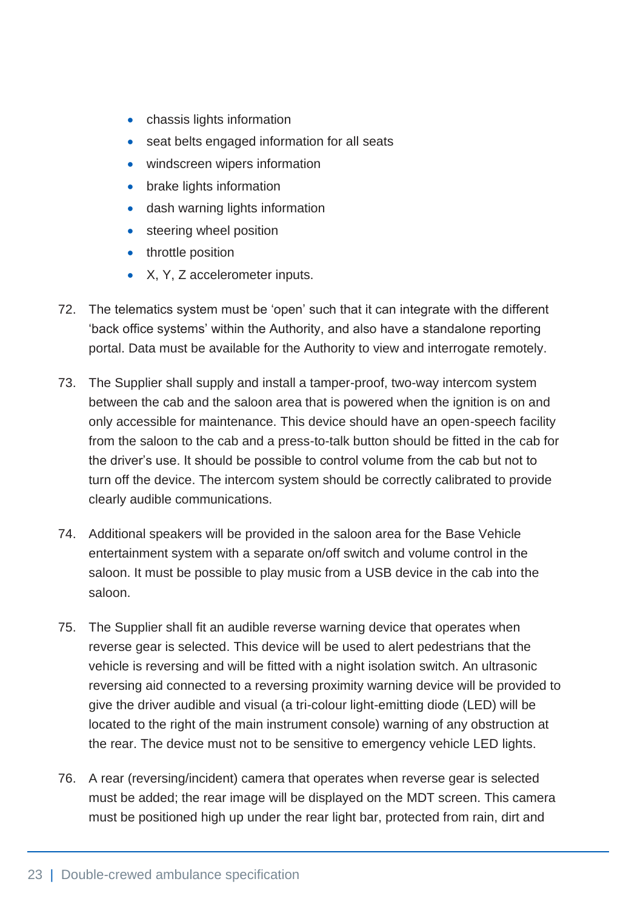- chassis lights information
- seat belts engaged information for all seats
- windscreen wipers information
- brake lights information
- dash warning lights information
- steering wheel position
- throttle position
- X, Y, Z accelerometer inputs.

72. The telematics system must be 'open' such that it can integrate with the different 'back office systems' within the Authority, and also have a standalone reporting portal. Data must be available for the Authority to view and interrogate remotely.

73. The Supplier shall supply and install a tamper-proof, two-way intercom system between the cab and the saloon area that is powered when the ignition is on and only accessible for maintenance. This device should have an open-speech facility from the saloon to the cab and a press-to-talk button should be fitted in the cab for the driver's use. It should be possible to control volume from the cab but not to turn off the device. The intercom system should be correctly calibrated to provide clearly audible communications.

74. Additional speakers will be provided in the saloon area for the Base Vehicle entertainment system with a separate on/off switch and volume control in the saloon. It must be possible to play music from a USB device in the cab into the saloon.

75. The Supplier shall fit an audible reverse warning device that operates when reverse gear is selected. This device will be used to alert pedestrians that the vehicle is reversing and will be fitted with a night isolation switch. An ultrasonic reversing aid connected to a reversing proximity warning device will be provided to give the driver audible and visual (a tri-colour light-emitting diode (LED) will be located to the right of the main instrument console) warning of any obstruction at the rear. The device must not to be sensitive to emergency vehicle LED lights.

76. A rear (reversing/incident) camera that operates when reverse gear is selected must be added; the rear image will be displayed on the MDT screen. This camera must be positioned high up under the rear light bar, protected from rain, dirt and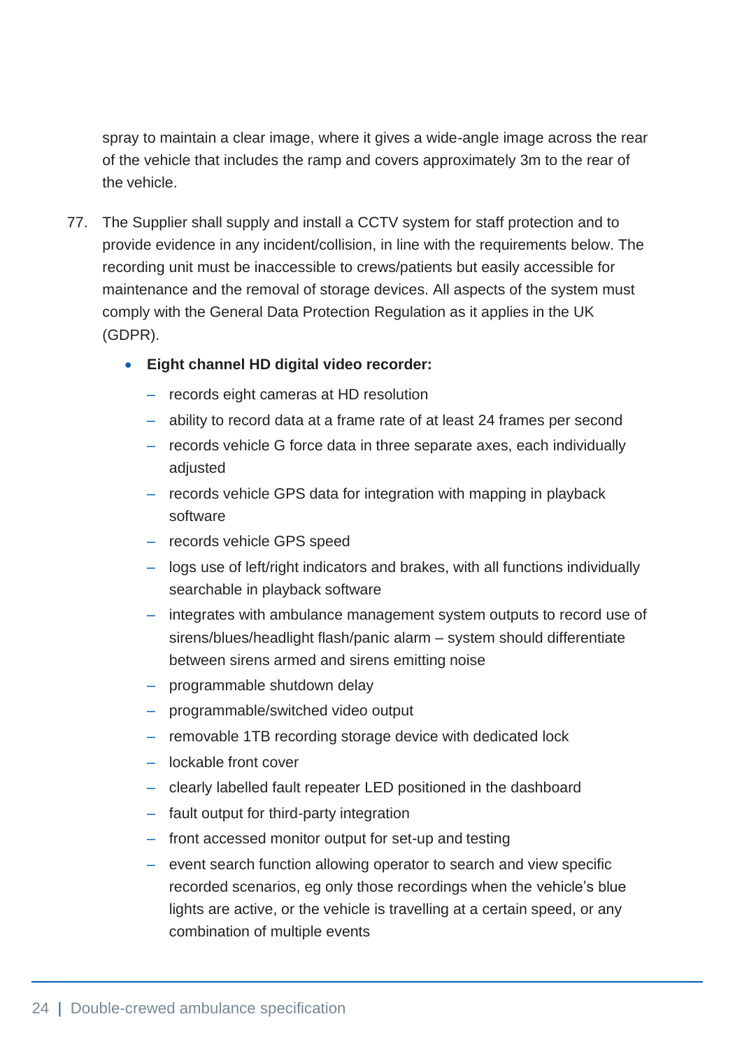spray to maintain a clear image, where it gives a wide-angle image across the rear of the vehicle that includes the ramp and covers approximately 3m to the rear of the vehicle.

77. The Supplier shall supply and install a CCTV system for staff protection and to provide evidence in any incident/collision, in line with the requirements below. The recording unit must be inaccessible to crews/patients but easily accessible for maintenance and the removal of storage devices. All aspects of the system must comply with the General Data Protection Regulation as it applies in the UK (GDPR).

    - **Eight channel HD digital video recorder:**
        - records eight cameras at HD resolution
        - ability to record data at a frame rate of at least 24 frames per second
        - records vehicle G force data in three separate axes, each individually adjusted
        - records vehicle GPS data for integration with mapping in playback software
        - records vehicle GPS speed
        - logs use of left/right indicators and brakes, with all functions individually searchable in playback software
        - integrates with ambulance management system outputs to record use of sirens/blues/headlight flash/panic alarm – system should differentiate between sirens armed and sirens emitting noise
        - programmable shutdown delay
        - programmable/switched video output
        - removable 1TB recording storage device with dedicated lock
        - lockable front cover
        - clearly labelled fault repeater LED positioned in the dashboard
        - fault output for third-party integration
        - front accessed monitor output for set-up and testing
        - event search function allowing operator to search and view specific recorded scenarios, eg only those recordings when the vehicle's blue lights are active, or the vehicle is travelling at a certain speed, or any combination of multiple events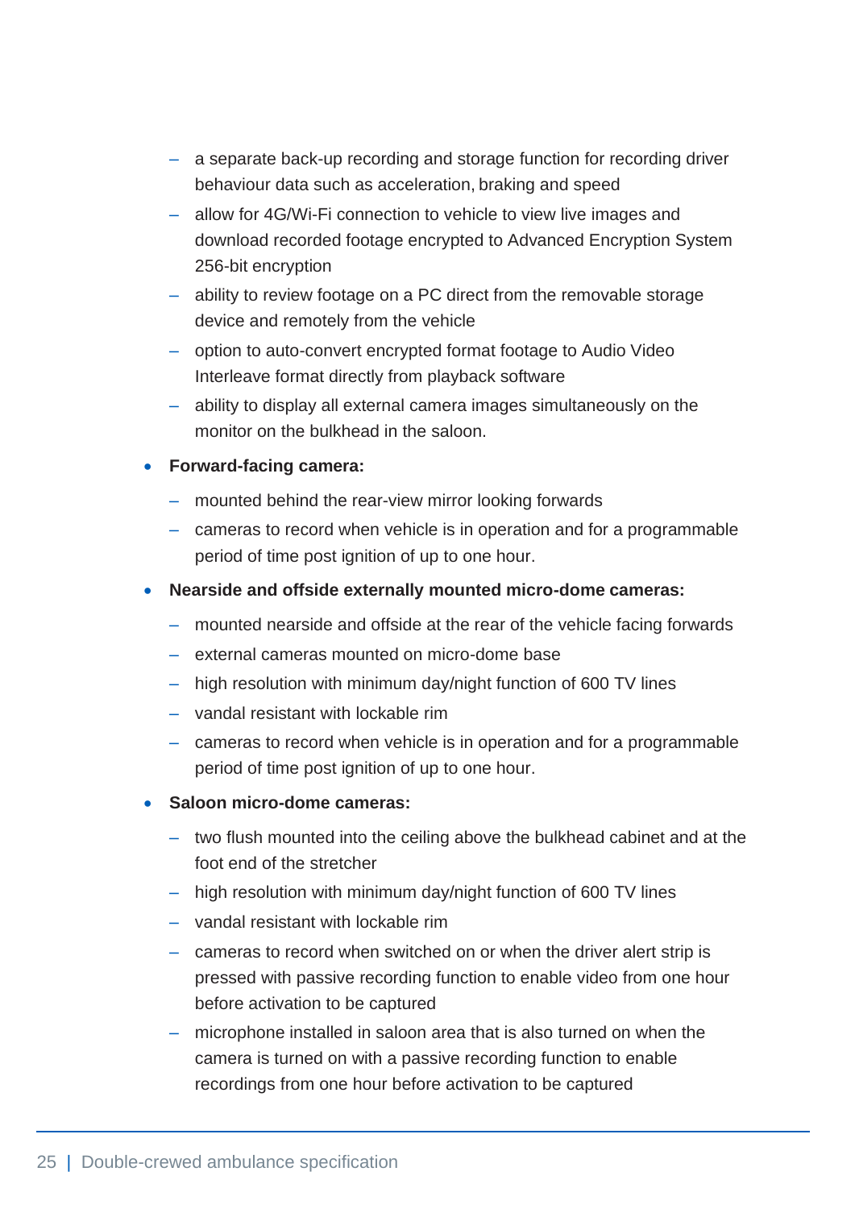- a separate back-up recording and storage function for recording driver behaviour data such as acceleration, braking and speed
  - allow for 4G/Wi-Fi connection to vehicle to view live images and download recorded footage encrypted to Advanced Encryption System 256-bit encryption
  - ability to review footage on a PC direct from the removable storage device and remotely from the vehicle
  - option to auto-convert encrypted format footage to Audio Video Interleave format directly from playback software
  - ability to display all external camera images simultaneously on the monitor on the bulkhead in the saloon.
- **Forward-facing camera:**
  - mounted behind the rear-view mirror looking forwards
  - cameras to record when vehicle is in operation and for a programmable period of time post ignition of up to one hour.
- **Nearside and offside externally mounted micro-dome cameras:**
  - mounted nearside and offside at the rear of the vehicle facing forwards
  - external cameras mounted on micro-dome base
  - high resolution with minimum day/night function of 600 TV lines
  - vandal resistant with lockable rim
  - cameras to record when vehicle is in operation and for a programmable period of time post ignition of up to one hour.
- **Saloon micro-dome cameras:**
  - two flush mounted into the ceiling above the bulkhead cabinet and at the foot end of the stretcher
  - high resolution with minimum day/night function of 600 TV lines
  - vandal resistant with lockable rim
  - cameras to record when switched on or when the driver alert strip is pressed with passive recording function to enable video from one hour before activation to be captured
  - microphone installed in saloon area that is also turned on when the camera is turned on with a passive recording function to enable recordings from one hour before activation to be captured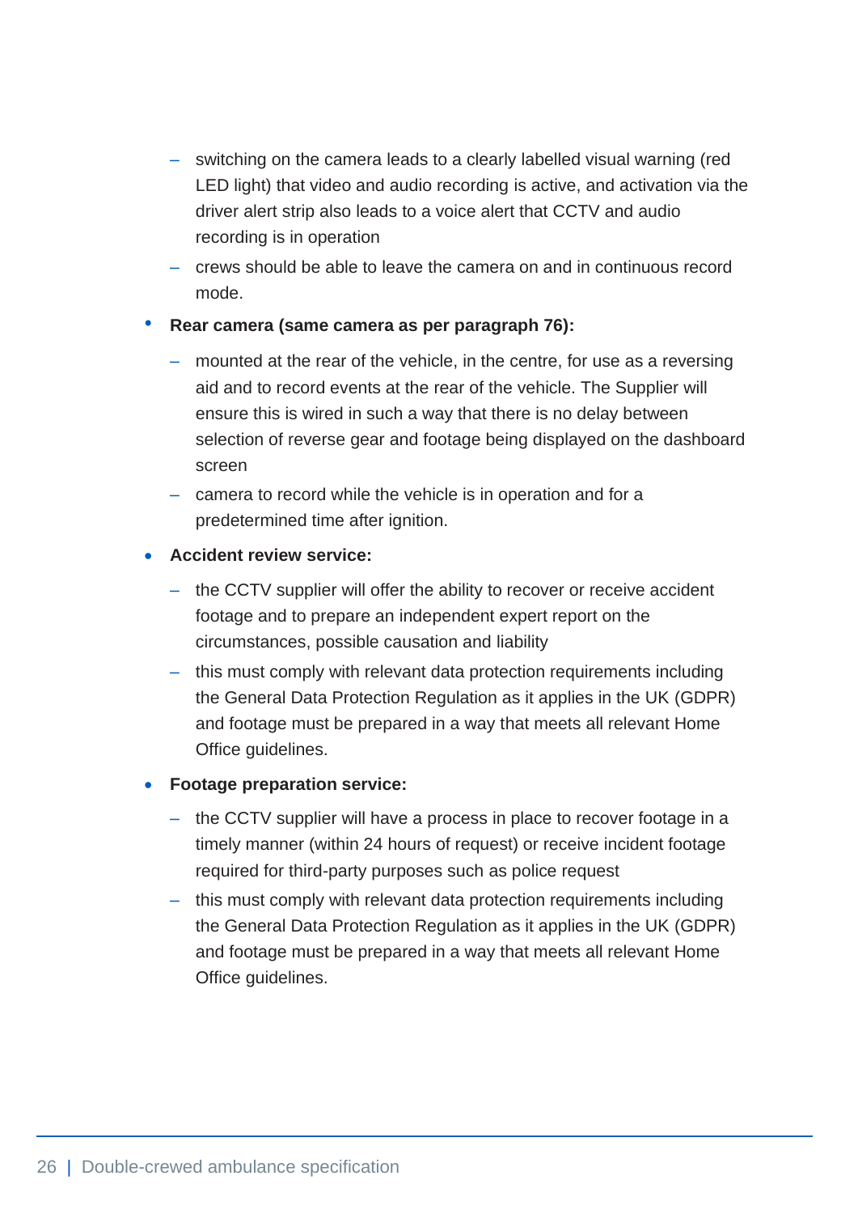- switching on the camera leads to a clearly labelled visual warning (red LED light) that video and audio recording is active, and activation via the driver alert strip also leads to a voice alert that CCTV and audio recording is in operation
  - crews should be able to leave the camera on and in continuous record mode.
- **Rear camera (same camera as per paragraph 76):**
  - mounted at the rear of the vehicle, in the centre, for use as a reversing aid and to record events at the rear of the vehicle. The Supplier will ensure this is wired in such a way that there is no delay between selection of reverse gear and footage being displayed on the dashboard screen
  - camera to record while the vehicle is in operation and for a predetermined time after ignition.
- **Accident review service:**
  - the CCTV supplier will offer the ability to recover or receive accident footage and to prepare an independent expert report on the circumstances, possible causation and liability
  - this must comply with relevant data protection requirements including the General Data Protection Regulation as it applies in the UK (GDPR) and footage must be prepared in a way that meets all relevant Home Office guidelines.
- **Footage preparation service:**
  - the CCTV supplier will have a process in place to recover footage in a timely manner (within 24 hours of request) or receive incident footage required for third-party purposes such as police request
  - this must comply with relevant data protection requirements including the General Data Protection Regulation as it applies in the UK (GDPR) and footage must be prepared in a way that meets all relevant Home Office guidelines.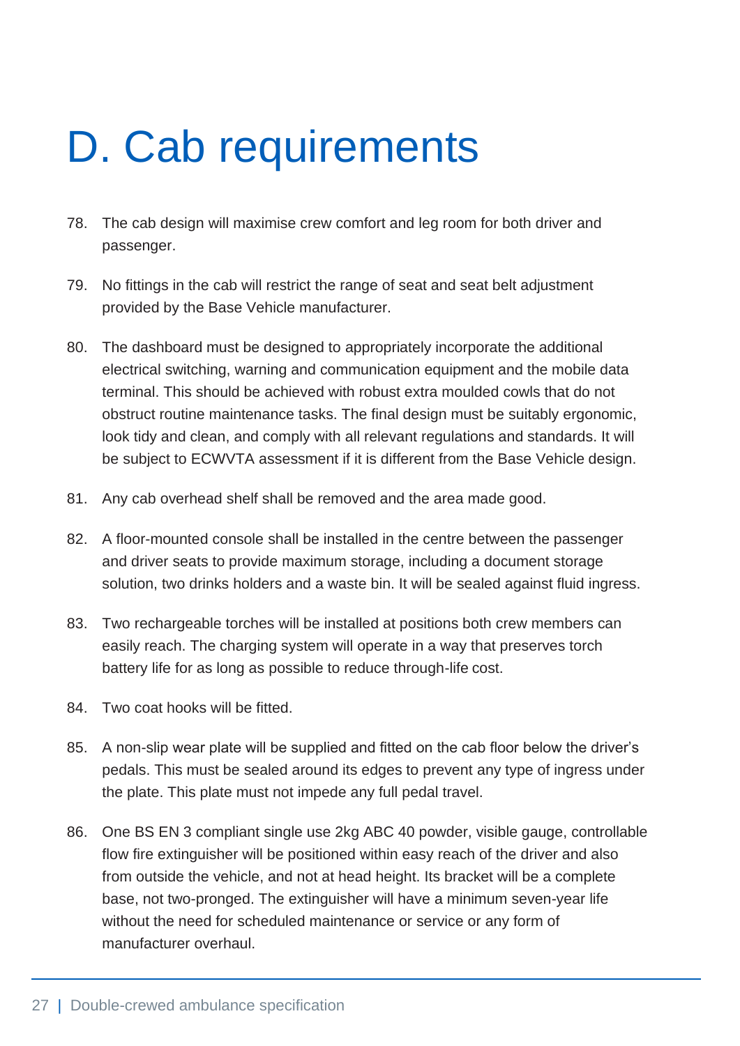# D. Cab requirements

78. The cab design will maximise crew comfort and leg room for both driver and passenger.

79. No fittings in the cab will restrict the range of seat and seat belt adjustment provided by the Base Vehicle manufacturer.

80. The dashboard must be designed to appropriately incorporate the additional electrical switching, warning and communication equipment and the mobile data terminal. This should be achieved with robust extra moulded cowls that do not obstruct routine maintenance tasks. The final design must be suitably ergonomic, look tidy and clean, and comply with all relevant regulations and standards. It will be subject to ECWVTA assessment if it is different from the Base Vehicle design.

81. Any cab overhead shelf shall be removed and the area made good.

82. A floor-mounted console shall be installed in the centre between the passenger and driver seats to provide maximum storage, including a document storage solution, two drinks holders and a waste bin. It will be sealed against fluid ingress.

83. Two rechargeable torches will be installed at positions both crew members can easily reach. The charging system will operate in a way that preserves torch battery life for as long as possible to reduce through-life cost.

84. Two coat hooks will be fitted.

85. A non-slip wear plate will be supplied and fitted on the cab floor below the driver's pedals. This must be sealed around its edges to prevent any type of ingress under the plate. This plate must not impede any full pedal travel.

86. One BS EN 3 compliant single use 2kg ABC 40 powder, visible gauge, controllable flow fire extinguisher will be positioned within easy reach of the driver and also from outside the vehicle, and not at head height. Its bracket will be a complete base, not two-pronged. The extinguisher will have a minimum seven-year life without the need for scheduled maintenance or service or any form of manufacturer overhaul.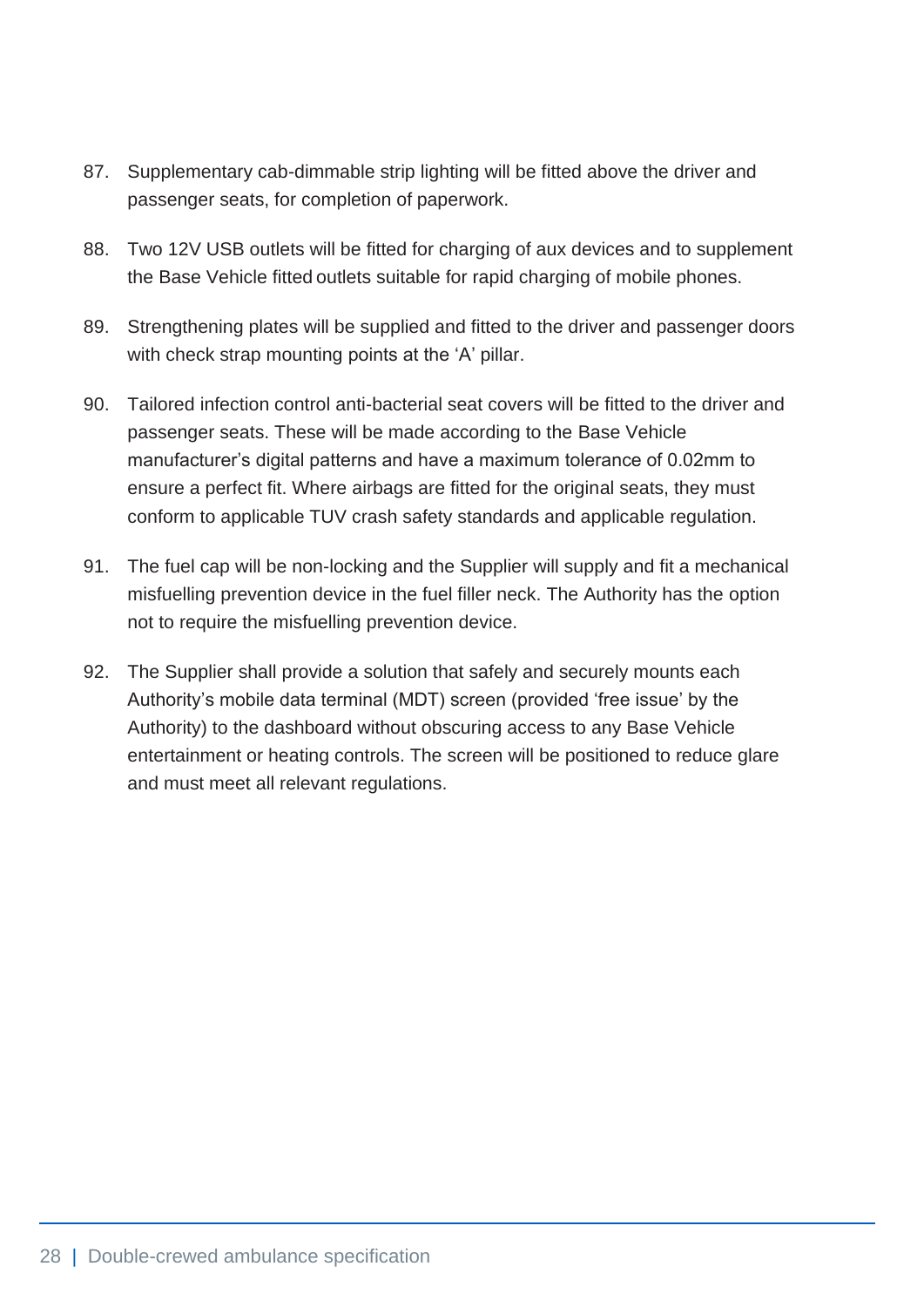87. Supplementary cab-dimmable strip lighting will be fitted above the driver and passenger seats, for completion of paperwork.

88. Two 12V USB outlets will be fitted for charging of aux devices and to supplement the Base Vehicle fitted outlets suitable for rapid charging of mobile phones.

89. Strengthening plates will be supplied and fitted to the driver and passenger doors with check strap mounting points at the 'A' pillar.

90. Tailored infection control anti-bacterial seat covers will be fitted to the driver and passenger seats. These will be made according to the Base Vehicle manufacturer's digital patterns and have a maximum tolerance of 0.02mm to ensure a perfect fit. Where airbags are fitted for the original seats, they must conform to applicable TUV crash safety standards and applicable regulation.

91. The fuel cap will be non-locking and the Supplier will supply and fit a mechanical misfuelling prevention device in the fuel filler neck. The Authority has the option not to require the misfuelling prevention device.

92. The Supplier shall provide a solution that safely and securely mounts each Authority's mobile data terminal (MDT) screen (provided 'free issue' by the Authority) to the dashboard without obscuring access to any Base Vehicle entertainment or heating controls. The screen will be positioned to reduce glare and must meet all relevant regulations.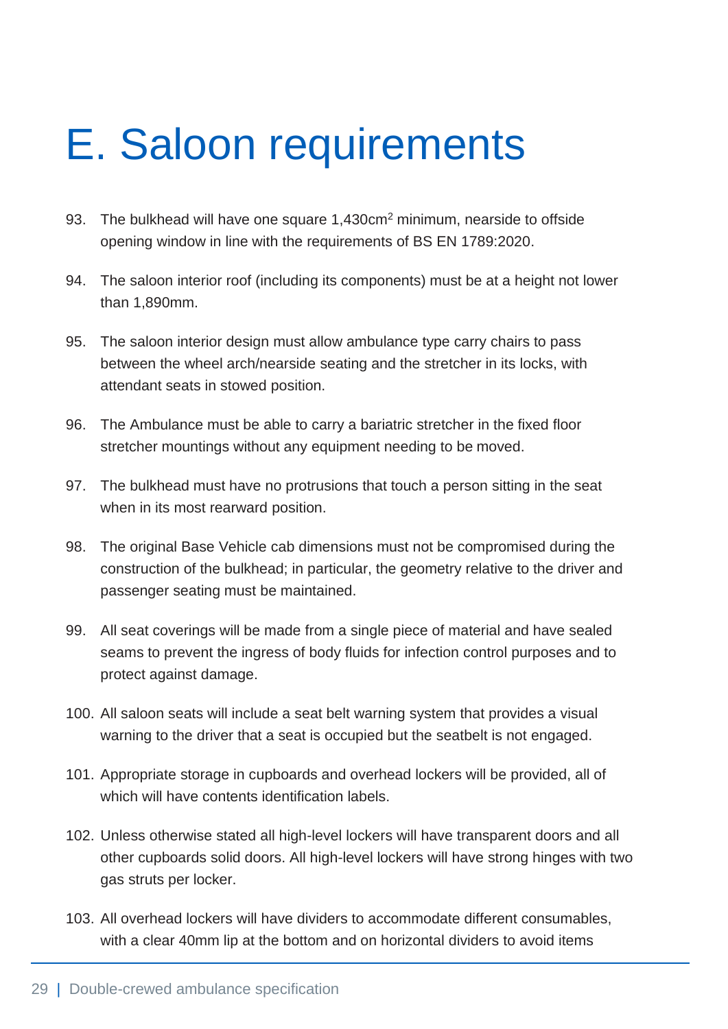# E. Saloon requirements

93. The bulkhead will have one square 1,430cm$^2$ minimum, nearside to offside opening window in line with the requirements of BS EN 1789:2020.

94. The saloon interior roof (including its components) must be at a height not lower than 1,890mm.

95. The saloon interior design must allow ambulance type carry chairs to pass between the wheel arch/nearside seating and the stretcher in its locks, with attendant seats in stowed position.

96. The Ambulance must be able to carry a bariatric stretcher in the fixed floor stretcher mountings without any equipment needing to be moved.

97. The bulkhead must have no protrusions that touch a person sitting in the seat when in its most rearward position.

98. The original Base Vehicle cab dimensions must not be compromised during the construction of the bulkhead; in particular, the geometry relative to the driver and passenger seating must be maintained.

99. All seat coverings will be made from a single piece of material and have sealed seams to prevent the ingress of body fluids for infection control purposes and to protect against damage.

100. All saloon seats will include a seat belt warning system that provides a visual warning to the driver that a seat is occupied but the seatbelt is not engaged.

101. Appropriate storage in cupboards and overhead lockers will be provided, all of which will have contents identification labels.

102. Unless otherwise stated all high-level lockers will have transparent doors and all other cupboards solid doors. All high-level lockers will have strong hinges with two gas struts per locker.

103. All overhead lockers will have dividers to accommodate different consumables, with a clear 40mm lip at the bottom and on horizontal dividers to avoid items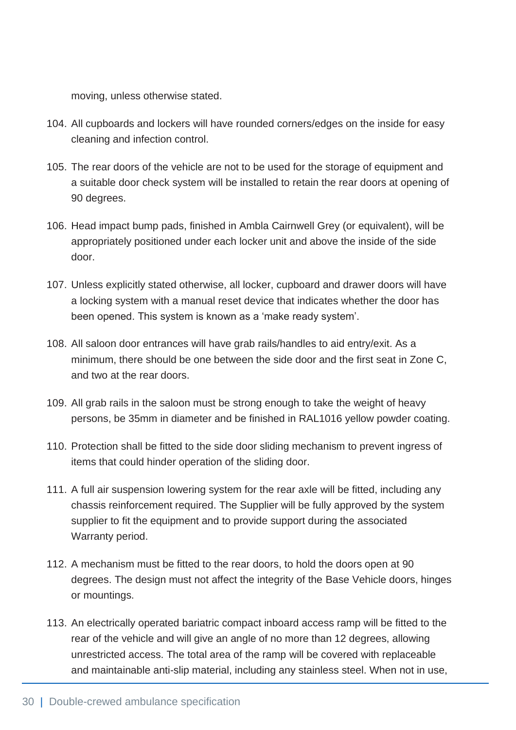moving, unless otherwise stated.

104. All cupboards and lockers will have rounded corners/edges on the inside for easy cleaning and infection control.

105. The rear doors of the vehicle are not to be used for the storage of equipment and a suitable door check system will be installed to retain the rear doors at opening of 90 degrees.

106. Head impact bump pads, finished in Ambla Cairnwell Grey (or equivalent), will be appropriately positioned under each locker unit and above the inside of the side door.

107. Unless explicitly stated otherwise, all locker, cupboard and drawer doors will have a locking system with a manual reset device that indicates whether the door has been opened. This system is known as a 'make ready system'.

108. All saloon door entrances will have grab rails/handles to aid entry/exit. As a minimum, there should be one between the side door and the first seat in Zone C, and two at the rear doors.

109. All grab rails in the saloon must be strong enough to take the weight of heavy persons, be 35mm in diameter and be finished in RAL1016 yellow powder coating.

110. Protection shall be fitted to the side door sliding mechanism to prevent ingress of items that could hinder operation of the sliding door.

111. A full air suspension lowering system for the rear axle will be fitted, including any chassis reinforcement required. The Supplier will be fully approved by the system supplier to fit the equipment and to provide support during the associated Warranty period.

112. A mechanism must be fitted to the rear doors, to hold the doors open at 90 degrees. The design must not affect the integrity of the Base Vehicle doors, hinges or mountings.

113. An electrically operated bariatric compact inboard access ramp will be fitted to the rear of the vehicle and will give an angle of no more than 12 degrees, allowing unrestricted access. The total area of the ramp will be covered with replaceable and maintainable anti-slip material, including any stainless steel. When not in use,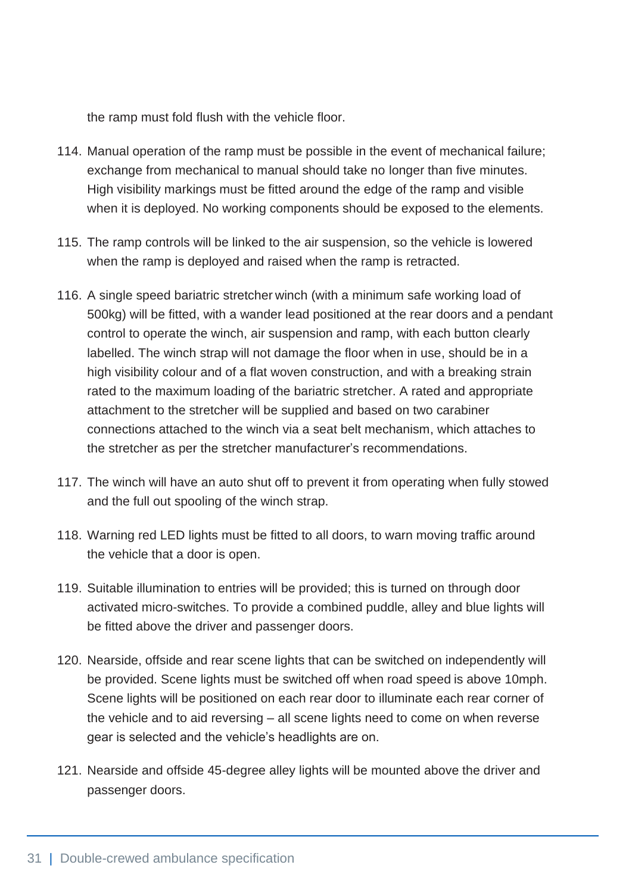the ramp must fold flush with the vehicle floor.

114. Manual operation of the ramp must be possible in the event of mechanical failure; exchange from mechanical to manual should take no longer than five minutes. High visibility markings must be fitted around the edge of the ramp and visible when it is deployed. No working components should be exposed to the elements.

115. The ramp controls will be linked to the air suspension, so the vehicle is lowered when the ramp is deployed and raised when the ramp is retracted.

116. A single speed bariatric stretcher winch (with a minimum safe working load of 500kg) will be fitted, with a wander lead positioned at the rear doors and a pendant control to operate the winch, air suspension and ramp, with each button clearly labelled. The winch strap will not damage the floor when in use, should be in a high visibility colour and of a flat woven construction, and with a breaking strain rated to the maximum loading of the bariatric stretcher. A rated and appropriate attachment to the stretcher will be supplied and based on two carabiner connections attached to the winch via a seat belt mechanism, which attaches to the stretcher as per the stretcher manufacturer's recommendations.

117. The winch will have an auto shut off to prevent it from operating when fully stowed and the full out spooling of the winch strap.

118. Warning red LED lights must be fitted to all doors, to warn moving traffic around the vehicle that a door is open.

119. Suitable illumination to entries will be provided; this is turned on through door activated micro-switches. To provide a combined puddle, alley and blue lights will be fitted above the driver and passenger doors.

120. Nearside, offside and rear scene lights that can be switched on independently will be provided. Scene lights must be switched off when road speed is above 10mph. Scene lights will be positioned on each rear door to illuminate each rear corner of the vehicle and to aid reversing – all scene lights need to come on when reverse gear is selected and the vehicle's headlights are on.

121. Nearside and offside 45-degree alley lights will be mounted above the driver and passenger doors.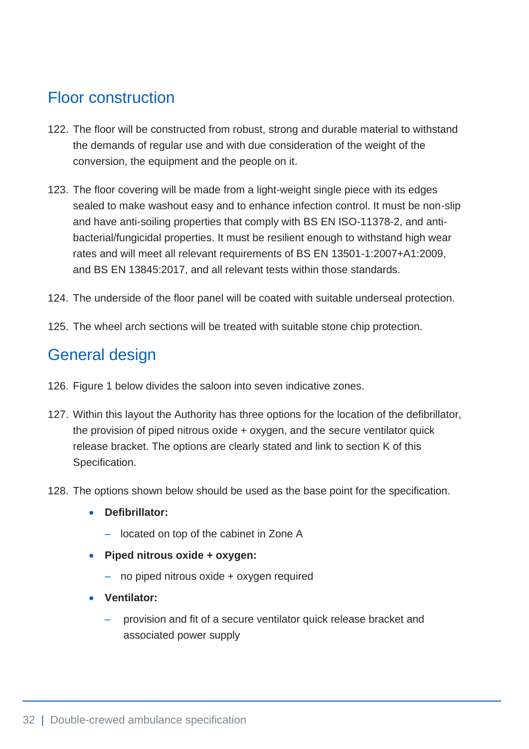## Floor construction

122. The floor will be constructed from robust, strong and durable material to withstand the demands of regular use and with due consideration of the weight of the conversion, the equipment and the people on it.

123. The floor covering will be made from a light-weight single piece with its edges sealed to make washout easy and to enhance infection control. It must be non-slip and have anti-soiling properties that comply with BS EN ISO-11378-2, and anti-bacterial/fungicidal properties. It must be resilient enough to withstand high wear rates and will meet all relevant requirements of BS EN 13501-1:2007+A1:2009, and BS EN 13845:2017, and all relevant tests within those standards.

124. The underside of the floor panel will be coated with suitable underseal protection.

125. The wheel arch sections will be treated with suitable stone chip protection.

## General design

126. Figure 1 below divides the saloon into seven indicative zones.

127. Within this layout the Authority has three options for the location of the defibrillator, the provision of piped nitrous oxide + oxygen, and the secure ventilator quick release bracket. The options are clearly stated and link to section K of this Specification.

128. The options shown below should be used as the base point for the specification.

- **Defibrillator:**
  - located on top of the cabinet in Zone A
- **Piped nitrous oxide + oxygen:**
  - no piped nitrous oxide + oxygen required
- **Ventilator:**
  - provision and fit of a secure ventilator quick release bracket and associated power supply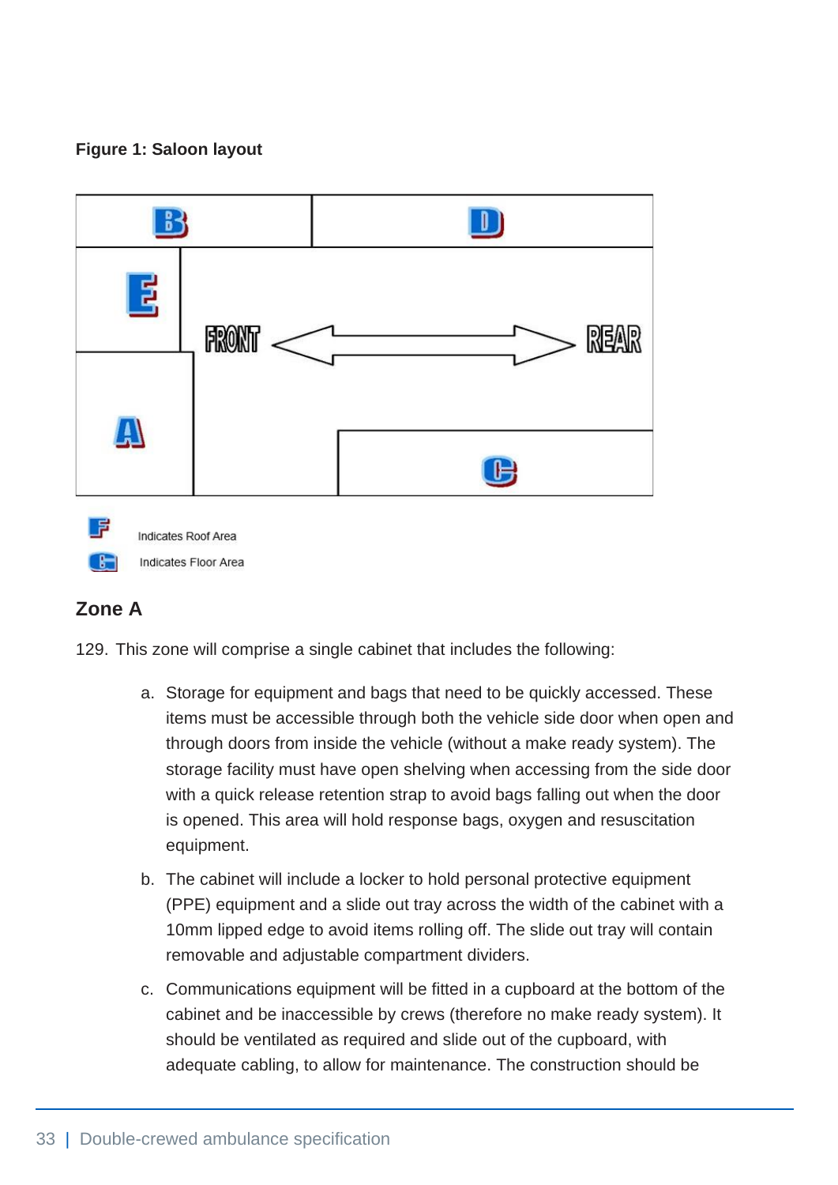**Figure 1: Saloon layout**

B D E FRONT REAR A C

F Indicates Roof Area

G Indicates Floor Area

## Zone A

129. This zone will comprise a single cabinet that includes the following:

   a. Storage for equipment and bags that need to be quickly accessed. These items must be accessible through both the vehicle side door when open and through doors from inside the vehicle (without a make ready system). The storage facility must have open shelving when accessing from the side door with a quick release retention strap to avoid bags falling out when the door is opened. This area will hold response bags, oxygen and resuscitation equipment.

   b. The cabinet will include a locker to hold personal protective equipment (PPE) equipment and a slide out tray across the width of the cabinet with a 10mm lipped edge to avoid items rolling off. The slide out tray will contain removable and adjustable compartment dividers.

   c. Communications equipment will be fitted in a cupboard at the bottom of the cabinet and be inaccessible by crews (therefore no make ready system). It should be ventilated as required and slide out of the cupboard, with adequate cabling, to allow for maintenance. The construction should be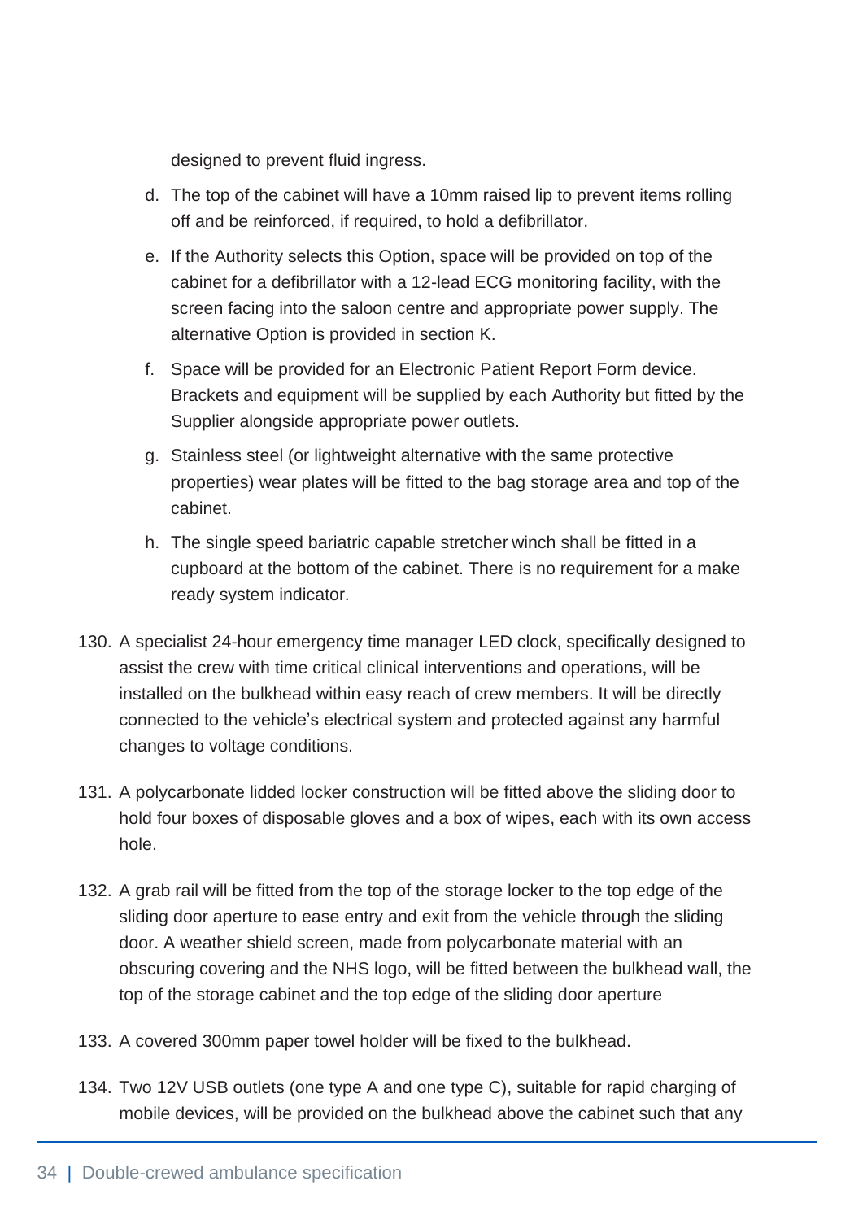designed to prevent fluid ingress.

d. The top of the cabinet will have a 10mm raised lip to prevent items rolling off and be reinforced, if required, to hold a defibrillator.

e. If the Authority selects this Option, space will be provided on top of the cabinet for a defibrillator with a 12-lead ECG monitoring facility, with the screen facing into the saloon centre and appropriate power supply. The alternative Option is provided in section K.

f. Space will be provided for an Electronic Patient Report Form device. Brackets and equipment will be supplied by each Authority but fitted by the Supplier alongside appropriate power outlets.

g. Stainless steel (or lightweight alternative with the same protective properties) wear plates will be fitted to the bag storage area and top of the cabinet.

h. The single speed bariatric capable stretcher winch shall be fitted in a cupboard at the bottom of the cabinet. There is no requirement for a make ready system indicator.

130. A specialist 24-hour emergency time manager LED clock, specifically designed to assist the crew with time critical clinical interventions and operations, will be installed on the bulkhead within easy reach of crew members. It will be directly connected to the vehicle's electrical system and protected against any harmful changes to voltage conditions.

131. A polycarbonate lidded locker construction will be fitted above the sliding door to hold four boxes of disposable gloves and a box of wipes, each with its own access hole.

132. A grab rail will be fitted from the top of the storage locker to the top edge of the sliding door aperture to ease entry and exit from the vehicle through the sliding door. A weather shield screen, made from polycarbonate material with an obscuring covering and the NHS logo, will be fitted between the bulkhead wall, the top of the storage cabinet and the top edge of the sliding door aperture

133. A covered 300mm paper towel holder will be fixed to the bulkhead.

134. Two 12V USB outlets (one type A and one type C), suitable for rapid charging of mobile devices, will be provided on the bulkhead above the cabinet such that any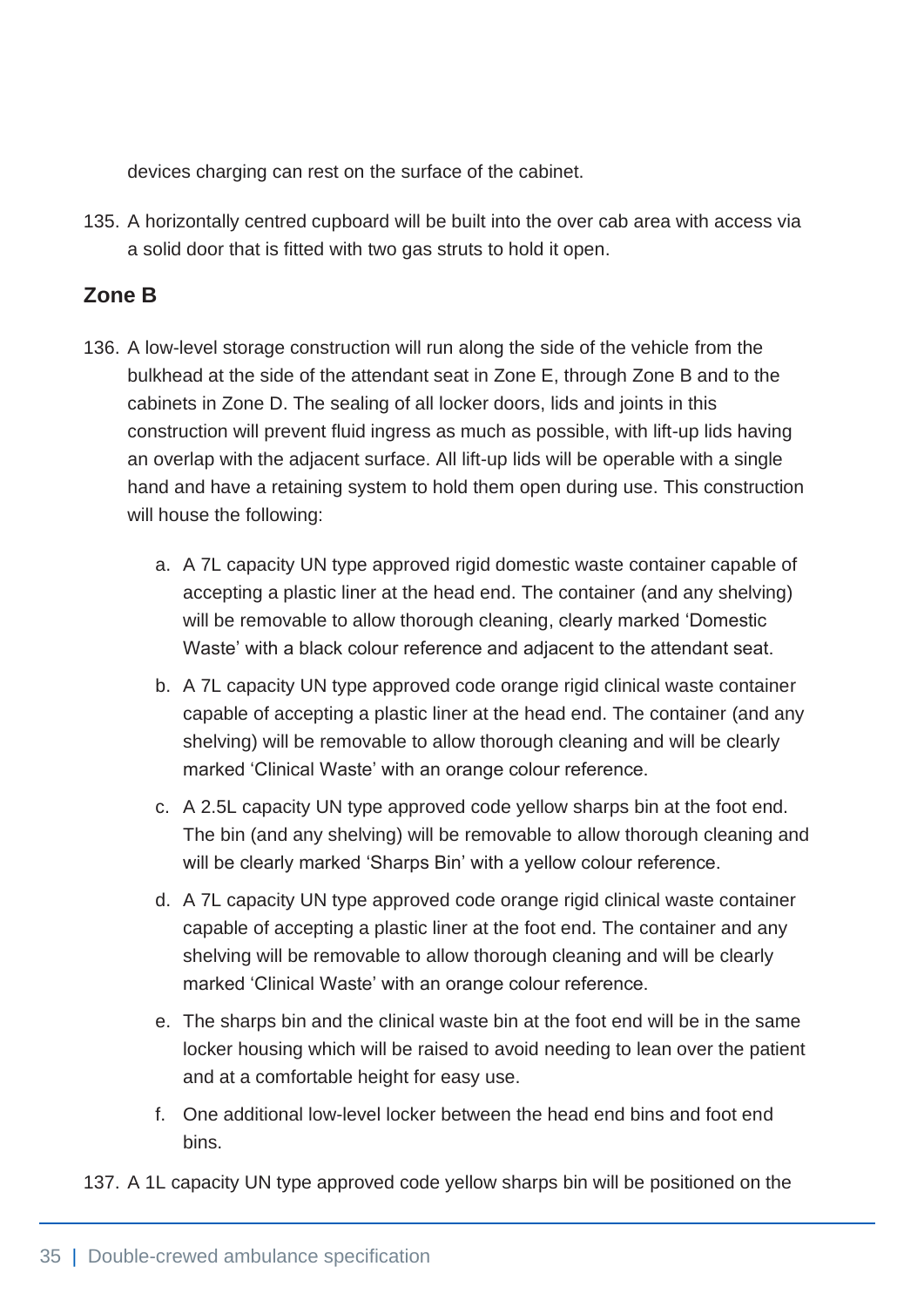devices charging can rest on the surface of the cabinet.

135. A horizontally centred cupboard will be built into the over cab area with access via a solid door that is fitted with two gas struts to hold it open.

### Zone B

136. A low-level storage construction will run along the side of the vehicle from the bulkhead at the side of the attendant seat in Zone E, through Zone B and to the cabinets in Zone D. The sealing of all locker doors, lids and joints in this construction will prevent fluid ingress as much as possible, with lift-up lids having an overlap with the adjacent surface. All lift-up lids will be operable with a single hand and have a retaining system to hold them open during use. This construction will house the following:

    a. A 7L capacity UN type approved rigid domestic waste container capable of accepting a plastic liner at the head end. The container (and any shelving) will be removable to allow thorough cleaning, clearly marked 'Domestic Waste' with a black colour reference and adjacent to the attendant seat.

    b. A 7L capacity UN type approved code orange rigid clinical waste container capable of accepting a plastic liner at the head end. The container (and any shelving) will be removable to allow thorough cleaning and will be clearly marked 'Clinical Waste' with an orange colour reference.

    c. A 2.5L capacity UN type approved code yellow sharps bin at the foot end. The bin (and any shelving) will be removable to allow thorough cleaning and will be clearly marked 'Sharps Bin' with a yellow colour reference.

    d. A 7L capacity UN type approved code orange rigid clinical waste container capable of accepting a plastic liner at the foot end. The container and any shelving will be removable to allow thorough cleaning and will be clearly marked 'Clinical Waste' with an orange colour reference.

    e. The sharps bin and the clinical waste bin at the foot end will be in the same locker housing which will be raised to avoid needing to lean over the patient and at a comfortable height for easy use.

    f. One additional low-level locker between the head end bins and foot end bins.

137. A 1L capacity UN type approved code yellow sharps bin will be positioned on the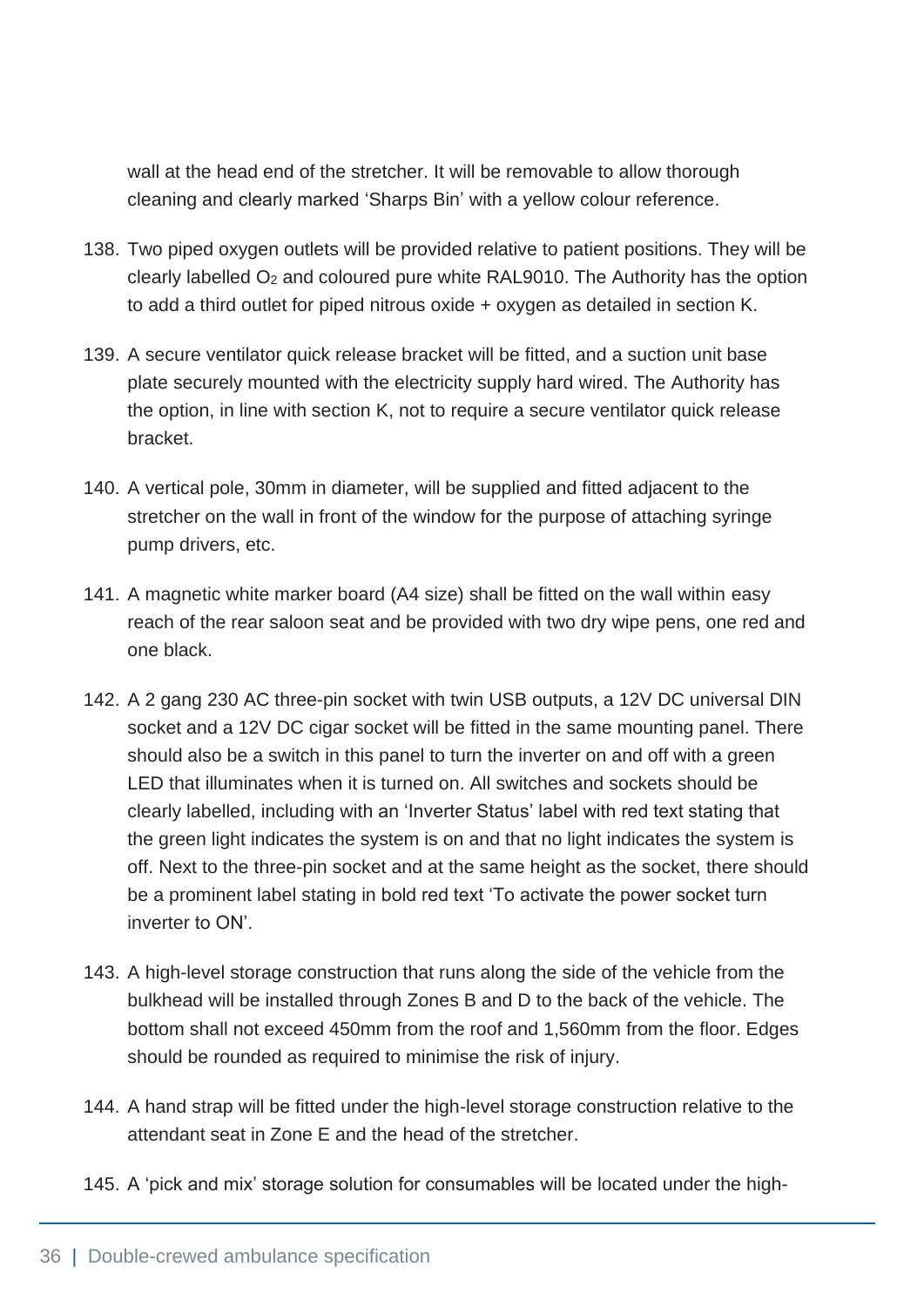wall at the head end of the stretcher. It will be removable to allow thorough cleaning and clearly marked 'Sharps Bin' with a yellow colour reference.

138. Two piped oxygen outlets will be provided relative to patient positions. They will be clearly labelled $O_2$ and coloured pure white RAL9010. The Authority has the option to add a third outlet for piped nitrous oxide + oxygen as detailed in section K.

139. A secure ventilator quick release bracket will be fitted, and a suction unit base plate securely mounted with the electricity supply hard wired. The Authority has the option, in line with section K, not to require a secure ventilator quick release bracket.

140. A vertical pole, 30mm in diameter, will be supplied and fitted adjacent to the stretcher on the wall in front of the window for the purpose of attaching syringe pump drivers, etc.

141. A magnetic white marker board (A4 size) shall be fitted on the wall within easy reach of the rear saloon seat and be provided with two dry wipe pens, one red and one black.

142. A 2 gang 230 AC three-pin socket with twin USB outputs, a 12V DC universal DIN socket and a 12V DC cigar socket will be fitted in the same mounting panel. There should also be a switch in this panel to turn the inverter on and off with a green LED that illuminates when it is turned on. All switches and sockets should be clearly labelled, including with an 'Inverter Status' label with red text stating that the green light indicates the system is on and that no light indicates the system is off. Next to the three-pin socket and at the same height as the socket, there should be a prominent label stating in bold red text 'To activate the power socket turn inverter to ON'.

143. A high-level storage construction that runs along the side of the vehicle from the bulkhead will be installed through Zones B and D to the back of the vehicle. The bottom shall not exceed 450mm from the roof and 1,560mm from the floor. Edges should be rounded as required to minimise the risk of injury.

144. A hand strap will be fitted under the high-level storage construction relative to the attendant seat in Zone E and the head of the stretcher.

145. A 'pick and mix' storage solution for consumables will be located under the high-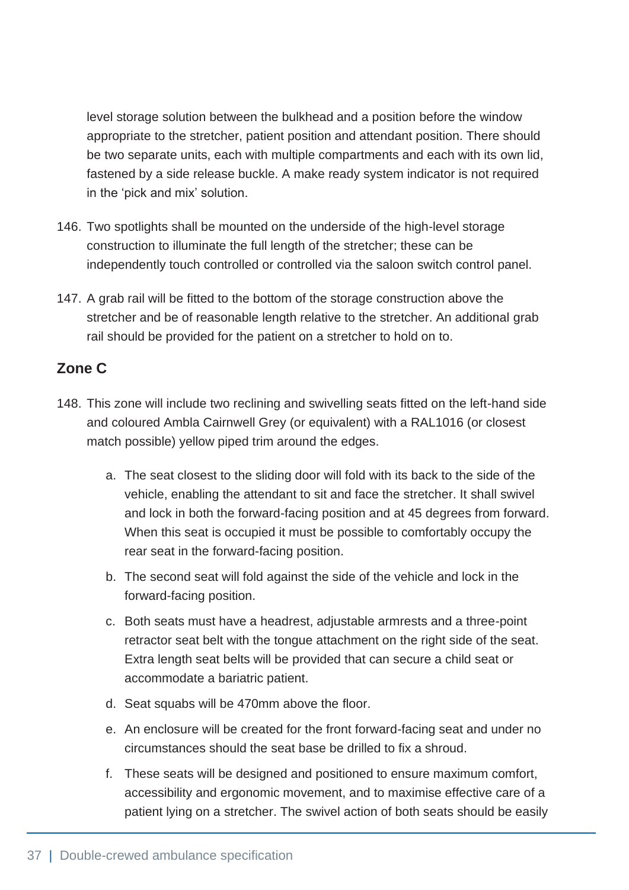level storage solution between the bulkhead and a position before the window appropriate to the stretcher, patient position and attendant position. There should be two separate units, each with multiple compartments and each with its own lid, fastened by a side release buckle. A make ready system indicator is not required in the 'pick and mix' solution.

146. Two spotlights shall be mounted on the underside of the high-level storage construction to illuminate the full length of the stretcher; these can be independently touch controlled or controlled via the saloon switch control panel.

147. A grab rail will be fitted to the bottom of the storage construction above the stretcher and be of reasonable length relative to the stretcher. An additional grab rail should be provided for the patient on a stretcher to hold on to.

### Zone C

148. This zone will include two reclining and swivelling seats fitted on the left-hand side and coloured Ambla Cairnwell Grey (or equivalent) with a RAL1016 (or closest match possible) yellow piped trim around the edges.

    a. The seat closest to the sliding door will fold with its back to the side of the vehicle, enabling the attendant to sit and face the stretcher. It shall swivel and lock in both the forward-facing position and at 45 degrees from forward. When this seat is occupied it must be possible to comfortably occupy the rear seat in the forward-facing position.

    b. The second seat will fold against the side of the vehicle and lock in the forward-facing position.

    c. Both seats must have a headrest, adjustable armrests and a three-point retractor seat belt with the tongue attachment on the right side of the seat. Extra length seat belts will be provided that can secure a child seat or accommodate a bariatric patient.

    d. Seat squabs will be 470mm above the floor.

    e. An enclosure will be created for the front forward-facing seat and under no circumstances should the seat base be drilled to fix a shroud.

    f. These seats will be designed and positioned to ensure maximum comfort, accessibility and ergonomic movement, and to maximise effective care of a patient lying on a stretcher. The swivel action of both seats should be easily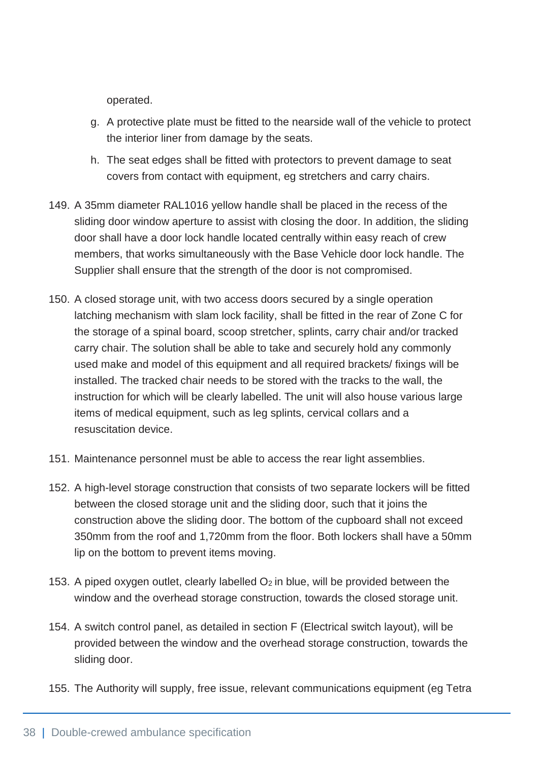operated.

g. A protective plate must be fitted to the nearside wall of the vehicle to protect the interior liner from damage by the seats.

h. The seat edges shall be fitted with protectors to prevent damage to seat covers from contact with equipment, eg stretchers and carry chairs.

149. A 35mm diameter RAL1016 yellow handle shall be placed in the recess of the sliding door window aperture to assist with closing the door. In addition, the sliding door shall have a door lock handle located centrally within easy reach of crew members, that works simultaneously with the Base Vehicle door lock handle. The Supplier shall ensure that the strength of the door is not compromised.

150. A closed storage unit, with two access doors secured by a single operation latching mechanism with slam lock facility, shall be fitted in the rear of Zone C for the storage of a spinal board, scoop stretcher, splints, carry chair and/or tracked carry chair. The solution shall be able to take and securely hold any commonly used make and model of this equipment and all required brackets/ fixings will be installed. The tracked chair needs to be stored with the tracks to the wall, the instruction for which will be clearly labelled. The unit will also house various large items of medical equipment, such as leg splints, cervical collars and a resuscitation device.

151. Maintenance personnel must be able to access the rear light assemblies.

152. A high-level storage construction that consists of two separate lockers will be fitted between the closed storage unit and the sliding door, such that it joins the construction above the sliding door. The bottom of the cupboard shall not exceed 350mm from the roof and 1,720mm from the floor. Both lockers shall have a 50mm lip on the bottom to prevent items moving.

153. A piped oxygen outlet, clearly labelled $O_2$ in blue, will be provided between the window and the overhead storage construction, towards the closed storage unit.

154. A switch control panel, as detailed in section F (Electrical switch layout), will be provided between the window and the overhead storage construction, towards the sliding door.

155. The Authority will supply, free issue, relevant communications equipment (eg Tetra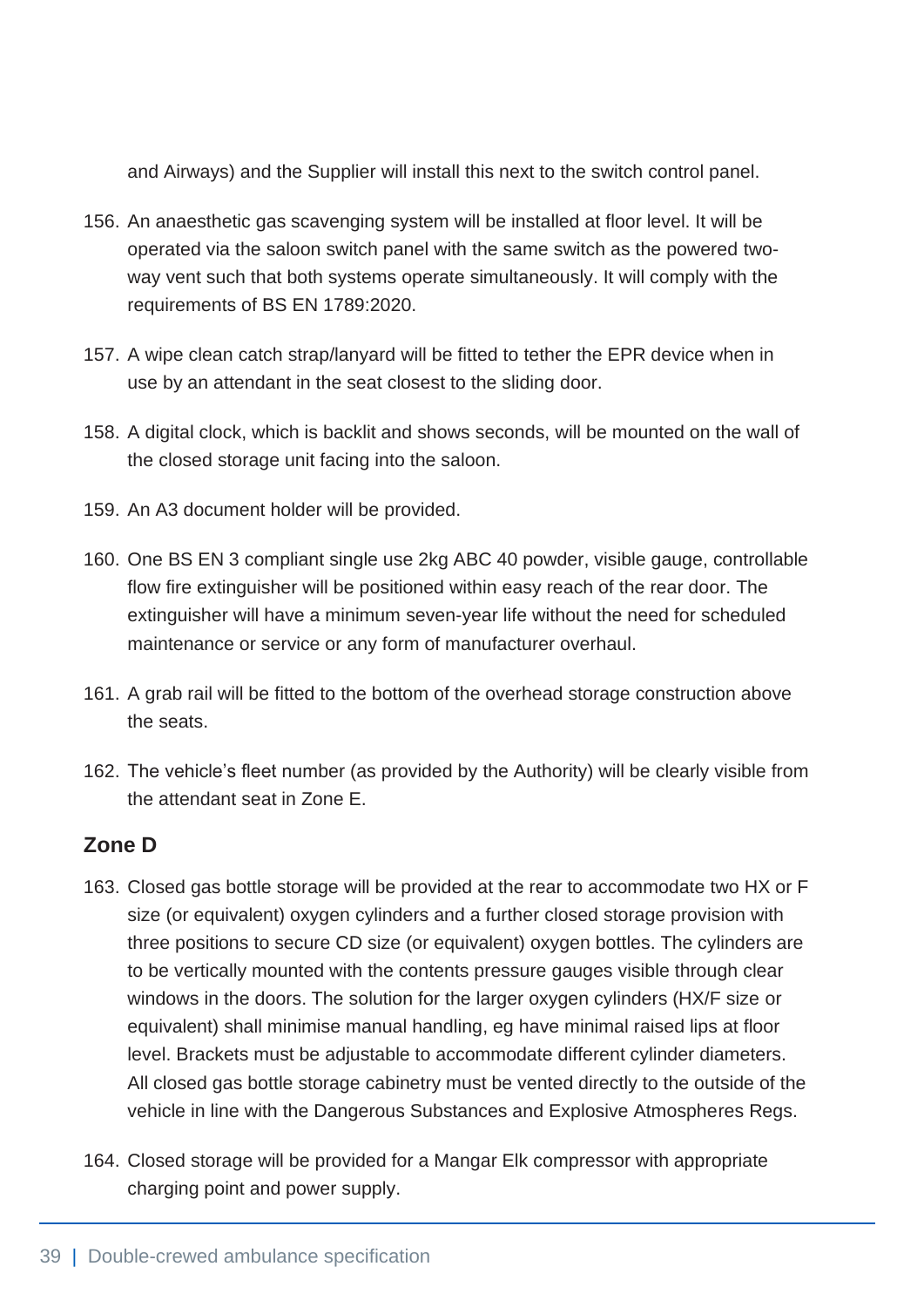and Airways) and the Supplier will install this next to the switch control panel.

156. An anaesthetic gas scavenging system will be installed at floor level. It will be operated via the saloon switch panel with the same switch as the powered two-way vent such that both systems operate simultaneously. It will comply with the requirements of BS EN 1789:2020.

157. A wipe clean catch strap/lanyard will be fitted to tether the EPR device when in use by an attendant in the seat closest to the sliding door.

158. A digital clock, which is backlit and shows seconds, will be mounted on the wall of the closed storage unit facing into the saloon.

159. An A3 document holder will be provided.

160. One BS EN 3 compliant single use 2kg ABC 40 powder, visible gauge, controllable flow fire extinguisher will be positioned within easy reach of the rear door. The extinguisher will have a minimum seven-year life without the need for scheduled maintenance or service or any form of manufacturer overhaul.

161. A grab rail will be fitted to the bottom of the overhead storage construction above the seats.

162. The vehicle's fleet number (as provided by the Authority) will be clearly visible from the attendant seat in Zone E.

### Zone D

163. Closed gas bottle storage will be provided at the rear to accommodate two HX or F size (or equivalent) oxygen cylinders and a further closed storage provision with three positions to secure CD size (or equivalent) oxygen bottles. The cylinders are to be vertically mounted with the contents pressure gauges visible through clear windows in the doors. The solution for the larger oxygen cylinders (HX/F size or equivalent) shall minimise manual handling, eg have minimal raised lips at floor level. Brackets must be adjustable to accommodate different cylinder diameters. All closed gas bottle storage cabinetry must be vented directly to the outside of the vehicle in line with the Dangerous Substances and Explosive Atmospheres Regs.

164. Closed storage will be provided for a Mangar Elk compressor with appropriate charging point and power supply.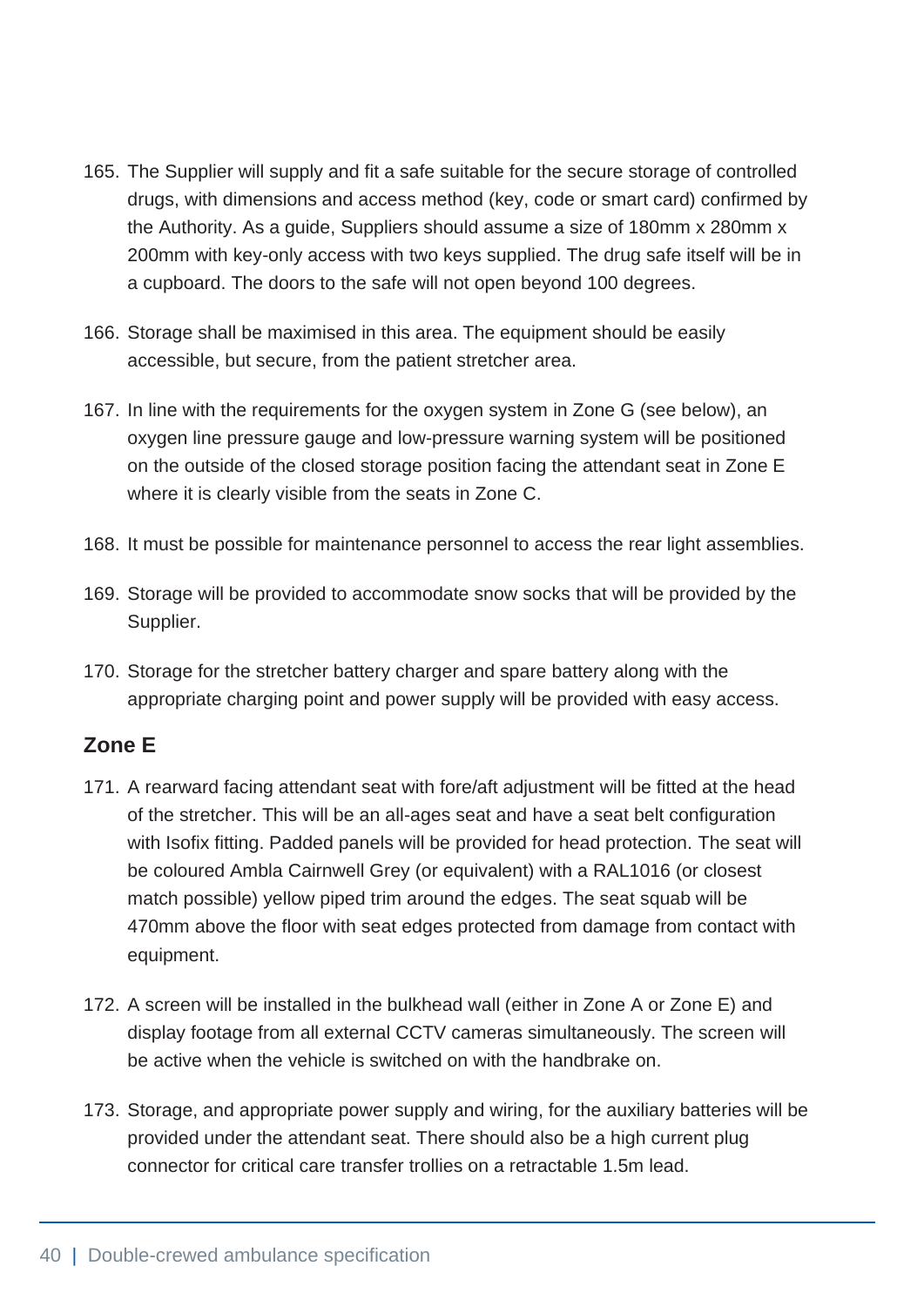165. The Supplier will supply and fit a safe suitable for the secure storage of controlled drugs, with dimensions and access method (key, code or smart card) confirmed by the Authority. As a guide, Suppliers should assume a size of 180mm x 280mm x 200mm with key-only access with two keys supplied. The drug safe itself will be in a cupboard. The doors to the safe will not open beyond 100 degrees.

166. Storage shall be maximised in this area. The equipment should be easily accessible, but secure, from the patient stretcher area.

167. In line with the requirements for the oxygen system in Zone G (see below), an oxygen line pressure gauge and low-pressure warning system will be positioned on the outside of the closed storage position facing the attendant seat in Zone E where it is clearly visible from the seats in Zone C.

168. It must be possible for maintenance personnel to access the rear light assemblies.

169. Storage will be provided to accommodate snow socks that will be provided by the Supplier.

170. Storage for the stretcher battery charger and spare battery along with the appropriate charging point and power supply will be provided with easy access.

### Zone E

171. A rearward facing attendant seat with fore/aft adjustment will be fitted at the head of the stretcher. This will be an all-ages seat and have a seat belt configuration with Isofix fitting. Padded panels will be provided for head protection. The seat will be coloured Ambla Cairnwell Grey (or equivalent) with a RAL1016 (or closest match possible) yellow piped trim around the edges. The seat squab will be 470mm above the floor with seat edges protected from damage from contact with equipment.

172. A screen will be installed in the bulkhead wall (either in Zone A or Zone E) and display footage from all external CCTV cameras simultaneously. The screen will be active when the vehicle is switched on with the handbrake on.

173. Storage, and appropriate power supply and wiring, for the auxiliary batteries will be provided under the attendant seat. There should also be a high current plug connector for critical care transfer trollies on a retractable 1.5m lead.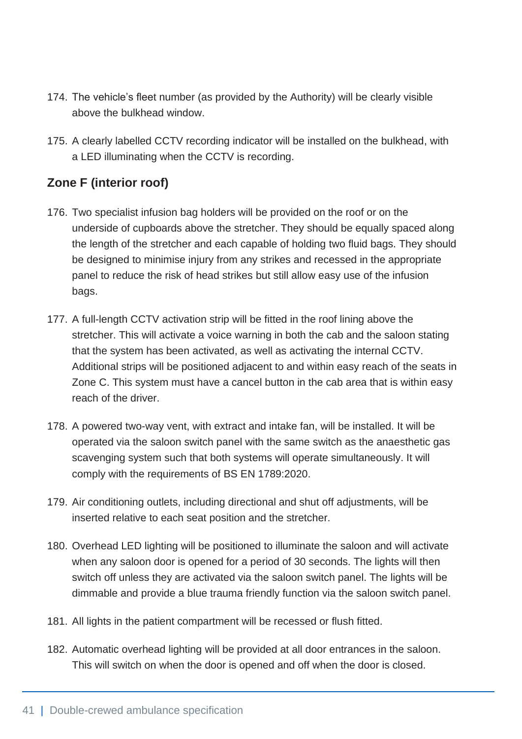174. The vehicle's fleet number (as provided by the Authority) will be clearly visible above the bulkhead window.

175. A clearly labelled CCTV recording indicator will be installed on the bulkhead, with a LED illuminating when the CCTV is recording.

### Zone F (interior roof)

176. Two specialist infusion bag holders will be provided on the roof or on the underside of cupboards above the stretcher. They should be equally spaced along the length of the stretcher and each capable of holding two fluid bags. They should be designed to minimise injury from any strikes and recessed in the appropriate panel to reduce the risk of head strikes but still allow easy use of the infusion bags.

177. A full-length CCTV activation strip will be fitted in the roof lining above the stretcher. This will activate a voice warning in both the cab and the saloon stating that the system has been activated, as well as activating the internal CCTV. Additional strips will be positioned adjacent to and within easy reach of the seats in Zone C. This system must have a cancel button in the cab area that is within easy reach of the driver.

178. A powered two-way vent, with extract and intake fan, will be installed. It will be operated via the saloon switch panel with the same switch as the anaesthetic gas scavenging system such that both systems will operate simultaneously. It will comply with the requirements of BS EN 1789:2020.

179. Air conditioning outlets, including directional and shut off adjustments, will be inserted relative to each seat position and the stretcher.

180. Overhead LED lighting will be positioned to illuminate the saloon and will activate when any saloon door is opened for a period of 30 seconds. The lights will then switch off unless they are activated via the saloon switch panel. The lights will be dimmable and provide a blue trauma friendly function via the saloon switch panel.

181. All lights in the patient compartment will be recessed or flush fitted.

182. Automatic overhead lighting will be provided at all door entrances in the saloon. This will switch on when the door is opened and off when the door is closed.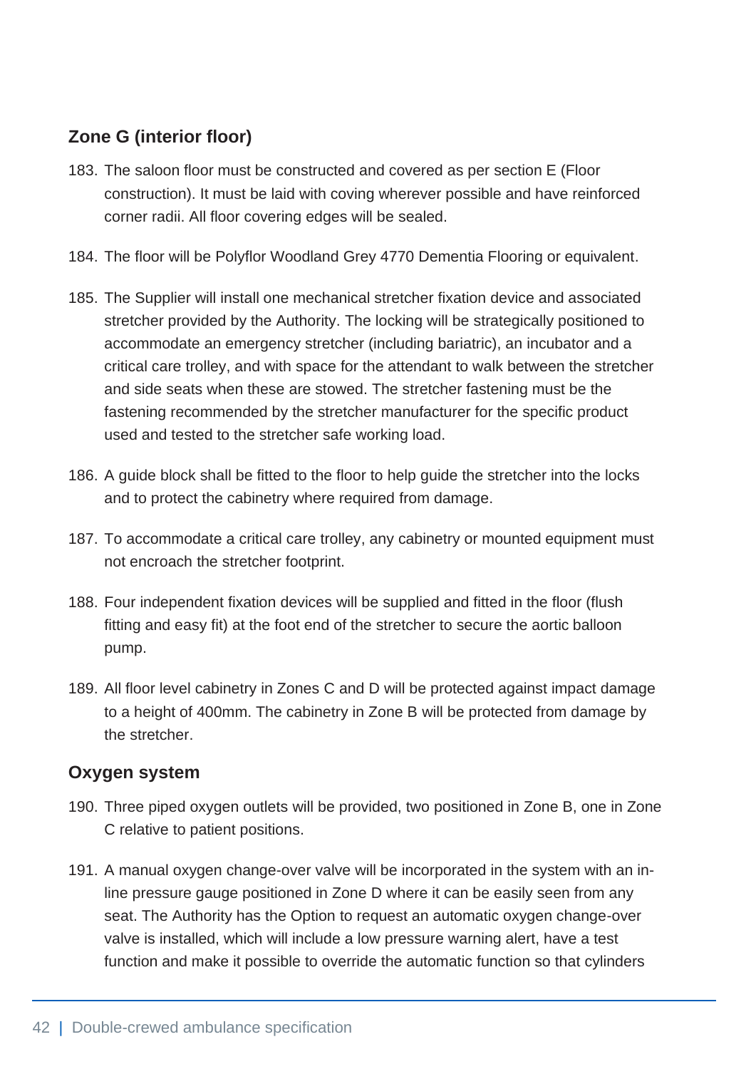## Zone G (interior floor)

183. The saloon floor must be constructed and covered as per section E (Floor construction). It must be laid with coving wherever possible and have reinforced corner radii. All floor covering edges will be sealed.

184. The floor will be Polyflor Woodland Grey 4770 Dementia Flooring or equivalent.

185. The Supplier will install one mechanical stretcher fixation device and associated stretcher provided by the Authority. The locking will be strategically positioned to accommodate an emergency stretcher (including bariatric), an incubator and a critical care trolley, and with space for the attendant to walk between the stretcher and side seats when these are stowed. The stretcher fastening must be the fastening recommended by the stretcher manufacturer for the specific product used and tested to the stretcher safe working load.

186. A guide block shall be fitted to the floor to help guide the stretcher into the locks and to protect the cabinetry where required from damage.

187. To accommodate a critical care trolley, any cabinetry or mounted equipment must not encroach the stretcher footprint.

188. Four independent fixation devices will be supplied and fitted in the floor (flush fitting and easy fit) at the foot end of the stretcher to secure the aortic balloon pump.

189. All floor level cabinetry in Zones C and D will be protected against impact damage to a height of 400mm. The cabinetry in Zone B will be protected from damage by the stretcher.

## Oxygen system

190. Three piped oxygen outlets will be provided, two positioned in Zone B, one in Zone C relative to patient positions.

191. A manual oxygen change-over valve will be incorporated in the system with an in-line pressure gauge positioned in Zone D where it can be easily seen from any seat. The Authority has the Option to request an automatic oxygen change-over valve is installed, which will include a low pressure warning alert, have a test function and make it possible to override the automatic function so that cylinders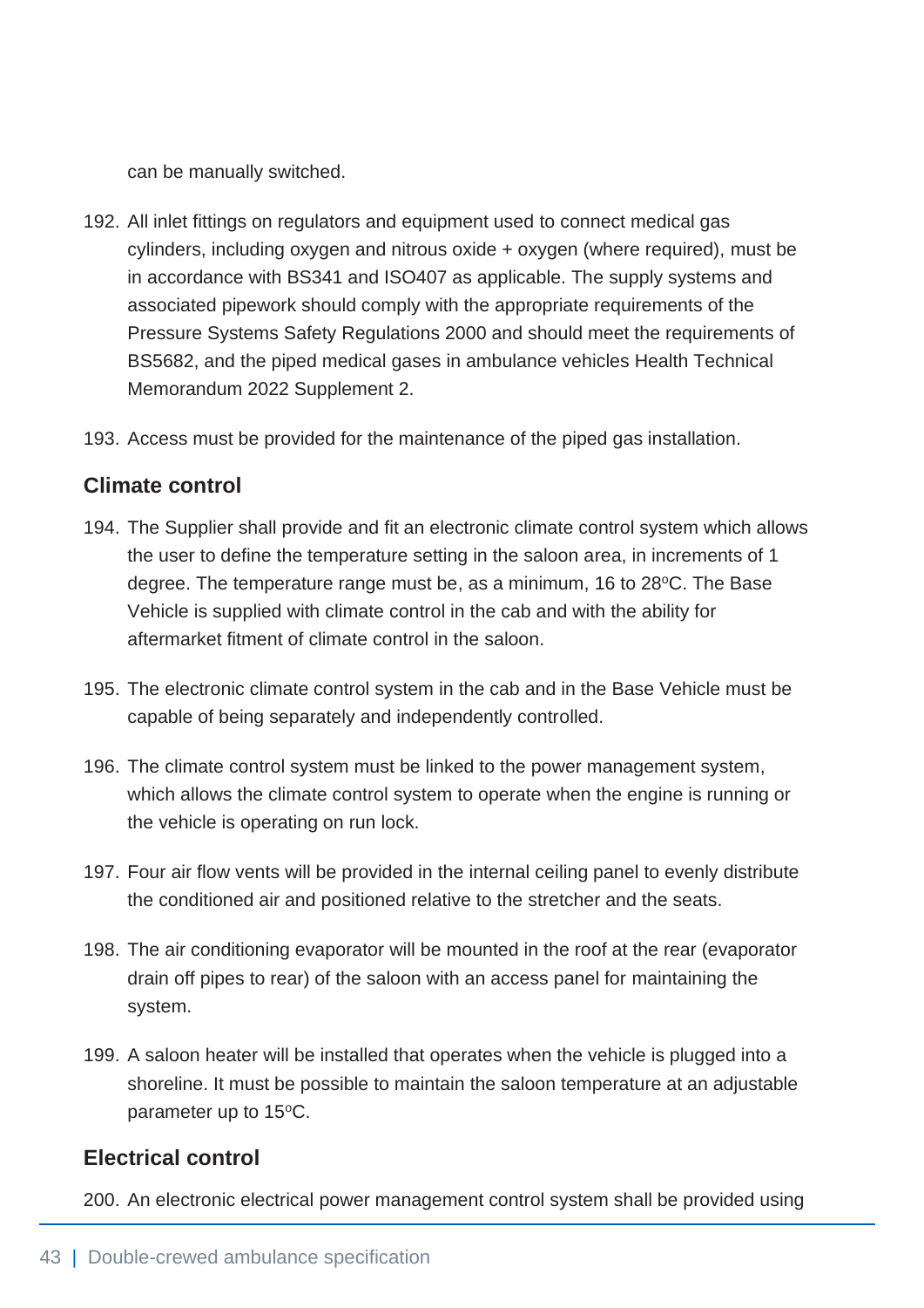can be manually switched.

192. All inlet fittings on regulators and equipment used to connect medical gas cylinders, including oxygen and nitrous oxide + oxygen (where required), must be in accordance with BS341 and ISO407 as applicable. The supply systems and associated pipework should comply with the appropriate requirements of the Pressure Systems Safety Regulations 2000 and should meet the requirements of BS5682, and the piped medical gases in ambulance vehicles Health Technical Memorandum 2022 Supplement 2.

193. Access must be provided for the maintenance of the piped gas installation.

### Climate control

194. The Supplier shall provide and fit an electronic climate control system which allows the user to define the temperature setting in the saloon area, in increments of 1 degree. The temperature range must be, as a minimum, 16 to 28ºC. The Base Vehicle is supplied with climate control in the cab and with the ability for aftermarket fitment of climate control in the saloon.

195. The electronic climate control system in the cab and in the Base Vehicle must be capable of being separately and independently controlled.

196. The climate control system must be linked to the power management system, which allows the climate control system to operate when the engine is running or the vehicle is operating on run lock.

197. Four air flow vents will be provided in the internal ceiling panel to evenly distribute the conditioned air and positioned relative to the stretcher and the seats.

198. The air conditioning evaporator will be mounted in the roof at the rear (evaporator drain off pipes to rear) of the saloon with an access panel for maintaining the system.

199. A saloon heater will be installed that operates when the vehicle is plugged into a shoreline. It must be possible to maintain the saloon temperature at an adjustable parameter up to 15ºC.

### Electrical control

200. An electronic electrical power management control system shall be provided using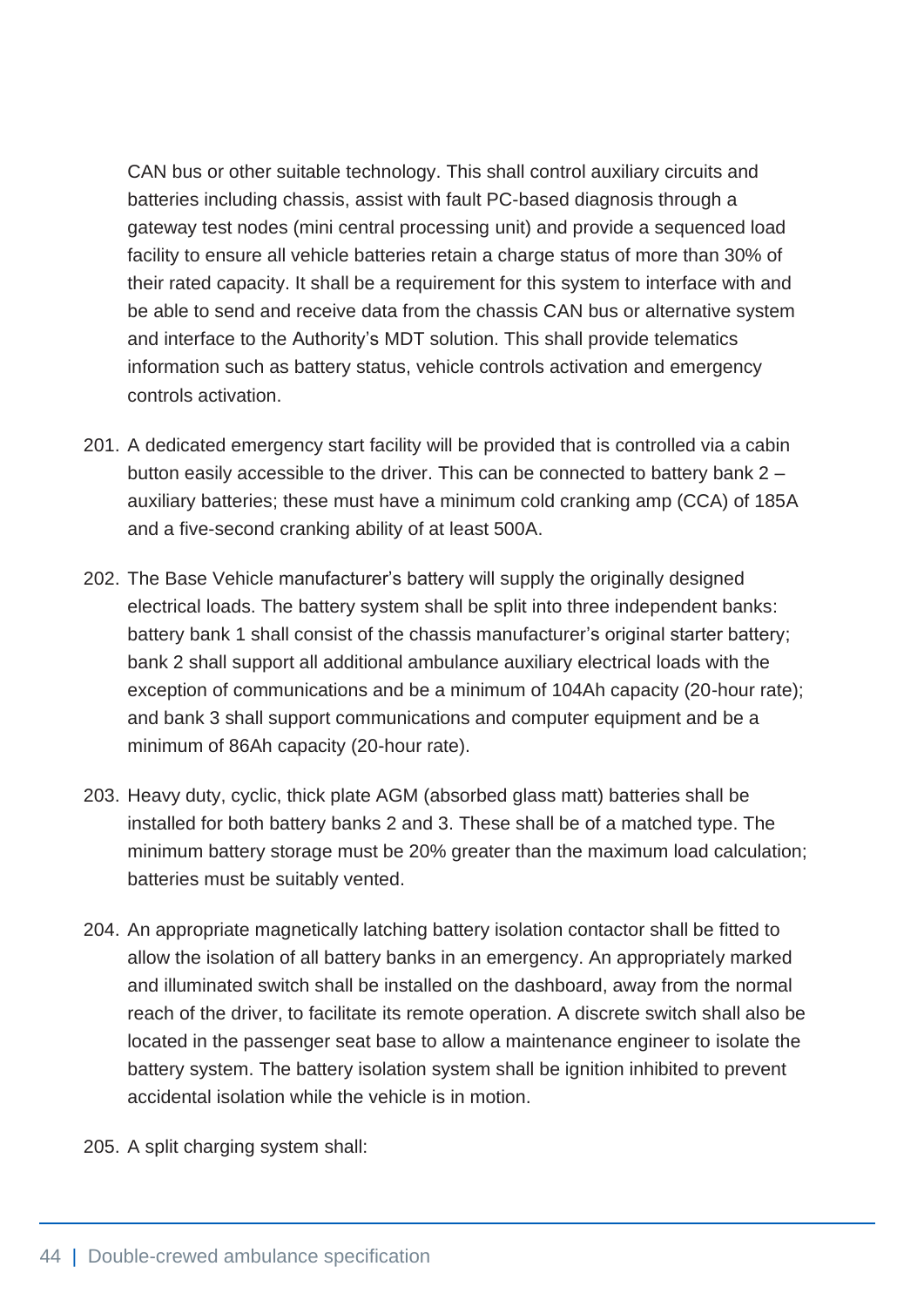CAN bus or other suitable technology. This shall control auxiliary circuits and batteries including chassis, assist with fault PC-based diagnosis through a gateway test nodes (mini central processing unit) and provide a sequenced load facility to ensure all vehicle batteries retain a charge status of more than 30% of their rated capacity. It shall be a requirement for this system to interface with and be able to send and receive data from the chassis CAN bus or alternative system and interface to the Authority's MDT solution. This shall provide telematics information such as battery status, vehicle controls activation and emergency controls activation.

201. A dedicated emergency start facility will be provided that is controlled via a cabin button easily accessible to the driver. This can be connected to battery bank 2 – auxiliary batteries; these must have a minimum cold cranking amp (CCA) of 185A and a five-second cranking ability of at least 500A.

202. The Base Vehicle manufacturer's battery will supply the originally designed electrical loads. The battery system shall be split into three independent banks: battery bank 1 shall consist of the chassis manufacturer's original starter battery; bank 2 shall support all additional ambulance auxiliary electrical loads with the exception of communications and be a minimum of 104Ah capacity (20-hour rate); and bank 3 shall support communications and computer equipment and be a minimum of 86Ah capacity (20-hour rate).

203. Heavy duty, cyclic, thick plate AGM (absorbed glass matt) batteries shall be installed for both battery banks 2 and 3. These shall be of a matched type. The minimum battery storage must be 20% greater than the maximum load calculation; batteries must be suitably vented.

204. An appropriate magnetically latching battery isolation contactor shall be fitted to allow the isolation of all battery banks in an emergency. An appropriately marked and illuminated switch shall be installed on the dashboard, away from the normal reach of the driver, to facilitate its remote operation. A discrete switch shall also be located in the passenger seat base to allow a maintenance engineer to isolate the battery system. The battery isolation system shall be ignition inhibited to prevent accidental isolation while the vehicle is in motion.

205. A split charging system shall: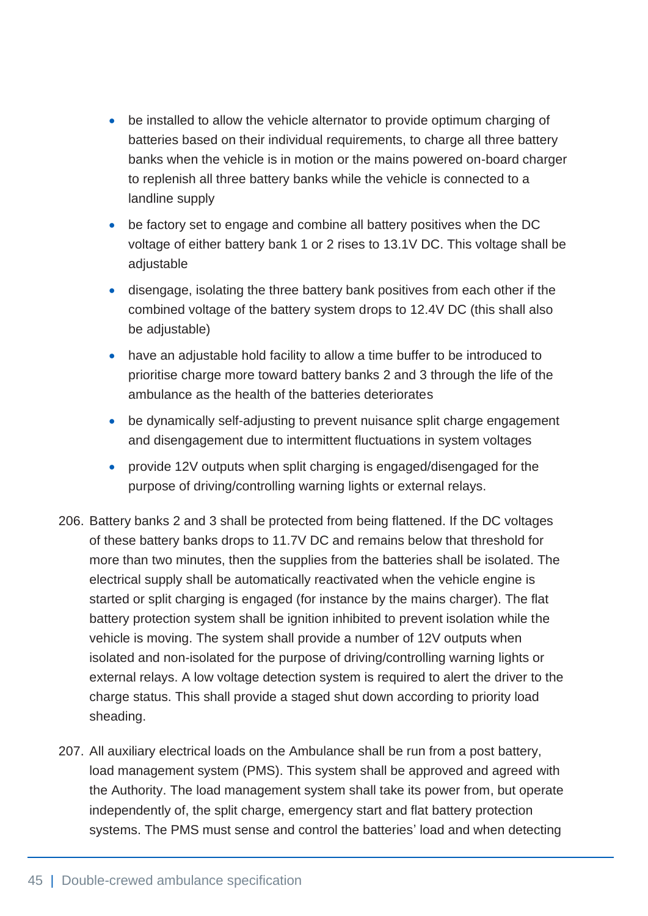- be installed to allow the vehicle alternator to provide optimum charging of batteries based on their individual requirements, to charge all three battery banks when the vehicle is in motion or the mains powered on-board charger to replenish all three battery banks while the vehicle is connected to a landline supply
- be factory set to engage and combine all battery positives when the DC voltage of either battery bank 1 or 2 rises to 13.1V DC. This voltage shall be adjustable
- disengage, isolating the three battery bank positives from each other if the combined voltage of the battery system drops to 12.4V DC (this shall also be adjustable)
- have an adjustable hold facility to allow a time buffer to be introduced to prioritise charge more toward battery banks 2 and 3 through the life of the ambulance as the health of the batteries deteriorates
- be dynamically self-adjusting to prevent nuisance split charge engagement and disengagement due to intermittent fluctuations in system voltages
- provide 12V outputs when split charging is engaged/disengaged for the purpose of driving/controlling warning lights or external relays.

206. Battery banks 2 and 3 shall be protected from being flattened. If the DC voltages of these battery banks drops to 11.7V DC and remains below that threshold for more than two minutes, then the supplies from the batteries shall be isolated. The electrical supply shall be automatically reactivated when the vehicle engine is started or split charging is engaged (for instance by the mains charger). The flat battery protection system shall be ignition inhibited to prevent isolation while the vehicle is moving. The system shall provide a number of 12V outputs when isolated and non-isolated for the purpose of driving/controlling warning lights or external relays. A low voltage detection system is required to alert the driver to the charge status. This shall provide a staged shut down according to priority load sheading.

207. All auxiliary electrical loads on the Ambulance shall be run from a post battery, load management system (PMS). This system shall be approved and agreed with the Authority. The load management system shall take its power from, but operate independently of, the split charge, emergency start and flat battery protection systems. The PMS must sense and control the batteries' load and when detecting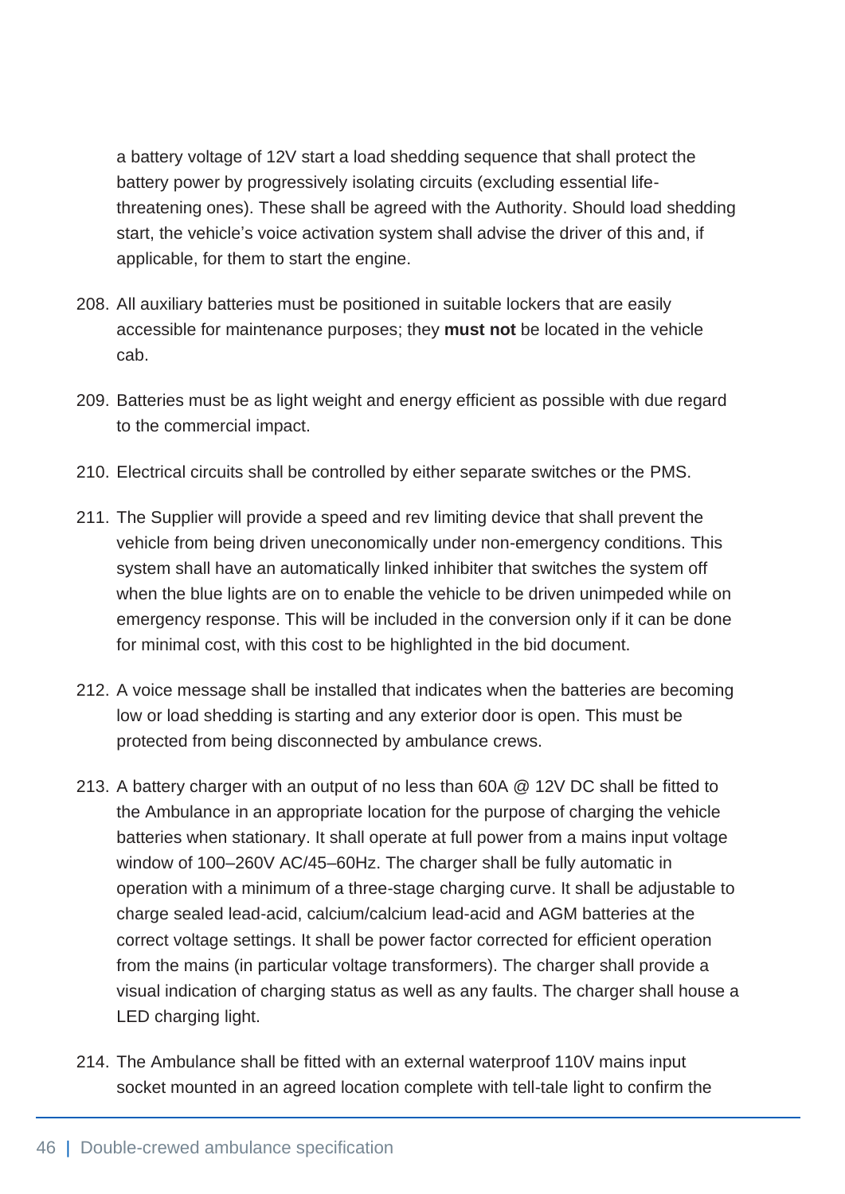a battery voltage of 12V start a load shedding sequence that shall protect the battery power by progressively isolating circuits (excluding essential life-threatening ones). These shall be agreed with the Authority. Should load shedding start, the vehicle's voice activation system shall advise the driver of this and, if applicable, for them to start the engine.

208. All auxiliary batteries must be positioned in suitable lockers that are easily accessible for maintenance purposes; they **must not** be located in the vehicle cab.

209. Batteries must be as light weight and energy efficient as possible with due regard to the commercial impact.

210. Electrical circuits shall be controlled by either separate switches or the PMS.

211. The Supplier will provide a speed and rev limiting device that shall prevent the vehicle from being driven uneconomically under non-emergency conditions. This system shall have an automatically linked inhibiter that switches the system off when the blue lights are on to enable the vehicle to be driven unimpeded while on emergency response. This will be included in the conversion only if it can be done for minimal cost, with this cost to be highlighted in the bid document.

212. A voice message shall be installed that indicates when the batteries are becoming low or load shedding is starting and any exterior door is open. This must be protected from being disconnected by ambulance crews.

213. A battery charger with an output of no less than 60A @ 12V DC shall be fitted to the Ambulance in an appropriate location for the purpose of charging the vehicle batteries when stationary. It shall operate at full power from a mains input voltage window of 100–260V AC/45–60Hz. The charger shall be fully automatic in operation with a minimum of a three-stage charging curve. It shall be adjustable to charge sealed lead-acid, calcium/calcium lead-acid and AGM batteries at the correct voltage settings. It shall be power factor corrected for efficient operation from the mains (in particular voltage transformers). The charger shall provide a visual indication of charging status as well as any faults. The charger shall house a LED charging light.

214. The Ambulance shall be fitted with an external waterproof 110V mains input socket mounted in an agreed location complete with tell-tale light to confirm the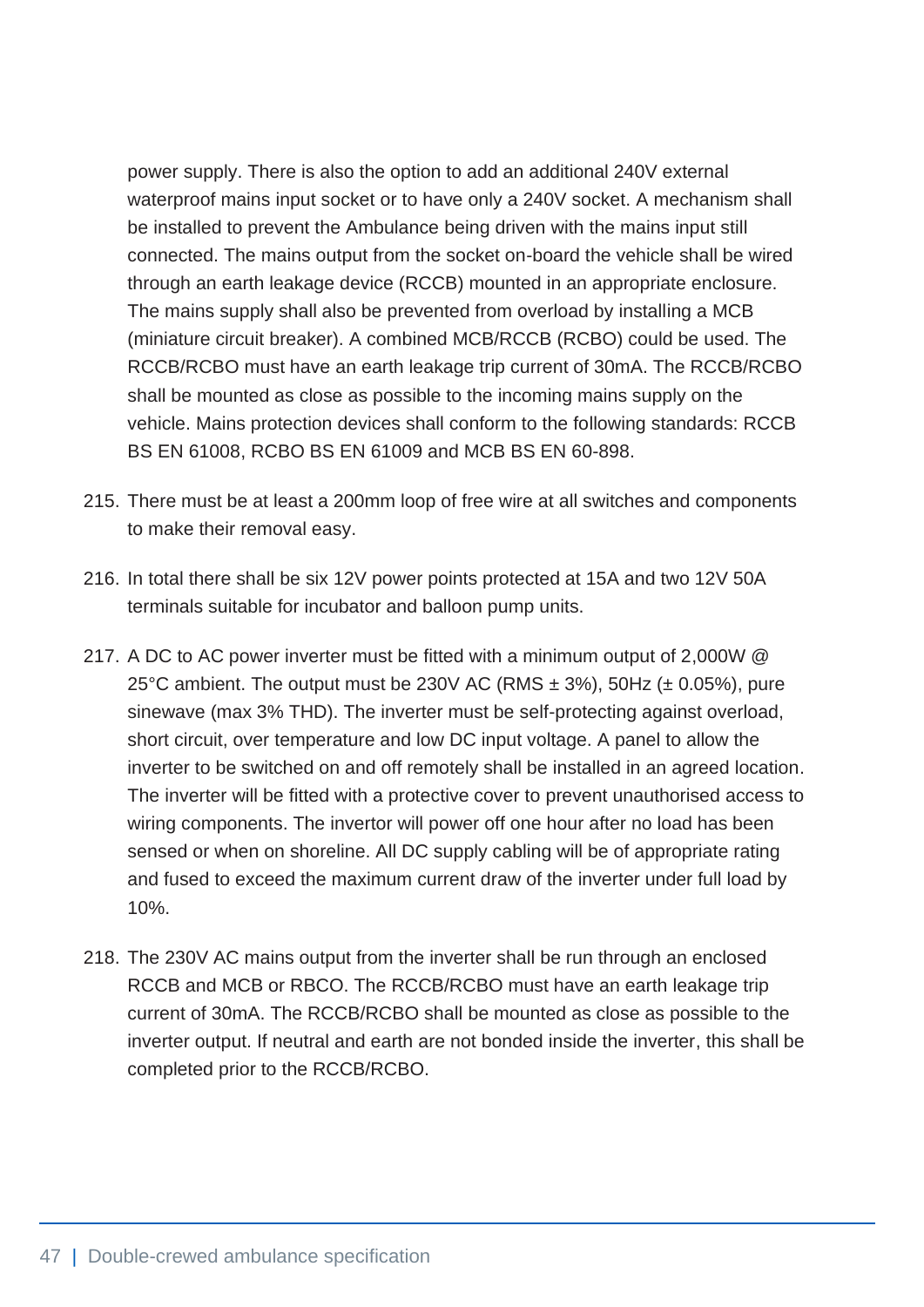power supply. There is also the option to add an additional 240V external waterproof mains input socket or to have only a 240V socket. A mechanism shall be installed to prevent the Ambulance being driven with the mains input still connected. The mains output from the socket on-board the vehicle shall be wired through an earth leakage device (RCCB) mounted in an appropriate enclosure. The mains supply shall also be prevented from overload by installing a MCB (miniature circuit breaker). A combined MCB/RCCB (RCBO) could be used. The RCCB/RCBO must have an earth leakage trip current of 30mA. The RCCB/RCBO shall be mounted as close as possible to the incoming mains supply on the vehicle. Mains protection devices shall conform to the following standards: RCCB BS EN 61008, RCBO BS EN 61009 and MCB BS EN 60-898.

215. There must be at least a 200mm loop of free wire at all switches and components to make their removal easy.

216. In total there shall be six 12V power points protected at 15A and two 12V 50A terminals suitable for incubator and balloon pump units.

217. A DC to AC power inverter must be fitted with a minimum output of 2,000W @ 25°C ambient. The output must be 230V AC (RMS ± 3%), 50Hz (± 0.05%), pure sinewave (max 3% THD). The inverter must be self-protecting against overload, short circuit, over temperature and low DC input voltage. A panel to allow the inverter to be switched on and off remotely shall be installed in an agreed location. The inverter will be fitted with a protective cover to prevent unauthorised access to wiring components. The invertor will power off one hour after no load has been sensed or when on shoreline. All DC supply cabling will be of appropriate rating and fused to exceed the maximum current draw of the inverter under full load by 10%.

218. The 230V AC mains output from the inverter shall be run through an enclosed RCCB and MCB or RBCO. The RCCB/RCBO must have an earth leakage trip current of 30mA. The RCCB/RCBO shall be mounted as close as possible to the inverter output. If neutral and earth are not bonded inside the inverter, this shall be completed prior to the RCCB/RCBO.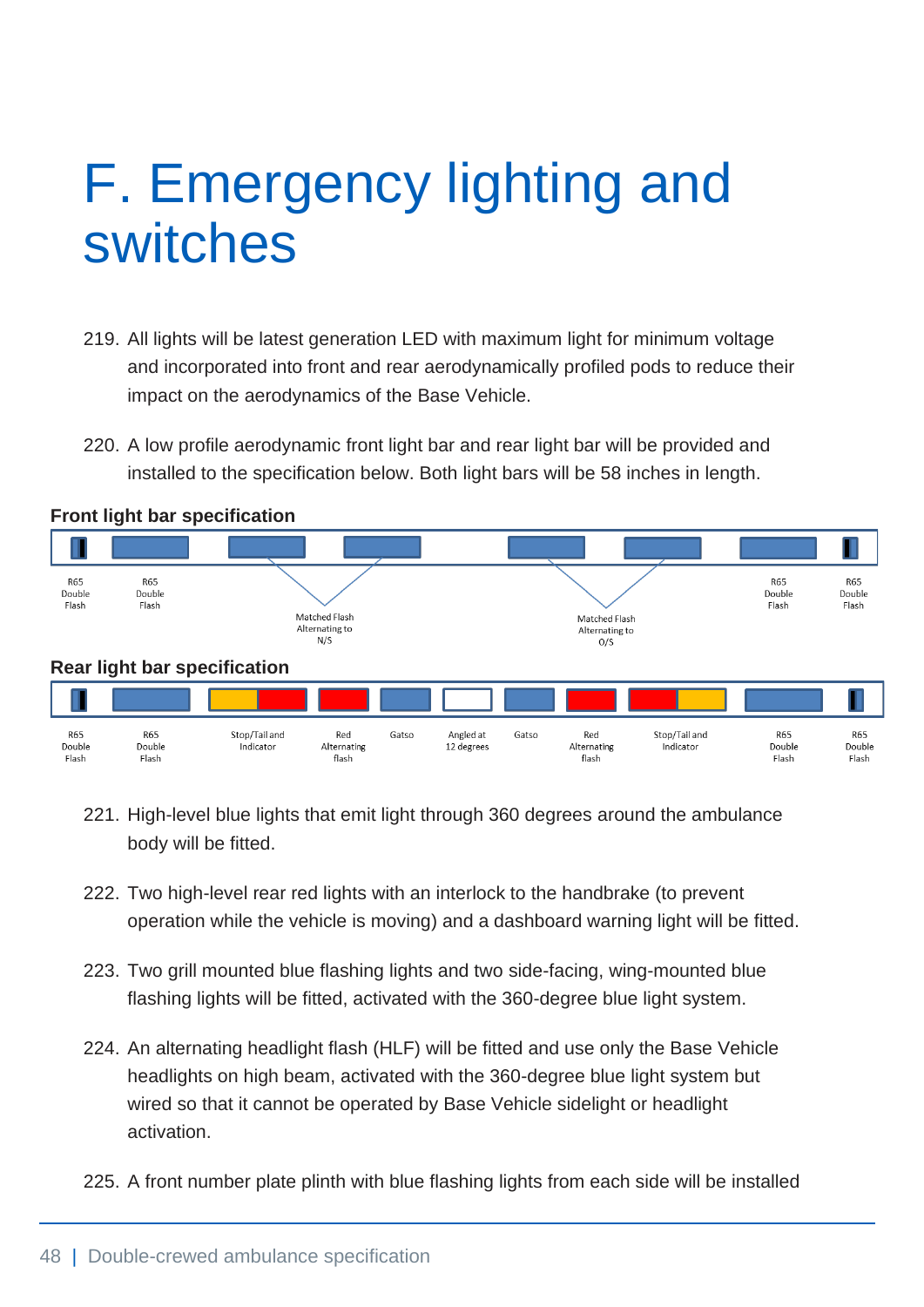# F. Emergency lighting and switches

219. All lights will be latest generation LED with maximum light for minimum voltage and incorporated into front and rear aerodynamically profiled pods to reduce their impact on the aerodynamics of the Base Vehicle.

220. A low profile aerodynamic front light bar and rear light bar will be provided and installed to the specification below. Both light bars will be 58 inches in length.

**Front light bar specification**

R65 Double Flash | R65 Double Flash | Matched Flash Alternating to N/S | Matched Flash Alternating to O/S | R65 Double Flash | R65 Double Flash

**Rear light bar specification**

R65 Double Flash | R65 Double Flash | Stop/Tail and Indicator | Red Alternating flash | Gatso | Angled at 12 degrees | Gatso | Red Alternating flash | Stop/Tail and Indicator | R65 Double Flash | R65 Double Flash

221. High-level blue lights that emit light through 360 degrees around the ambulance body will be fitted.

222. Two high-level rear red lights with an interlock to the handbrake (to prevent operation while the vehicle is moving) and a dashboard warning light will be fitted.

223. Two grill mounted blue flashing lights and two side-facing, wing-mounted blue flashing lights will be fitted, activated with the 360-degree blue light system.

224. An alternating headlight flash (HLF) will be fitted and use only the Base Vehicle headlights on high beam, activated with the 360-degree blue light system but wired so that it cannot be operated by Base Vehicle sidelight or headlight activation.

225. A front number plate plinth with blue flashing lights from each side will be installed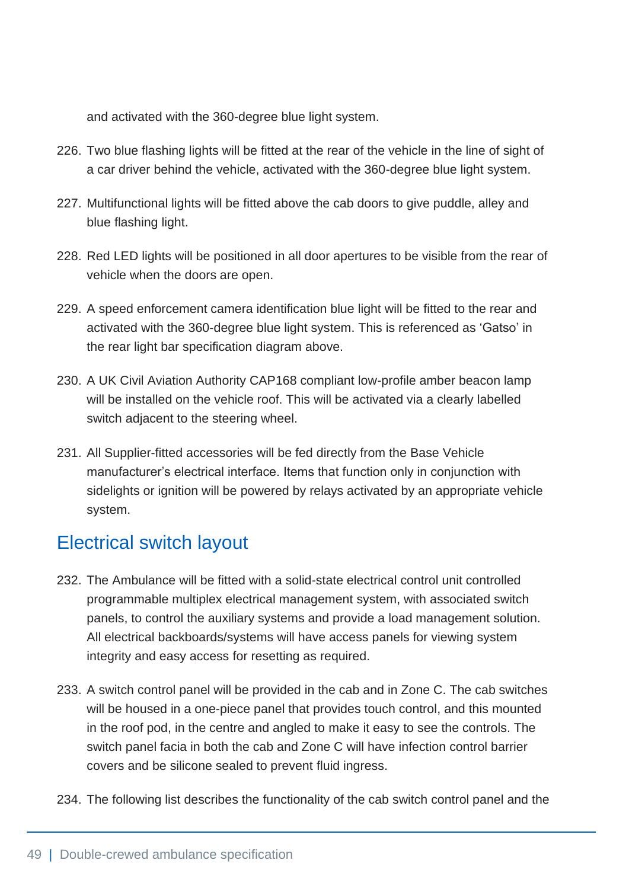and activated with the 360-degree blue light system.

226. Two blue flashing lights will be fitted at the rear of the vehicle in the line of sight of a car driver behind the vehicle, activated with the 360-degree blue light system.

227. Multifunctional lights will be fitted above the cab doors to give puddle, alley and blue flashing light.

228. Red LED lights will be positioned in all door apertures to be visible from the rear of vehicle when the doors are open.

229. A speed enforcement camera identification blue light will be fitted to the rear and activated with the 360-degree blue light system. This is referenced as 'Gatso' in the rear light bar specification diagram above.

230. A UK Civil Aviation Authority CAP168 compliant low-profile amber beacon lamp will be installed on the vehicle roof. This will be activated via a clearly labelled switch adjacent to the steering wheel.

231. All Supplier-fitted accessories will be fed directly from the Base Vehicle manufacturer's electrical interface. Items that function only in conjunction with sidelights or ignition will be powered by relays activated by an appropriate vehicle system.

## Electrical switch layout

232. The Ambulance will be fitted with a solid-state electrical control unit controlled programmable multiplex electrical management system, with associated switch panels, to control the auxiliary systems and provide a load management solution. All electrical backboards/systems will have access panels for viewing system integrity and easy access for resetting as required.

233. A switch control panel will be provided in the cab and in Zone C. The cab switches will be housed in a one-piece panel that provides touch control, and this mounted in the roof pod, in the centre and angled to make it easy to see the controls. The switch panel facia in both the cab and Zone C will have infection control barrier covers and be silicone sealed to prevent fluid ingress.

234. The following list describes the functionality of the cab switch control panel and the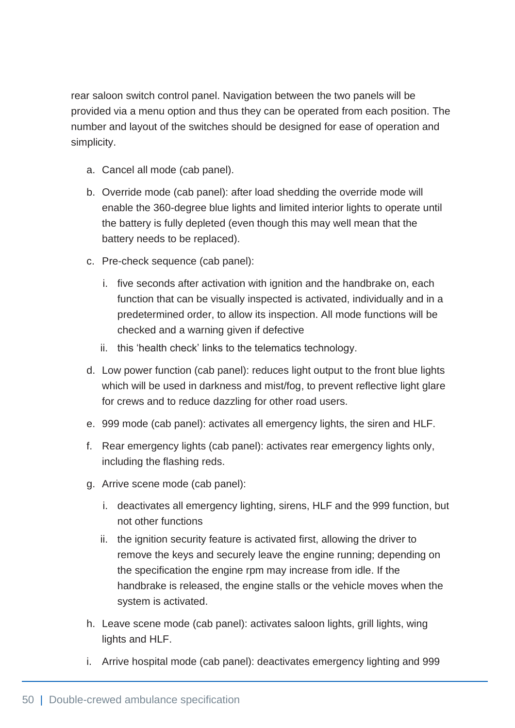rear saloon switch control panel. Navigation between the two panels will be provided via a menu option and thus they can be operated from each position. The number and layout of the switches should be designed for ease of operation and simplicity.

a. Cancel all mode (cab panel).

b. Override mode (cab panel): after load shedding the override mode will enable the 360-degree blue lights and limited interior lights to operate until the battery is fully depleted (even though this may well mean that the battery needs to be replaced).

c. Pre-check sequence (cab panel):

   i. five seconds after activation with ignition and the handbrake on, each function that can be visually inspected is activated, individually and in a predetermined order, to allow its inspection. All mode functions will be checked and a warning given if defective

   ii. this ‘health check’ links to the telematics technology.

d. Low power function (cab panel): reduces light output to the front blue lights which will be used in darkness and mist/fog, to prevent reflective light glare for crews and to reduce dazzling for other road users.

e. 999 mode (cab panel): activates all emergency lights, the siren and HLF.

f. Rear emergency lights (cab panel): activates rear emergency lights only, including the flashing reds.

g. Arrive scene mode (cab panel):

   i. deactivates all emergency lighting, sirens, HLF and the 999 function, but not other functions

   ii. the ignition security feature is activated first, allowing the driver to remove the keys and securely leave the engine running; depending on the specification the engine rpm may increase from idle. If the handbrake is released, the engine stalls or the vehicle moves when the system is activated.

h. Leave scene mode (cab panel): activates saloon lights, grill lights, wing lights and HLF.

i. Arrive hospital mode (cab panel): deactivates emergency lighting and 999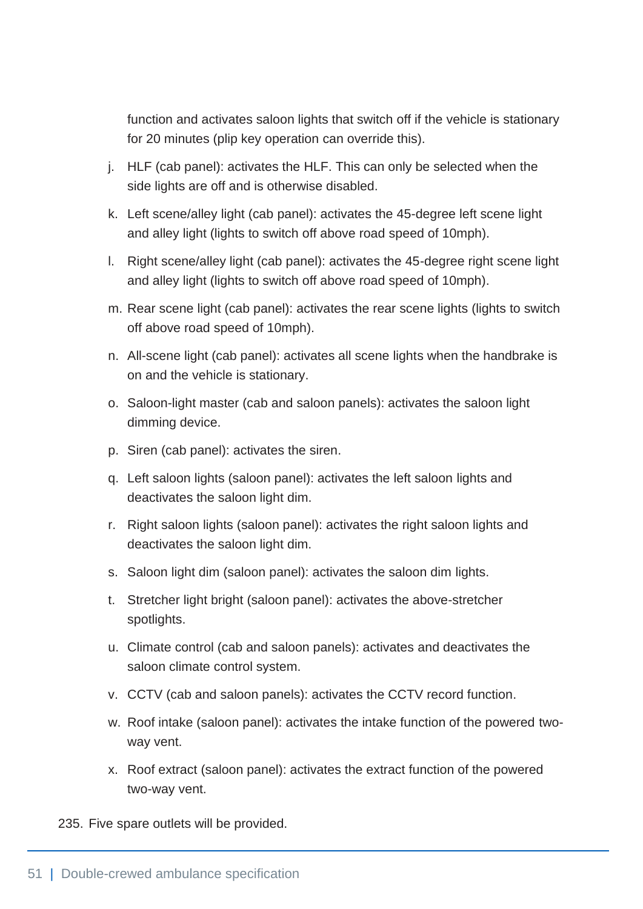function and activates saloon lights that switch off if the vehicle is stationary for 20 minutes (plip key operation can override this).

j. HLF (cab panel): activates the HLF. This can only be selected when the side lights are off and is otherwise disabled.

k. Left scene/alley light (cab panel): activates the 45-degree left scene light and alley light (lights to switch off above road speed of 10mph).

l. Right scene/alley light (cab panel): activates the 45-degree right scene light and alley light (lights to switch off above road speed of 10mph).

m. Rear scene light (cab panel): activates the rear scene lights (lights to switch off above road speed of 10mph).

n. All-scene light (cab panel): activates all scene lights when the handbrake is on and the vehicle is stationary.

o. Saloon-light master (cab and saloon panels): activates the saloon light dimming device.

p. Siren (cab panel): activates the siren.

q. Left saloon lights (saloon panel): activates the left saloon lights and deactivates the saloon light dim.

r. Right saloon lights (saloon panel): activates the right saloon lights and deactivates the saloon light dim.

s. Saloon light dim (saloon panel): activates the saloon dim lights.

t. Stretcher light bright (saloon panel): activates the above-stretcher spotlights.

u. Climate control (cab and saloon panels): activates and deactivates the saloon climate control system.

v. CCTV (cab and saloon panels): activates the CCTV record function.

w. Roof intake (saloon panel): activates the intake function of the powered two-way vent.

x. Roof extract (saloon panel): activates the extract function of the powered two-way vent.

235. Five spare outlets will be provided.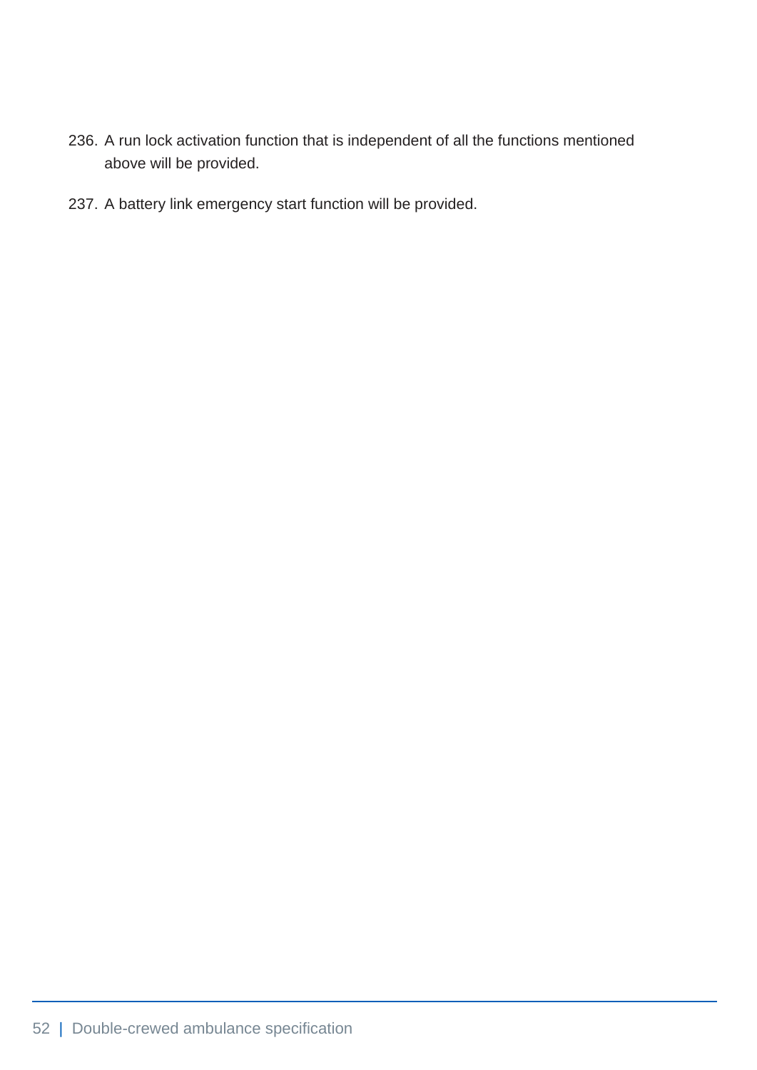236. A run lock activation function that is independent of all the functions mentioned above will be provided.

237. A battery link emergency start function will be provided.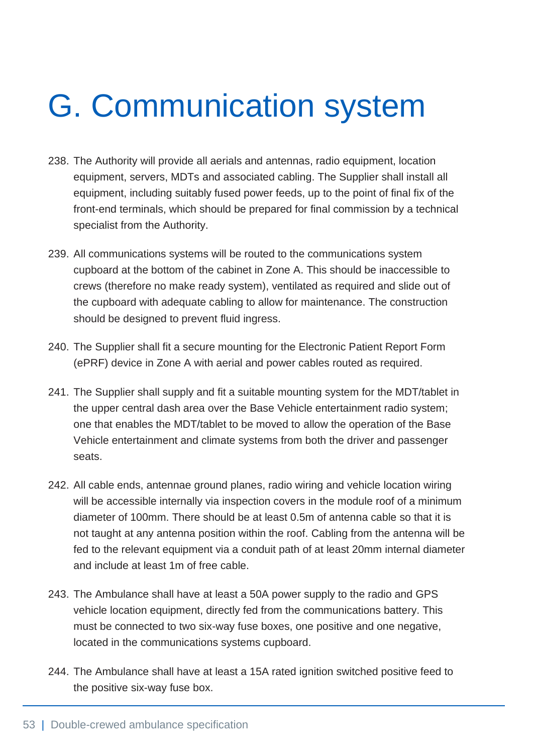# G. Communication system

238. The Authority will provide all aerials and antennas, radio equipment, location equipment, servers, MDTs and associated cabling. The Supplier shall install all equipment, including suitably fused power feeds, up to the point of final fix of the front-end terminals, which should be prepared for final commission by a technical specialist from the Authority.

239. All communications systems will be routed to the communications system cupboard at the bottom of the cabinet in Zone A. This should be inaccessible to crews (therefore no make ready system), ventilated as required and slide out of the cupboard with adequate cabling to allow for maintenance. The construction should be designed to prevent fluid ingress.

240. The Supplier shall fit a secure mounting for the Electronic Patient Report Form (ePRF) device in Zone A with aerial and power cables routed as required.

241. The Supplier shall supply and fit a suitable mounting system for the MDT/tablet in the upper central dash area over the Base Vehicle entertainment radio system; one that enables the MDT/tablet to be moved to allow the operation of the Base Vehicle entertainment and climate systems from both the driver and passenger seats.

242. All cable ends, antennae ground planes, radio wiring and vehicle location wiring will be accessible internally via inspection covers in the module roof of a minimum diameter of 100mm. There should be at least 0.5m of antenna cable so that it is not taught at any antenna position within the roof. Cabling from the antenna will be fed to the relevant equipment via a conduit path of at least 20mm internal diameter and include at least 1m of free cable.

243. The Ambulance shall have at least a 50A power supply to the radio and GPS vehicle location equipment, directly fed from the communications battery. This must be connected to two six-way fuse boxes, one positive and one negative, located in the communications systems cupboard.

244. The Ambulance shall have at least a 15A rated ignition switched positive feed to the positive six-way fuse box.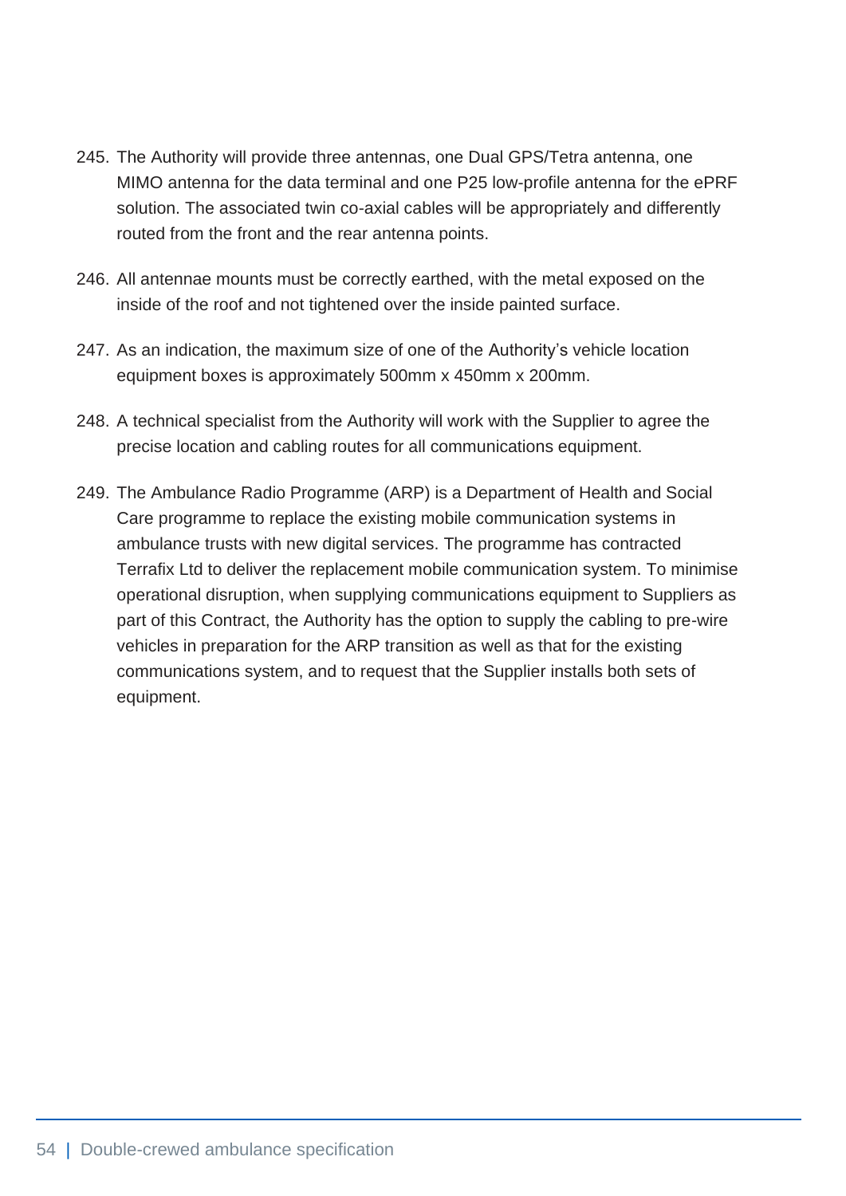245. The Authority will provide three antennas, one Dual GPS/Tetra antenna, one MIMO antenna for the data terminal and one P25 low-profile antenna for the ePRF solution. The associated twin co-axial cables will be appropriately and differently routed from the front and the rear antenna points.

246. All antennae mounts must be correctly earthed, with the metal exposed on the inside of the roof and not tightened over the inside painted surface.

247. As an indication, the maximum size of one of the Authority's vehicle location equipment boxes is approximately 500mm x 450mm x 200mm.

248. A technical specialist from the Authority will work with the Supplier to agree the precise location and cabling routes for all communications equipment.

249. The Ambulance Radio Programme (ARP) is a Department of Health and Social Care programme to replace the existing mobile communication systems in ambulance trusts with new digital services. The programme has contracted Terrafix Ltd to deliver the replacement mobile communication system. To minimise operational disruption, when supplying communications equipment to Suppliers as part of this Contract, the Authority has the option to supply the cabling to pre-wire vehicles in preparation for the ARP transition as well as that for the existing communications system, and to request that the Supplier installs both sets of equipment.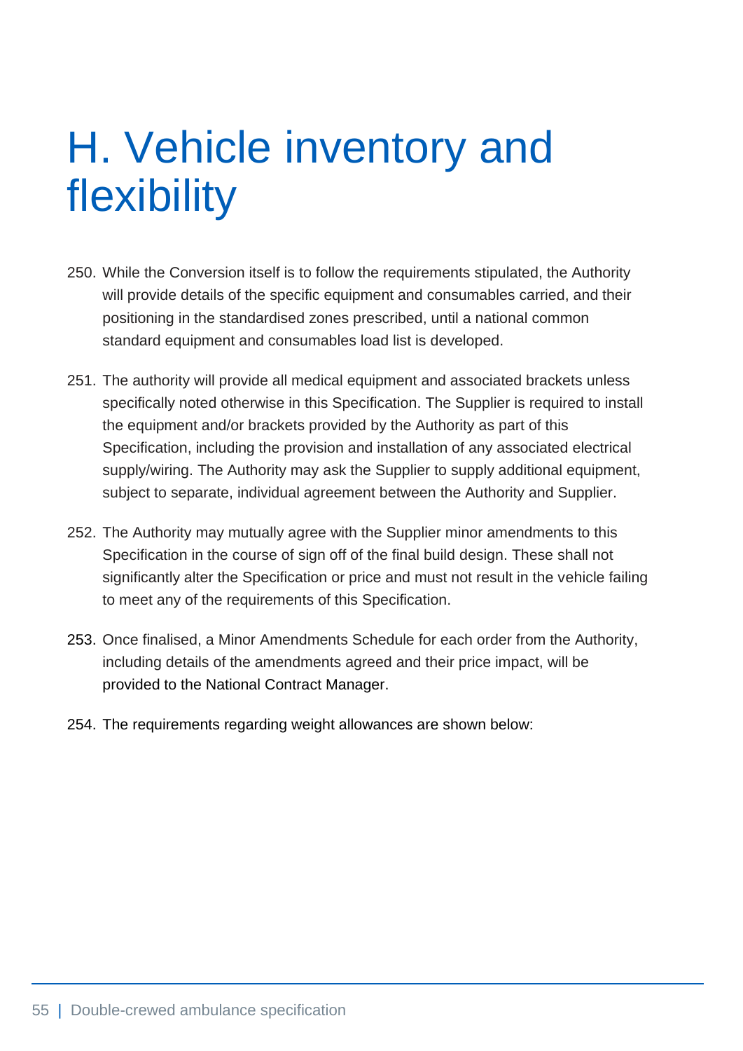# H. Vehicle inventory and flexibility

250. While the Conversion itself is to follow the requirements stipulated, the Authority will provide details of the specific equipment and consumables carried, and their positioning in the standardised zones prescribed, until a national common standard equipment and consumables load list is developed.

251. The authority will provide all medical equipment and associated brackets unless specifically noted otherwise in this Specification. The Supplier is required to install the equipment and/or brackets provided by the Authority as part of this Specification, including the provision and installation of any associated electrical supply/wiring. The Authority may ask the Supplier to supply additional equipment, subject to separate, individual agreement between the Authority and Supplier.

252. The Authority may mutually agree with the Supplier minor amendments to this Specification in the course of sign off of the final build design. These shall not significantly alter the Specification or price and must not result in the vehicle failing to meet any of the requirements of this Specification.

253. Once finalised, a Minor Amendments Schedule for each order from the Authority, including details of the amendments agreed and their price impact, will be provided to the National Contract Manager.

254. The requirements regarding weight allowances are shown below: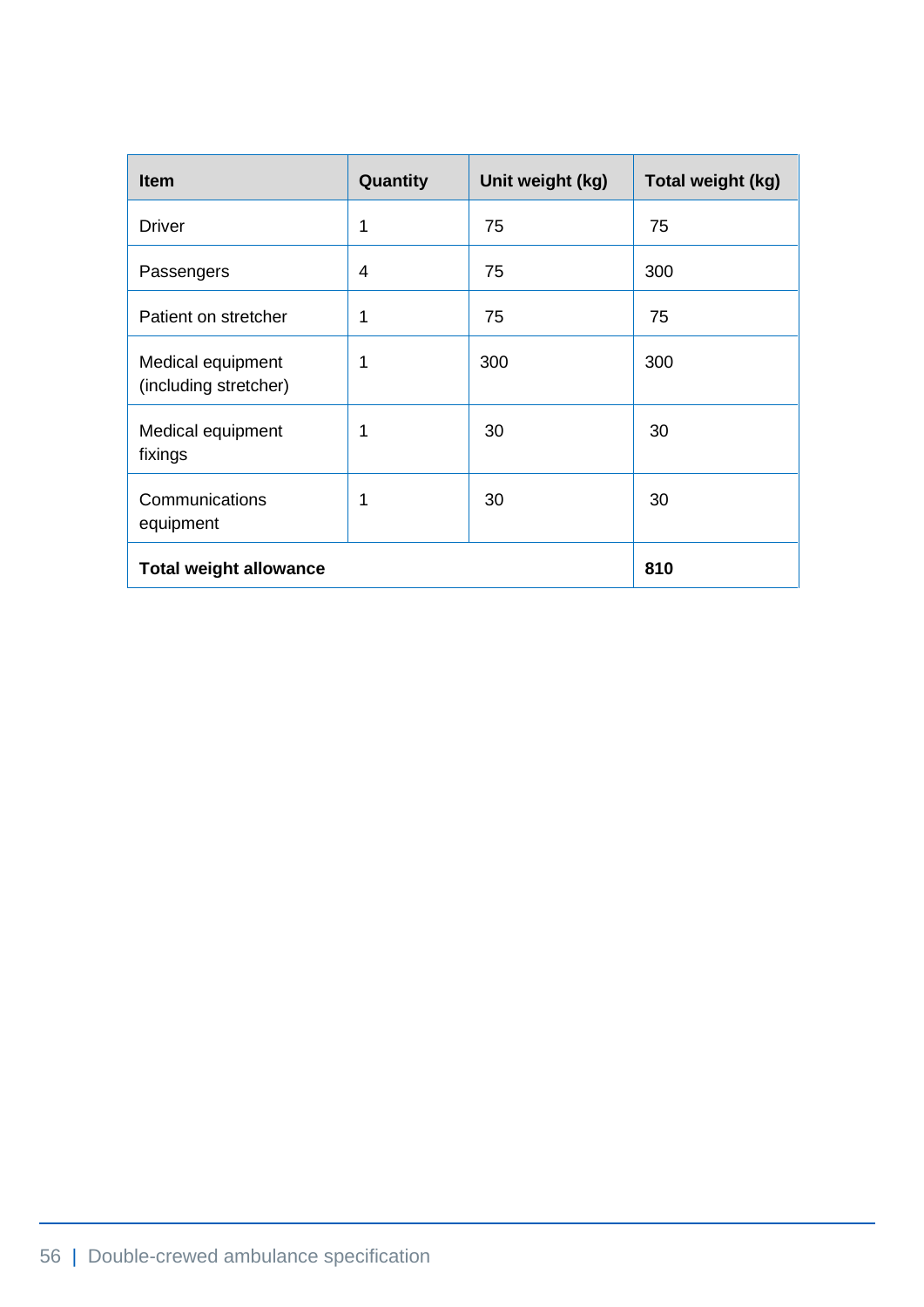| Item | Quantity | Unit weight (kg) | Total weight (kg) |
|---|---|---|---|
| Driver | 1 | 75 | 75 |
| Passengers | 4 | 75 | 300 |
| Patient on stretcher | 1 | 75 | 75 |
| Medical equipment (including stretcher) | 1 | 300 | 300 |
| Medical equipment fixings | 1 | 30 | 30 |
| Communications equipment | 1 | 30 | 30 |
| **Total weight allowance** | | | **810** |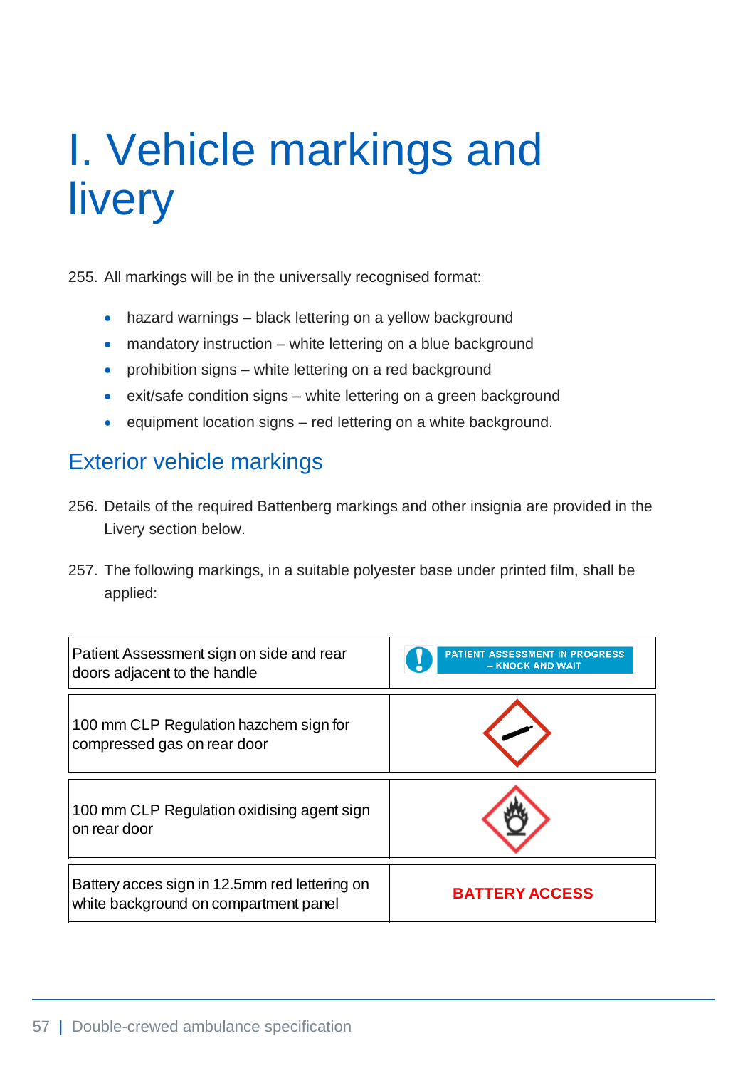# I. Vehicle markings and livery

255. All markings will be in the universally recognised format:

- hazard warnings – black lettering on a yellow background
- mandatory instruction – white lettering on a blue background
- prohibition signs – white lettering on a red background
- exit/safe condition signs – white lettering on a green background
- equipment location signs – red lettering on a white background.

## Exterior vehicle markings

256. Details of the required Battenberg markings and other insignia are provided in the Livery section below.

257. The following markings, in a suitable polyester base under printed film, shall be applied:

| | |
|---|---|
| Patient Assessment sign on side and rear doors adjacent to the handle | PATIENT ASSESSMENT IN PROGRESS – KNOCK AND WAIT |
| 100 mm CLP Regulation hazchem sign for compressed gas on rear door | |
| 100 mm CLP Regulation oxidising agent sign on rear door | |
| Battery acces sign in 12.5mm red lettering on white background on compartment panel | **BATTERY ACCESS** |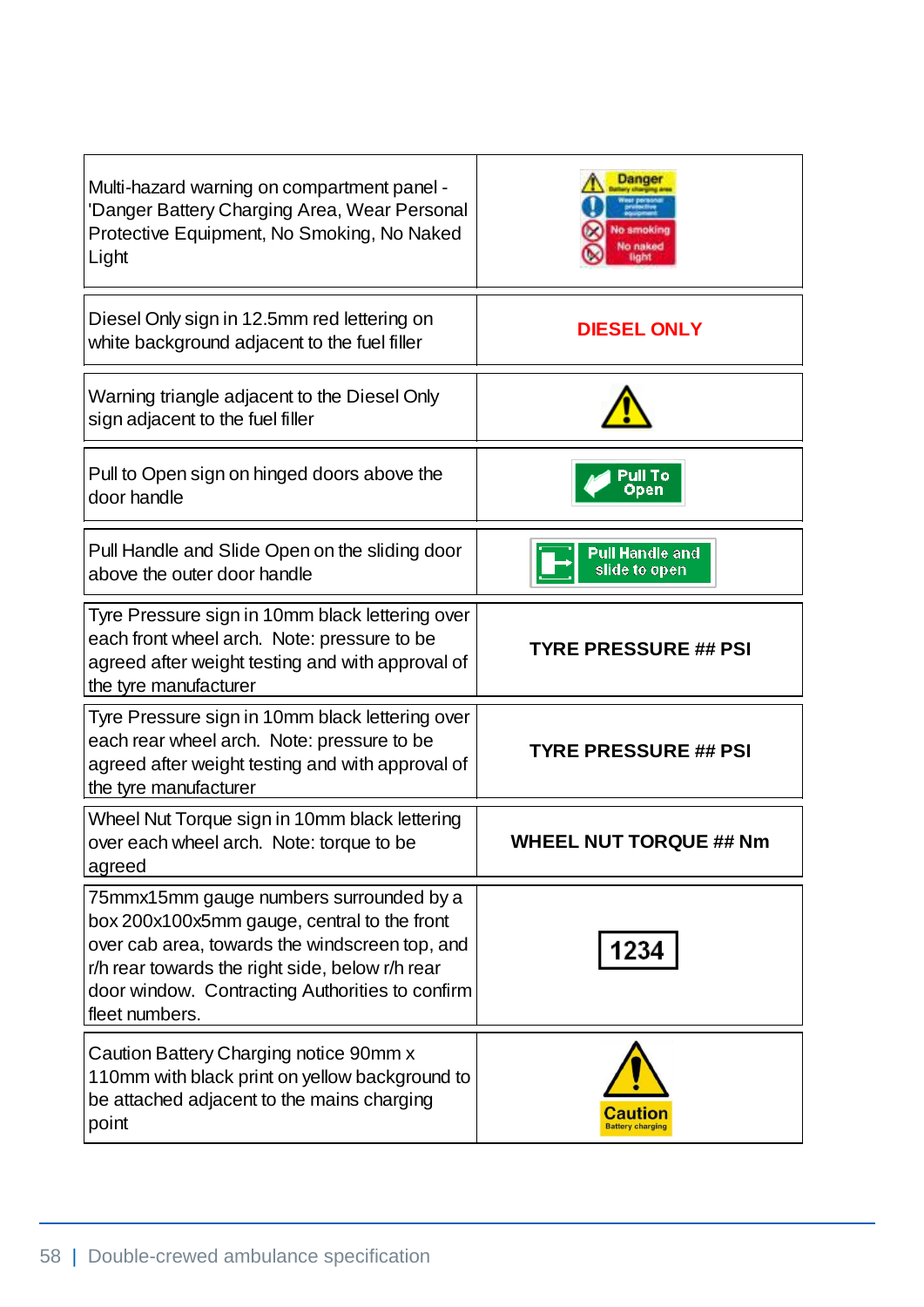| | |
|---|---|
| Multi-hazard warning on compartment panel - 'Danger Battery Charging Area, Wear Personal Protective Equipment, No Smoking, No Naked Light | Danger Battery charging area / Wear personal protective equipment / No smoking / No naked light |
| Diesel Only sign in 12.5mm red lettering on white background adjacent to the fuel filler | DIESEL ONLY |
| Warning triangle adjacent to the Diesel Only sign adjacent to the fuel filler | |
| Pull to Open sign on hinged doors above the door handle | Pull To Open |
| Pull Handle and Slide Open on the sliding door above the outer door handle | Pull Handle and slide to open |
| Tyre Pressure sign in 10mm black lettering over each front wheel arch. Note: pressure to be agreed after weight testing and with approval of the tyre manufacturer | **TYRE PRESSURE ## PSI** |
| Tyre Pressure sign in 10mm black lettering over each rear wheel arch. Note: pressure to be agreed after weight testing and with approval of the tyre manufacturer | **TYRE PRESSURE ## PSI** |
| Wheel Nut Torque sign in 10mm black lettering over each wheel arch. Note: torque to be agreed | **WHEEL NUT TORQUE ## Nm** |
| 75mmx15mm gauge numbers surrounded by a box 200x100x5mm gauge, central to the front over cab area, towards the windscreen top, and r/h rear towards the right side, below r/h rear door window. Contracting Authorities to confirm fleet numbers. | 1234 |
| Caution Battery Charging notice 90mm x 110mm with black print on yellow background to be attached adjacent to the mains charging point | Caution Battery charging |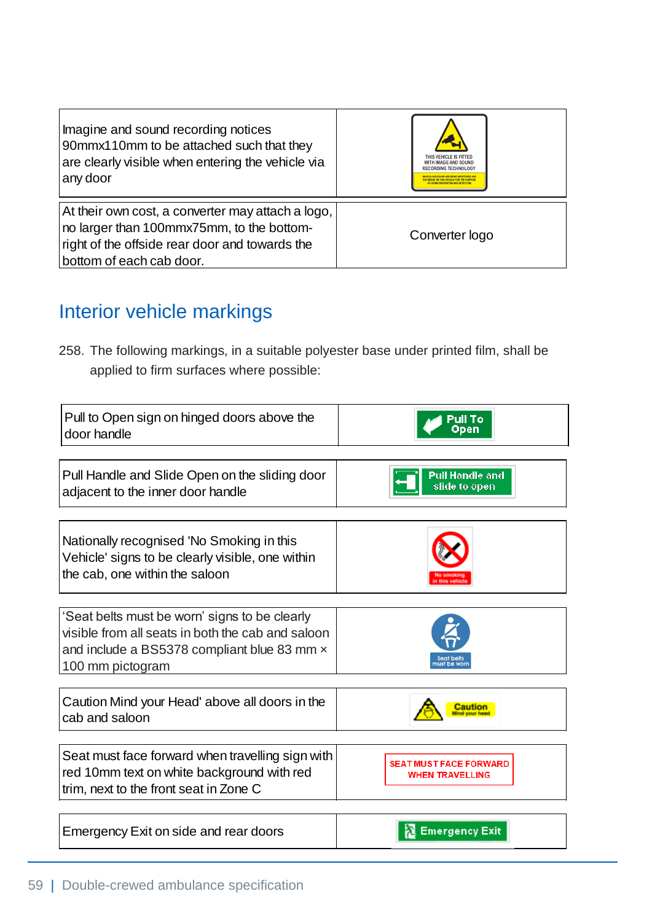| | |
|---|---|
| Imagine and sound recording notices 90mmx110mm to be attached such that they are clearly visible when entering the vehicle via any door | THIS VEHICLE IS FITTED WITH IMAGE AND SOUND RECORDING TECHNOLOGY |
| At their own cost, a converter may attach a logo, no larger than 100mmx75mm, to the bottom-right of the offside rear door and towards the bottom of each cab door. | Converter logo |

## Interior vehicle markings

258. The following markings, in a suitable polyester base under printed film, shall be applied to firm surfaces where possible:

| | |
|---|---|
| Pull to Open sign on hinged doors above the door handle | Pull To Open |
| Pull Handle and Slide Open on the sliding door adjacent to the inner door handle | Pull Handle and slide to open |
| Nationally recognised 'No Smoking in this Vehicle' signs to be clearly visible, one within the cab, one within the saloon | No smoking in this vehicle |
| 'Seat belts must be worn' signs to be clearly visible from all seats in both the cab and saloon and include a BS5378 compliant blue 83 mm × 100 mm pictogram | Seat belts must be worn |
| Caution Mind your Head' above all doors in the cab and saloon | Caution Mind your head |
| Seat must face forward when travelling sign with red 10mm text on white background with red trim, next to the front seat in Zone C | SEAT MUST FACE FORWARD WHEN TRAVELLING |
| Emergency Exit on side and rear doors | Emergency Exit |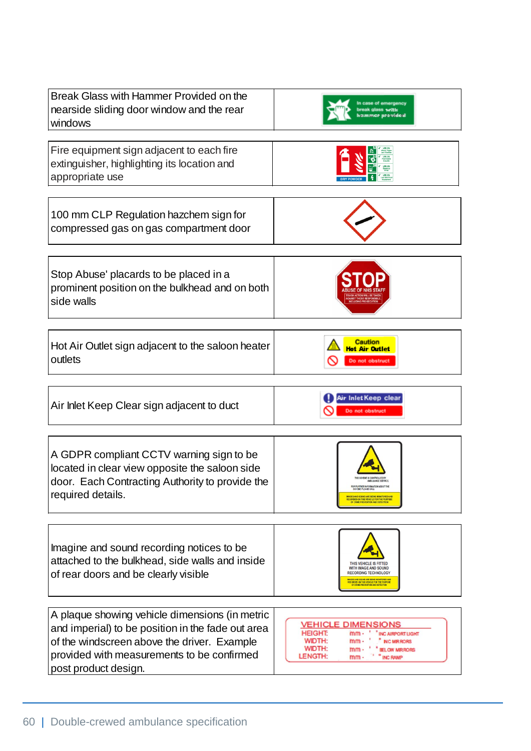| | |
|---|---|
| Break Glass with Hammer Provided on the nearside sliding door window and the rear windows | In case of emergency break glass with hammer provided |
| Fire equipment sign adjacent to each fire extinguisher, highlighting its location and appropriate use | DRY POWDER |
| 100 mm CLP Regulation hazchem sign for compressed gas on gas compartment door | |
| Stop Abuse' placards to be placed in a prominent position on the bulkhead and on both side walls | STOP ABUSE OF NHS STAFF TOUGH ACTION WILL BE TAKEN AGAINST THOSE RESPONSIBLE, INCLUDING PROSECUTION |
| Hot Air Outlet sign adjacent to the saloon heater outlets | Caution Hot Air Outlet Do not obstruct |
| Air Inlet Keep Clear sign adjacent to duct | Air Inlet Keep clear Do not obstruct |
| A GDPR compliant CCTV warning sign to be located in clear view opposite the saloon side door. Each Contracting Authority to provide the required details. | THIS SCHEME IS CONTROLLED BY AMBULANCE SERVICE. FOR FURTHER INFORMATION ABOUT THE SCHEME PLEASE CALL. IMAGES AND SOUND ARE BEING MONITORED AND RECORDED ON THIS VEHICLE FOR THE PURPOSE OF CRIME PREVENTION AND DETECTION |
| Imagine and sound recording notices to be attached to the bulkhead, side walls and inside of rear doors and be clearly visible | THIS VEHICLE IS FITTED WITH IMAGE AND SOUND RECORDING TECHNOLOGY. IMAGES AND SOUND ARE BEING MONITORED AND RECORDED ON THIS VEHICLE FOR THE PURPOSE OF CRIME PREVENTION AND DETECTION |
| A plaque showing vehicle dimensions (in metric and imperial) to be position in the fade out area of the windscreen above the driver. Example provided with measurements to be confirmed post product design. | VEHICLE DIMENSIONS<br>HEIGHT: mm - ' " INC AIRPORT LIGHT<br>WIDTH: mm - ' " INC MIRRORS<br>WIDTH: mm - ' " BELOW MIRRORS<br>LENGTH: mm - ' " INC RAMP |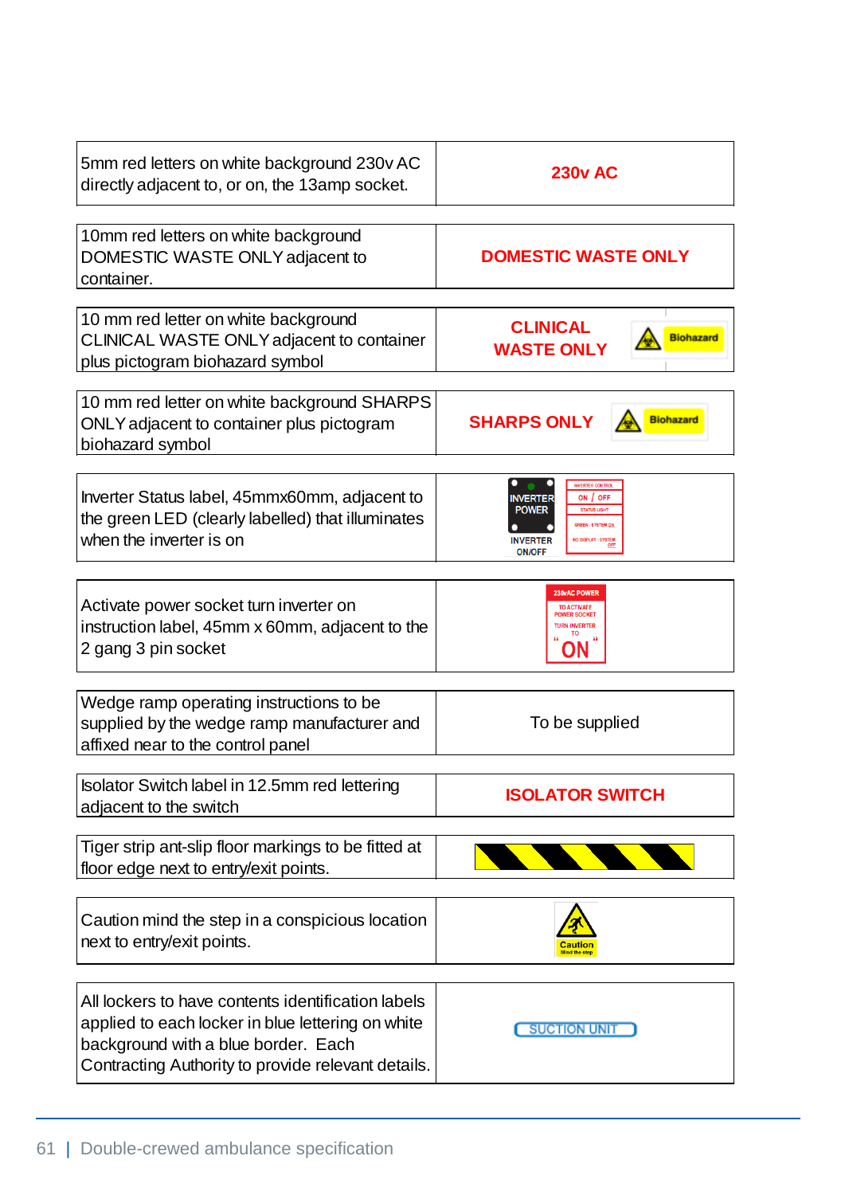| | |
|---|---|
| 5mm red letters on white background 230v AC directly adjacent to, or on, the 13amp socket. | 230v AC |
| 10mm red letters on white background DOMESTIC WASTE ONLY adjacent to container. | DOMESTIC WASTE ONLY |
| 10 mm red letter on white background CLINICAL WASTE ONLY adjacent to container plus pictogram biohazard symbol | CLINICAL WASTE ONLY Biohazard |
| 10 mm red letter on white background SHARPS ONLY adjacent to container plus pictogram biohazard symbol | SHARPS ONLY Biohazard |
| Inverter Status label, 45mmx60mm, adjacent to the green LED (clearly labelled) that illuminates when the inverter is on | INVERTER POWER / INVERTER ON/OFF; INVERTER CONTROL ON / OFF STATUS LIGHT GREEN : SYSTEM ON NO DISPLAY : SYSTEM OFF |
| Activate power socket turn inverter on instruction label, 45mm x 60mm, adjacent to the 2 gang 3 pin socket | 230vAC POWER TO ACTIVATE POWER SOCKET TURN INVERTER TO "ON" |
| Wedge ramp operating instructions to be supplied by the wedge ramp manufacturer and affixed near to the control panel | To be supplied |
| Isolator Switch label in 12.5mm red lettering adjacent to the switch | ISOLATOR SWITCH |
| Tiger strip anti-slip floor markings to be fitted at floor edge next to entry/exit points. | |
| Caution mind the step in a conspicious location next to entry/exit points. | Caution Mind the step |
| All lockers to have contents identification labels applied to each locker in blue lettering on white background with a blue border. Each Contracting Authority to provide relevant details. | SUCTION UNIT |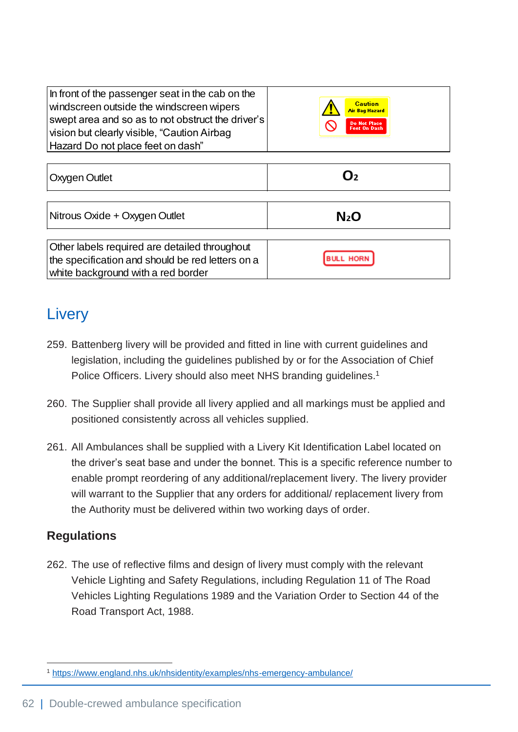| | |
|---|---|
| In front of the passenger seat in the cab on the windscreen outside the windscreen wipers swept area and so as to not obstruct the driver's vision but clearly visible, "Caution Airbag Hazard Do not place feet on dash" | Caution Air Bag Hazard Do Not Place Feet On Dash |
| Oxygen Outlet | $O_2$ |
| Nitrous Oxide + Oxygen Outlet | $N_2O$ |
| Other labels required are detailed throughout the specification and should be red letters on a white background with a red border | BULL HORN |

## Livery

259. Battenberg livery will be provided and fitted in line with current guidelines and legislation, including the guidelines published by or for the Association of Chief Police Officers. Livery should also meet NHS branding guidelines.[1]

260. The Supplier shall provide all livery applied and all markings must be applied and positioned consistently across all vehicles supplied.

261. All Ambulances shall be supplied with a Livery Kit Identification Label located on the driver's seat base and under the bonnet. This is a specific reference number to enable prompt reordering of any additional/replacement livery. The livery provider will warrant to the Supplier that any orders for additional/ replacement livery from the Authority must be delivered within two working days of order.

### Regulations

262. The use of reflective films and design of livery must comply with the relevant Vehicle Lighting and Safety Regulations, including Regulation 11 of The Road Vehicles Lighting Regulations 1989 and the Variation Order to Section 44 of the Road Transport Act, 1988.

[1] https://www.england.nhs.uk/nhsidentity/examples/nhs-emergency-ambulance/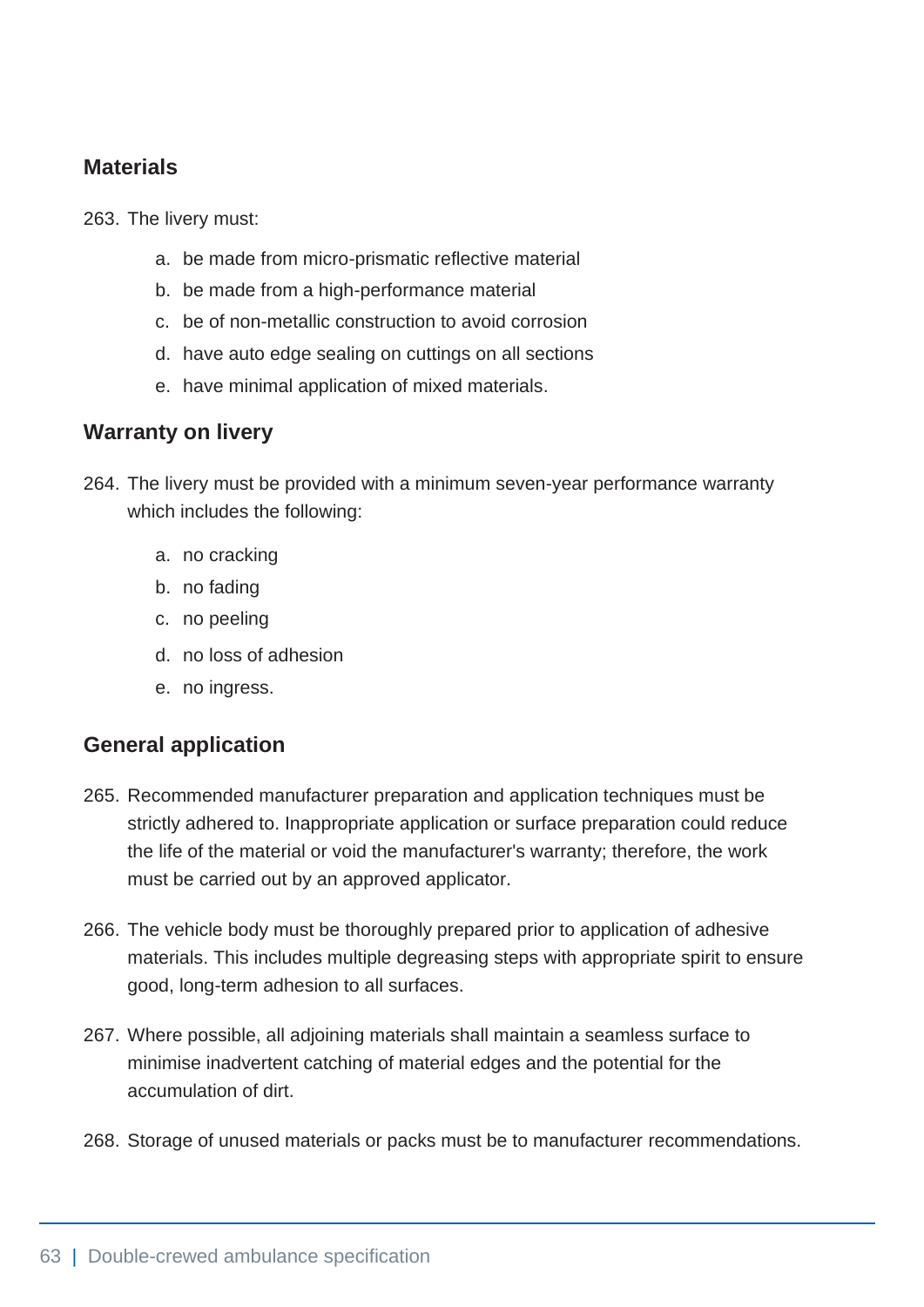## Materials

263. The livery must:

    a. be made from micro-prismatic reflective material
    b. be made from a high-performance material
    c. be of non-metallic construction to avoid corrosion
    d. have auto edge sealing on cuttings on all sections
    e. have minimal application of mixed materials.

## Warranty on livery

264. The livery must be provided with a minimum seven-year performance warranty which includes the following:

    a. no cracking
    b. no fading
    c. no peeling
    d. no loss of adhesion
    e. no ingress.

## General application

265. Recommended manufacturer preparation and application techniques must be strictly adhered to. Inappropriate application or surface preparation could reduce the life of the material or void the manufacturer's warranty; therefore, the work must be carried out by an approved applicator.

266. The vehicle body must be thoroughly prepared prior to application of adhesive materials. This includes multiple degreasing steps with appropriate spirit to ensure good, long-term adhesion to all surfaces.

267. Where possible, all adjoining materials shall maintain a seamless surface to minimise inadvertent catching of material edges and the potential for the accumulation of dirt.

268. Storage of unused materials or packs must be to manufacturer recommendations.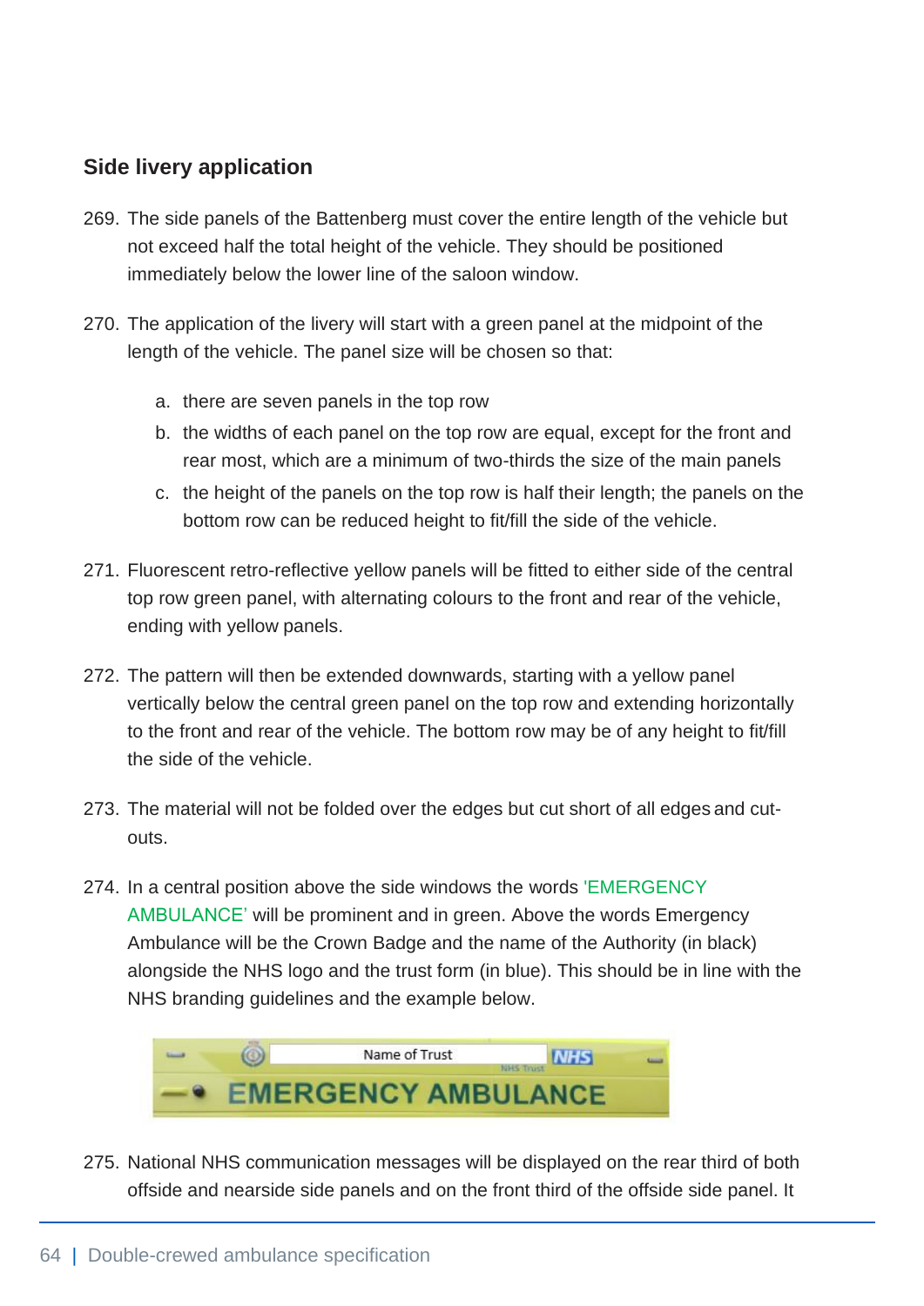## Side livery application

269. The side panels of the Battenberg must cover the entire length of the vehicle but not exceed half the total height of the vehicle. They should be positioned immediately below the lower line of the saloon window.

270. The application of the livery will start with a green panel at the midpoint of the length of the vehicle. The panel size will be chosen so that:

    a. there are seven panels in the top row
    b. the widths of each panel on the top row are equal, except for the front and rear most, which are a minimum of two-thirds the size of the main panels
    c. the height of the panels on the top row is half their length; the panels on the bottom row can be reduced height to fit/fill the side of the vehicle.

271. Fluorescent retro-reflective yellow panels will be fitted to either side of the central top row green panel, with alternating colours to the front and rear of the vehicle, ending with yellow panels.

272. The pattern will then be extended downwards, starting with a yellow panel vertically below the central green panel on the top row and extending horizontally to the front and rear of the vehicle. The bottom row may be of any height to fit/fill the side of the vehicle.

273. The material will not be folded over the edges but cut short of all edges and cut-outs.

274. In a central position above the side windows the words 'EMERGENCY AMBULANCE' will be prominent and in green. Above the words Emergency Ambulance will be the Crown Badge and the name of the Authority (in black) alongside the NHS logo and the trust form (in blue). This should be in line with the NHS branding guidelines and the example below.

275. National NHS communication messages will be displayed on the rear third of both offside and nearside side panels and on the front third of the offside side panel. It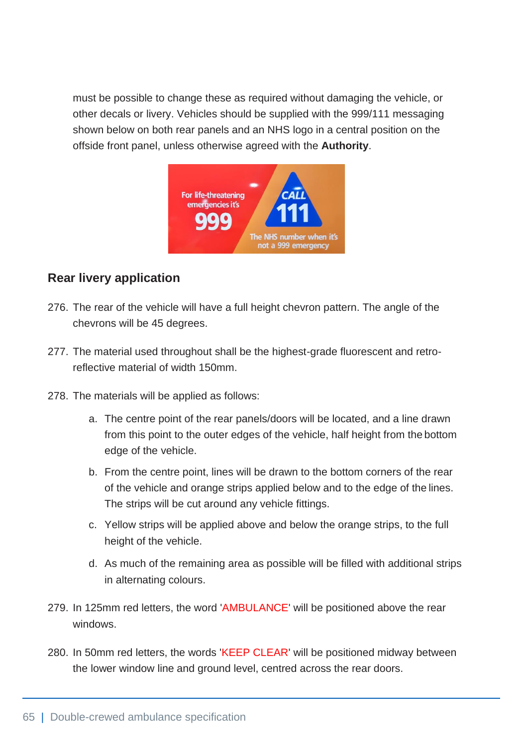must be possible to change these as required without damaging the vehicle, or other decals or livery. Vehicles should be supplied with the 999/111 messaging shown below on both rear panels and an NHS logo in a central position on the offside front panel, unless otherwise agreed with the **Authority**.

## Rear livery application

276. The rear of the vehicle will have a full height chevron pattern. The angle of the chevrons will be 45 degrees.

277. The material used throughout shall be the highest-grade fluorescent and retro-reflective material of width 150mm.

278. The materials will be applied as follows:

    a. The centre point of the rear panels/doors will be located, and a line drawn from this point to the outer edges of the vehicle, half height from the bottom edge of the vehicle.

    b. From the centre point, lines will be drawn to the bottom corners of the rear of the vehicle and orange strips applied below and to the edge of the lines. The strips will be cut around any vehicle fittings.

    c. Yellow strips will be applied above and below the orange strips, to the full height of the vehicle.

    d. As much of the remaining area as possible will be filled with additional strips in alternating colours.

279. In 125mm red letters, the word 'AMBULANCE' will be positioned above the rear windows.

280. In 50mm red letters, the words 'KEEP CLEAR' will be positioned midway between the lower window line and ground level, centred across the rear doors.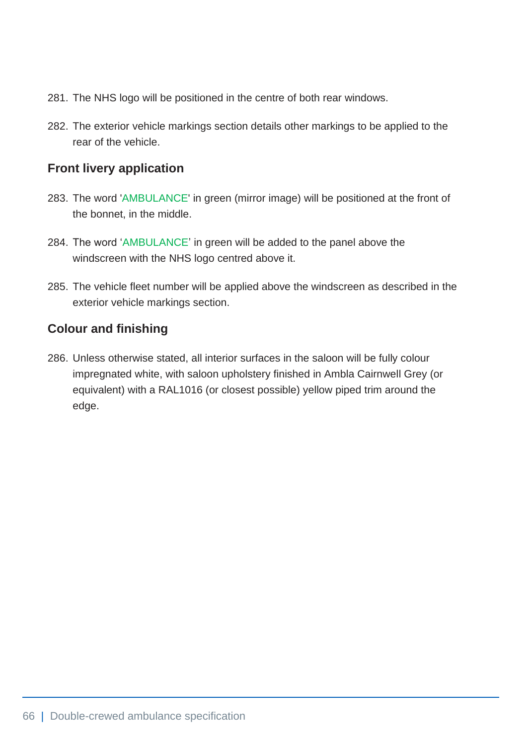281. The NHS logo will be positioned in the centre of both rear windows.

282. The exterior vehicle markings section details other markings to be applied to the rear of the vehicle.

### Front livery application

283. The word 'AMBULANCE' in green (mirror image) will be positioned at the front of the bonnet, in the middle.

284. The word 'AMBULANCE' in green will be added to the panel above the windscreen with the NHS logo centred above it.

285. The vehicle fleet number will be applied above the windscreen as described in the exterior vehicle markings section.

### Colour and finishing

286. Unless otherwise stated, all interior surfaces in the saloon will be fully colour impregnated white, with saloon upholstery finished in Ambla Cairnwell Grey (or equivalent) with a RAL1016 (or closest possible) yellow piped trim around the edge.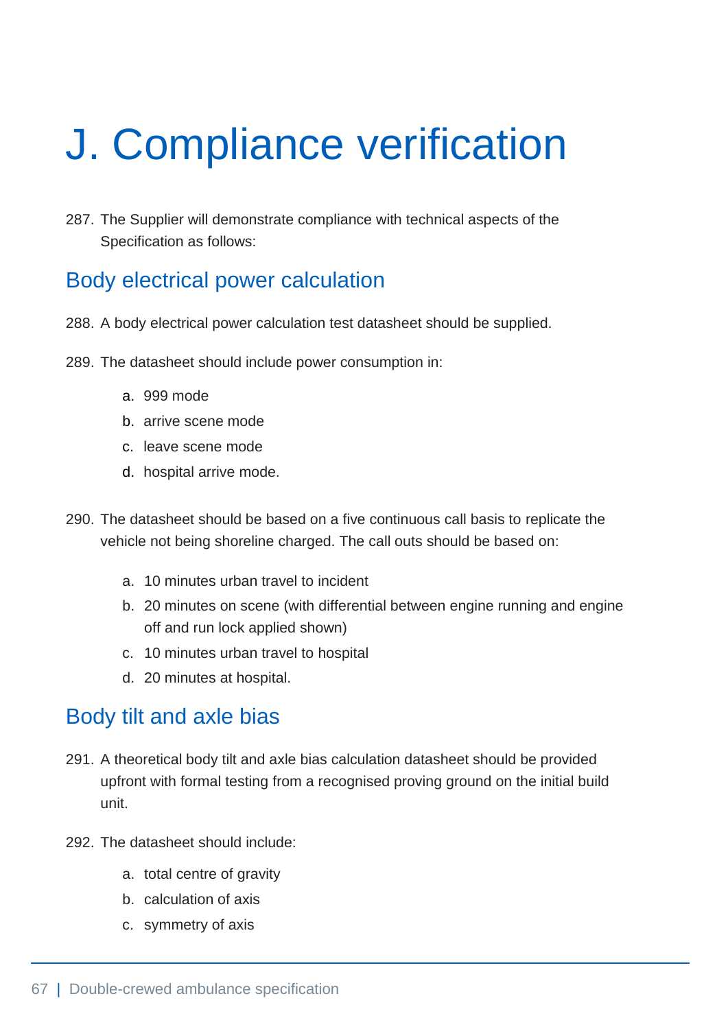# J. Compliance verification

287. The Supplier will demonstrate compliance with technical aspects of the Specification as follows:

## Body electrical power calculation

288. A body electrical power calculation test datasheet should be supplied.

289. The datasheet should include power consumption in:

   a. 999 mode
   b. arrive scene mode
   c. leave scene mode
   d. hospital arrive mode.

290. The datasheet should be based on a five continuous call basis to replicate the vehicle not being shoreline charged. The call outs should be based on:

   a. 10 minutes urban travel to incident
   b. 20 minutes on scene (with differential between engine running and engine off and run lock applied shown)
   c. 10 minutes urban travel to hospital
   d. 20 minutes at hospital.

## Body tilt and axle bias

291. A theoretical body tilt and axle bias calculation datasheet should be provided upfront with formal testing from a recognised proving ground on the initial build unit.

292. The datasheet should include:

   a. total centre of gravity
   b. calculation of axis
   c. symmetry of axis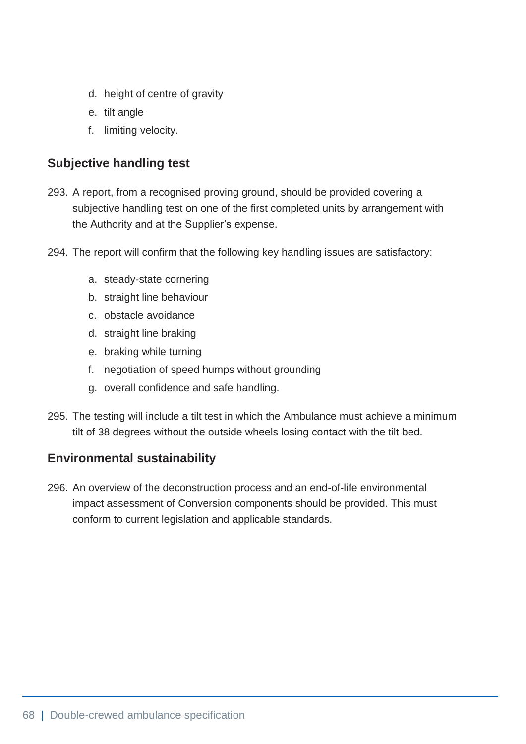d. height of centre of gravity
e. tilt angle
f. limiting velocity.

### Subjective handling test

293. A report, from a recognised proving ground, should be provided covering a subjective handling test on one of the first completed units by arrangement with the Authority and at the Supplier's expense.

294. The report will confirm that the following key handling issues are satisfactory:

a. steady-state cornering
b. straight line behaviour
c. obstacle avoidance
d. straight line braking
e. braking while turning
f. negotiation of speed humps without grounding
g. overall confidence and safe handling.

295. The testing will include a tilt test in which the Ambulance must achieve a minimum tilt of 38 degrees without the outside wheels losing contact with the tilt bed.

### Environmental sustainability

296. An overview of the deconstruction process and an end-of-life environmental impact assessment of Conversion components should be provided. This must conform to current legislation and applicable standards.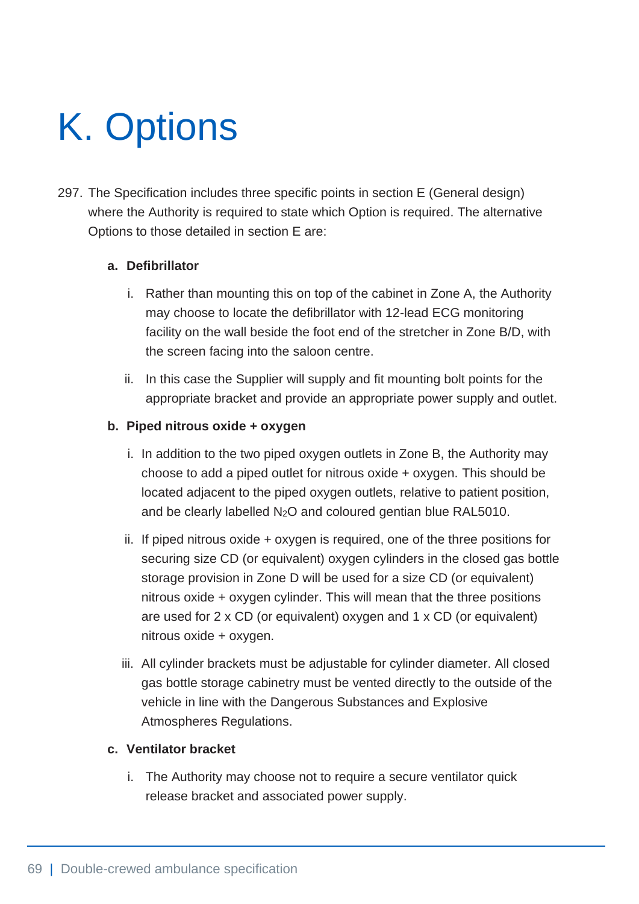# K. Options

297. The Specification includes three specific points in section E (General design) where the Authority is required to state which Option is required. The alternative Options to those detailed in section E are:

   a. **Defibrillator**

      i. Rather than mounting this on top of the cabinet in Zone A, the Authority may choose to locate the defibrillator with 12-lead ECG monitoring facility on the wall beside the foot end of the stretcher in Zone B/D, with the screen facing into the saloon centre.

      ii. In this case the Supplier will supply and fit mounting bolt points for the appropriate bracket and provide an appropriate power supply and outlet.

   b. **Piped nitrous oxide + oxygen**

      i. In addition to the two piped oxygen outlets in Zone B, the Authority may choose to add a piped outlet for nitrous oxide + oxygen. This should be located adjacent to the piped oxygen outlets, relative to patient position, and be clearly labelled $N_2O$ and coloured gentian blue RAL5010.

      ii. If piped nitrous oxide + oxygen is required, one of the three positions for securing size CD (or equivalent) oxygen cylinders in the closed gas bottle storage provision in Zone D will be used for a size CD (or equivalent) nitrous oxide + oxygen cylinder. This will mean that the three positions are used for 2 x CD (or equivalent) oxygen and 1 x CD (or equivalent) nitrous oxide + oxygen.

      iii. All cylinder brackets must be adjustable for cylinder diameter. All closed gas bottle storage cabinetry must be vented directly to the outside of the vehicle in line with the Dangerous Substances and Explosive Atmospheres Regulations.

   c. **Ventilator bracket**

      i. The Authority may choose not to require a secure ventilator quick release bracket and associated power supply.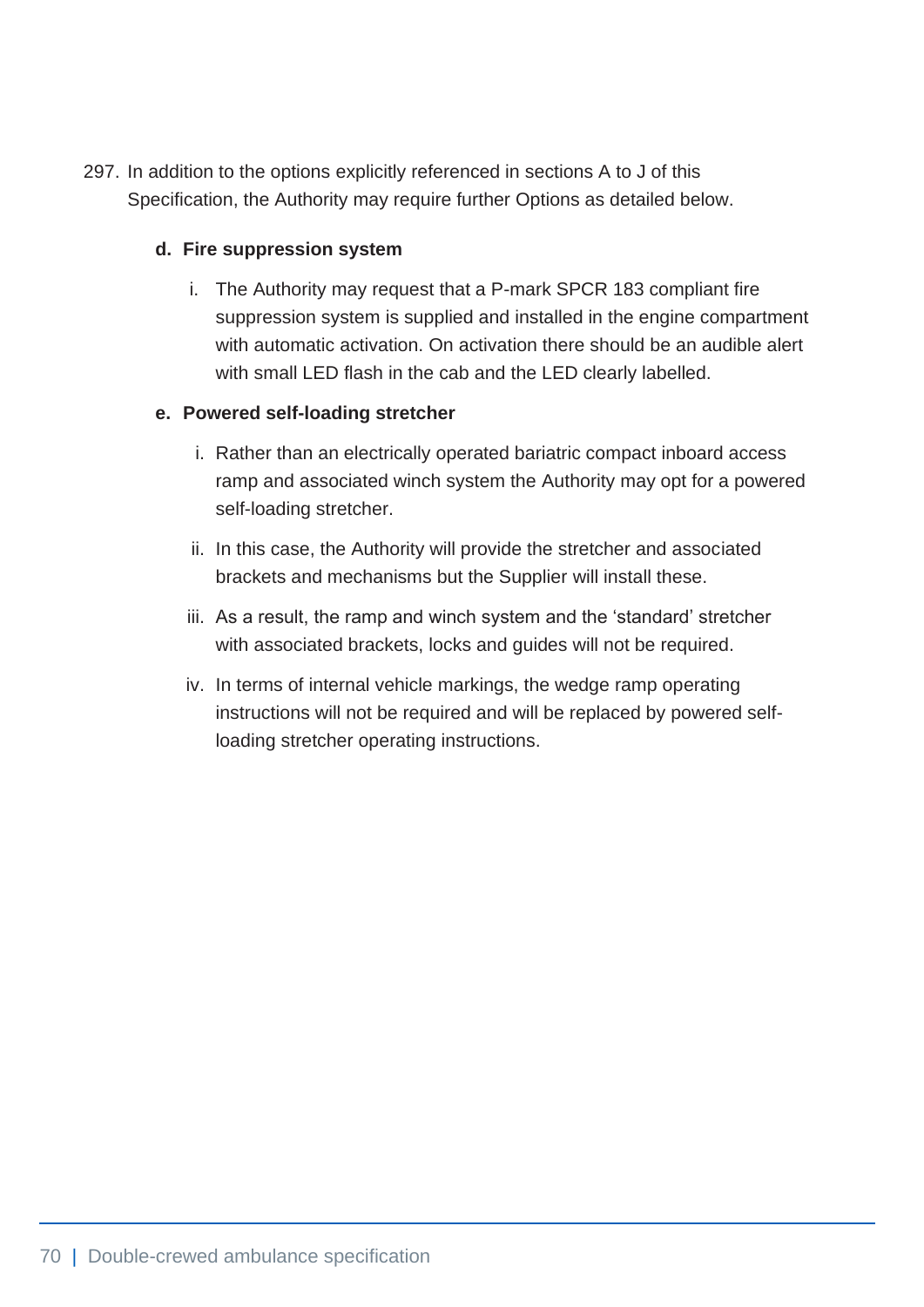297. In addition to the options explicitly referenced in sections A to J of this Specification, the Authority may require further Options as detailed below.

   d. **Fire suppression system**

      i. The Authority may request that a P-mark SPCR 183 compliant fire suppression system is supplied and installed in the engine compartment with automatic activation. On activation there should be an audible alert with small LED flash in the cab and the LED clearly labelled.

   e. **Powered self-loading stretcher**

      i. Rather than an electrically operated bariatric compact inboard access ramp and associated winch system the Authority may opt for a powered self-loading stretcher.

      ii. In this case, the Authority will provide the stretcher and associated brackets and mechanisms but the Supplier will install these.

      iii. As a result, the ramp and winch system and the 'standard' stretcher with associated brackets, locks and guides will not be required.

      iv. In terms of internal vehicle markings, the wedge ramp operating instructions will not be required and will be replaced by powered self-loading stretcher operating instructions.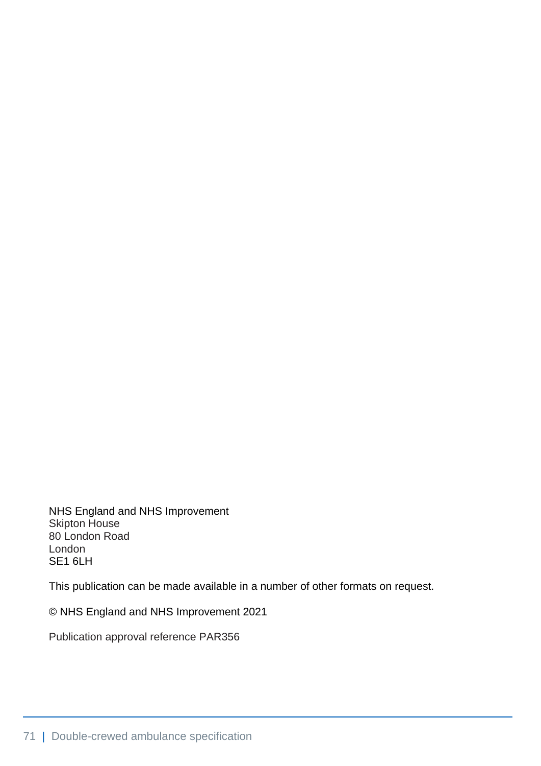NHS England and NHS Improvement
Skipton House
80 London Road
London
SE1 6LH

This publication can be made available in a number of other formats on request.

© NHS England and NHS Improvement 2021

Publication approval reference PAR356